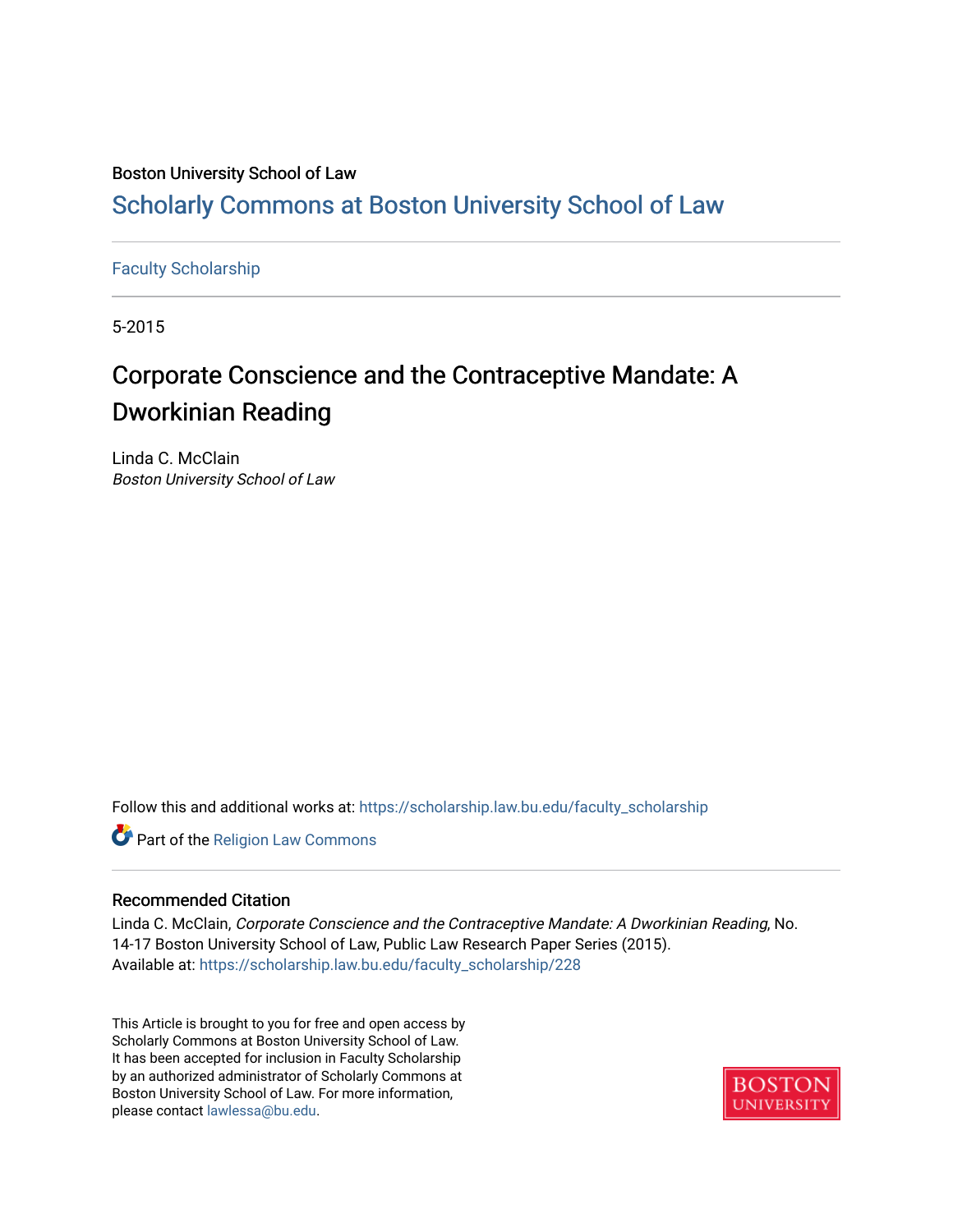Boston University School of Law

## Scholarly Commons at Boston University School of Law

Faculty Scholarship

5-2015

# Corporate Conscience and the Contraceptive Mandate: A Dworkinian Reading

Linda C. McClain
*Boston University School of Law*

Follow this and additional works at: https://scholarship.law.bu.edu/faculty_scholarship

Part of the Religion Law Commons

### Recommended Citation

Linda C. McClain, *Corporate Conscience and the Contraceptive Mandate: A Dworkinian Reading*, No. 14-17 Boston University School of Law, Public Law Research Paper Series (2015).
Available at: https://scholarship.law.bu.edu/faculty_scholarship/228

This Article is brought to you for free and open access by Scholarly Commons at Boston University School of Law. It has been accepted for inclusion in Faculty Scholarship by an authorized administrator of Scholarly Commons at Boston University School of Law. For more information, please contact lawlessa@bu.edu.

BOSTON UNIVERSITY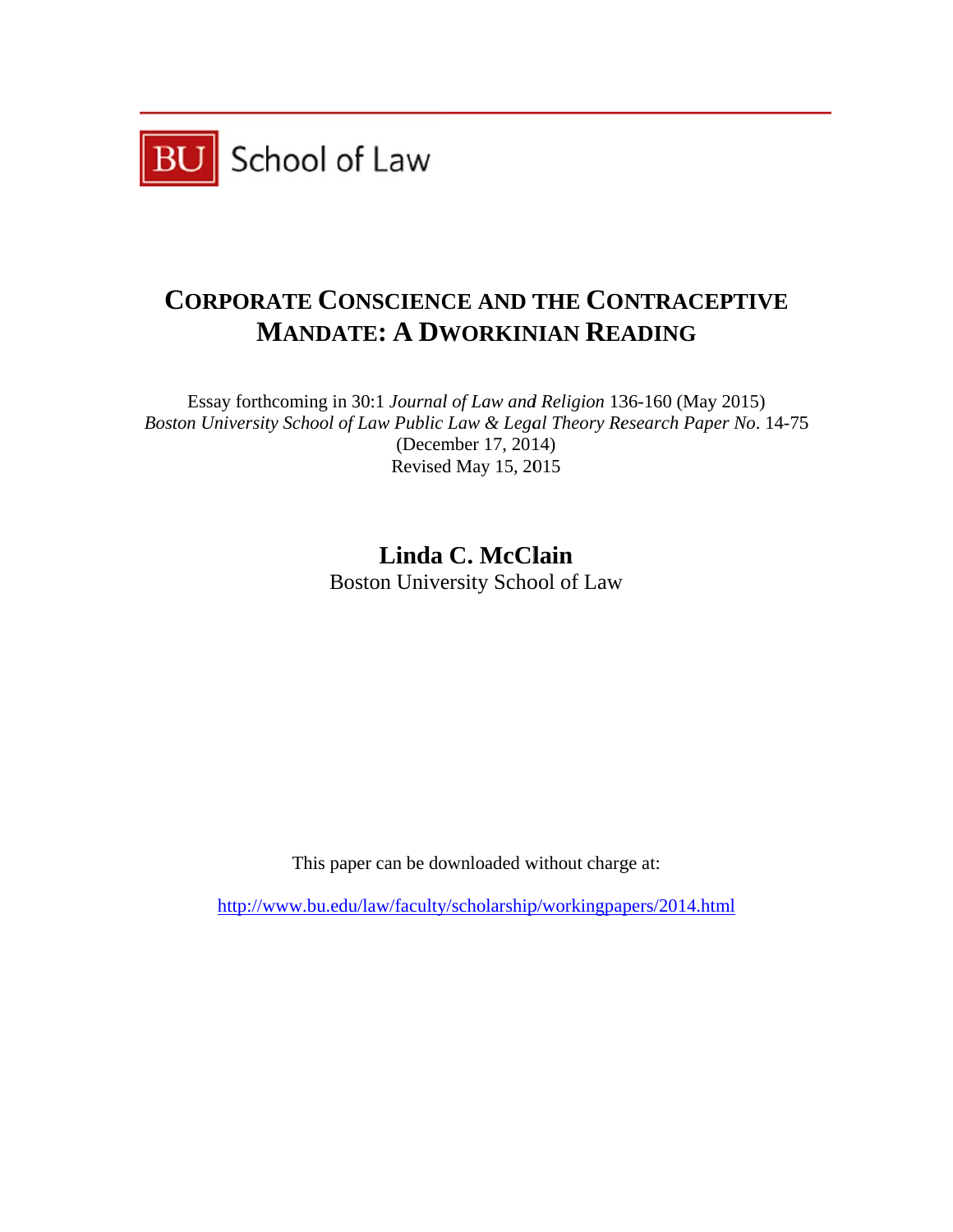BU School of Law

# CORPORATE CONSCIENCE AND THE CONTRACEPTIVE MANDATE: A DWORKINIAN READING

Essay forthcoming in 30:1 *Journal of Law and Religion* 136-160 (May 2015)
*Boston University School of Law Public Law & Legal Theory Research Paper No*. 14-75
(December 17, 2014)
Revised May 15, 2015

**Linda C. McClain**
Boston University School of Law

This paper can be downloaded without charge at:

http://www.bu.edu/law/faculty/scholarship/workingpapers/2014.html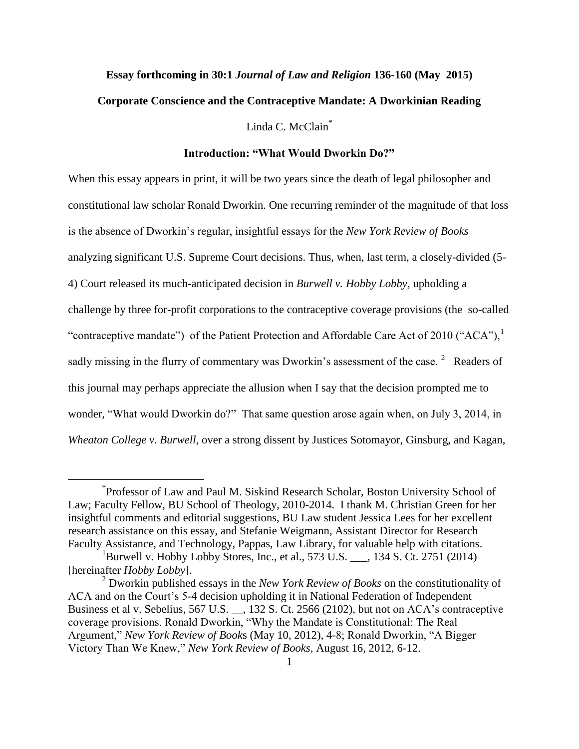**Essay forthcoming in 30:1 *Journal of Law and Religion* 136-160 (May 2015)**

# Corporate Conscience and the Contraceptive Mandate: A Dworkinian Reading

Linda C. McClain[*]

## Introduction: "What Would Dworkin Do?"

When this essay appears in print, it will be two years since the death of legal philosopher and constitutional law scholar Ronald Dworkin. One recurring reminder of the magnitude of that loss is the absence of Dworkin's regular, insightful essays for the *New York Review of Books* analyzing significant U.S. Supreme Court decisions. Thus, when, last term, a closely-divided (5-4) Court released its much-anticipated decision in *Burwell v. Hobby Lobby*, upholding a challenge by three for-profit corporations to the contraceptive coverage provisions (the so-called "contraceptive mandate") of the Patient Protection and Affordable Care Act of 2010 ("ACA"),[1] sadly missing in the flurry of commentary was Dworkin's assessment of the case. [2] Readers of this journal may perhaps appreciate the allusion when I say that the decision prompted me to wonder, "What would Dworkin do?" That same question arose again when, on July 3, 2014, in *Wheaton College v. Burwell*, over a strong dissent by Justices Sotomayor, Ginsburg, and Kagan,

---

[*] Professor of Law and Paul M. Siskind Research Scholar, Boston University School of Law; Faculty Fellow, BU School of Theology, 2010-2014. I thank M. Christian Green for her insightful comments and editorial suggestions, BU Law student Jessica Lees for her excellent research assistance on this essay, and Stefanie Weigmann, Assistant Director for Research Faculty Assistance, and Technology, Pappas, Law Library, for valuable help with citations.

[1] Burwell v. Hobby Lobby Stores, Inc., et al., 573 U.S. ___, 134 S. Ct. 2751 (2014) [hereinafter *Hobby Lobby*].

[2] Dworkin published essays in the *New York Review of Books* on the constitutionality of ACA and on the Court's 5-4 decision upholding it in National Federation of Independent Business et al v. Sebelius, 567 U.S. __, 132 S. Ct. 2566 (2102), but not on ACA's contraceptive coverage provisions. Ronald Dworkin, "Why the Mandate is Constitutional: The Real Argument," *New York Review of Books* (May 10, 2012), 4-8; Ronald Dworkin, "A Bigger Victory Than We Knew," *New York Review of Books,* August 16, 2012, 6-12.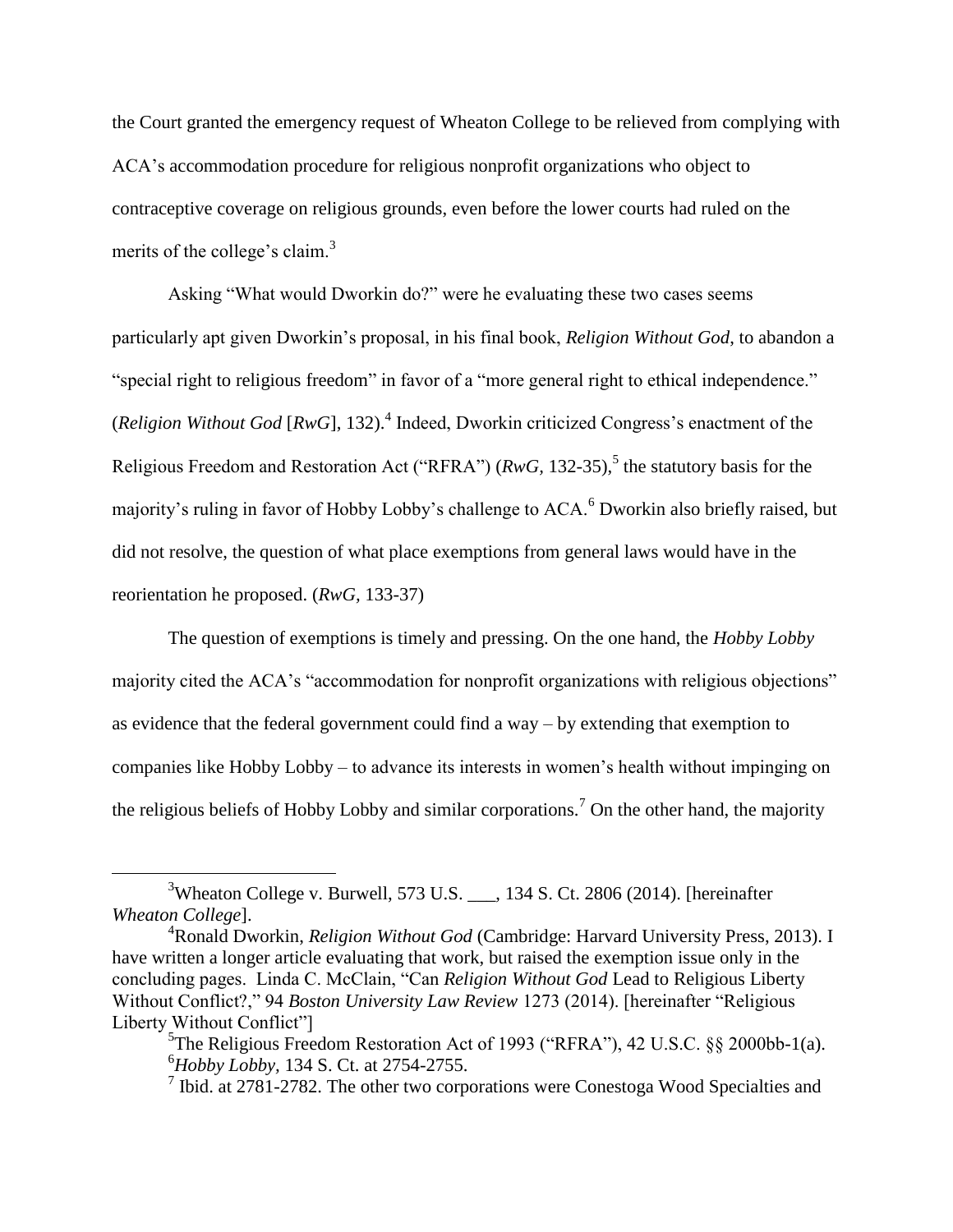the Court granted the emergency request of Wheaton College to be relieved from complying with ACA's accommodation procedure for religious nonprofit organizations who object to contraceptive coverage on religious grounds, even before the lower courts had ruled on the merits of the college's claim.[3]

Asking "What would Dworkin do?" were he evaluating these two cases seems particularly apt given Dworkin's proposal, in his final book, *Religion Without God*, to abandon a "special right to religious freedom" in favor of a "more general right to ethical independence." (*Religion Without God* [*RwG*], 132).[4] Indeed, Dworkin criticized Congress's enactment of the Religious Freedom and Restoration Act ("RFRA") (*RwG*, 132-35),[5] the statutory basis for the majority's ruling in favor of Hobby Lobby's challenge to ACA.[6] Dworkin also briefly raised, but did not resolve, the question of what place exemptions from general laws would have in the reorientation he proposed. (*RwG*, 133-37)

The question of exemptions is timely and pressing. On the one hand, the *Hobby Lobby* majority cited the ACA's "accommodation for nonprofit organizations with religious objections" as evidence that the federal government could find a way – by extending that exemption to companies like Hobby Lobby – to advance its interests in women's health without impinging on the religious beliefs of Hobby Lobby and similar corporations.[7] On the other hand, the majority

---

[3] Wheaton College v. Burwell, 573 U.S. ___, 134 S. Ct. 2806 (2014). [hereinafter *Wheaton College*].

[4] Ronald Dworkin, *Religion Without God* (Cambridge: Harvard University Press, 2013). I have written a longer article evaluating that work, but raised the exemption issue only in the concluding pages. Linda C. McClain, "Can *Religion Without God* Lead to Religious Liberty Without Conflict?," 94 *Boston University Law Review* 1273 (2014). [hereinafter "Religious Liberty Without Conflict"]

[5] The Religious Freedom Restoration Act of 1993 ("RFRA"), 42 U.S.C. §§ 2000bb-1(a).

[6] *Hobby Lobby*, 134 S. Ct. at 2754-2755.

[7] Ibid. at 2781-2782. The other two corporations were Conestoga Wood Specialties and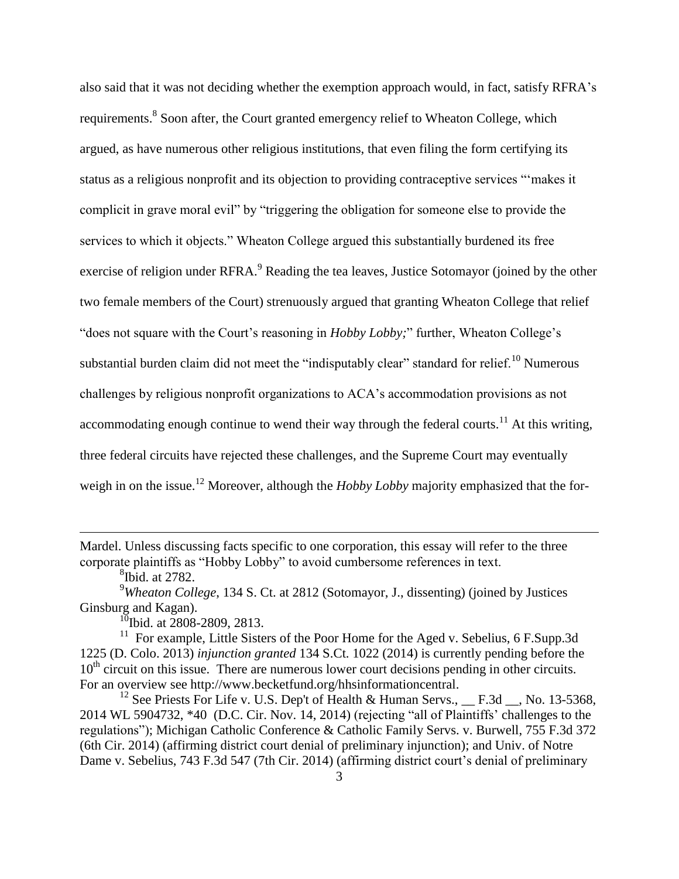also said that it was not deciding whether the exemption approach would, in fact, satisfy RFRA's requirements.[8] Soon after, the Court granted emergency relief to Wheaton College, which argued, as have numerous other religious institutions, that even filing the form certifying its status as a religious nonprofit and its objection to providing contraceptive services "'makes it complicit in grave moral evil" by "triggering the obligation for someone else to provide the services to which it objects." Wheaton College argued this substantially burdened its free exercise of religion under RFRA.[9] Reading the tea leaves, Justice Sotomayor (joined by the other two female members of the Court) strenuously argued that granting Wheaton College that relief "does not square with the Court's reasoning in *Hobby Lobby;*" further, Wheaton College's substantial burden claim did not meet the "indisputably clear" standard for relief.[10] Numerous challenges by religious nonprofit organizations to ACA's accommodation provisions as not accommodating enough continue to wend their way through the federal courts.[11] At this writing, three federal circuits have rejected these challenges, and the Supreme Court may eventually weigh in on the issue.[12] Moreover, although the *Hobby Lobby* majority emphasized that the for-

---

Mardel. Unless discussing facts specific to one corporation, this essay will refer to the three corporate plaintiffs as "Hobby Lobby" to avoid cumbersome references in text.

[8] Ibid. at 2782.

[9] *Wheaton College*, 134 S. Ct. at 2812 (Sotomayor, J., dissenting) (joined by Justices Ginsburg and Kagan).

[10] Ibid. at 2808-2809, 2813.

[11] For example, Little Sisters of the Poor Home for the Aged v. Sebelius, 6 F.Supp.3d 1225 (D. Colo. 2013) *injunction granted* 134 S.Ct. 1022 (2014) is currently pending before the 10th circuit on this issue. There are numerous lower court decisions pending in other circuits. For an overview see http://www.becketfund.org/hhsinformationcentral.

[12] See Priests For Life v. U.S. Dep't of Health & Human Servs., __ F.3d __, No. 13-5368, 2014 WL 5904732, *40 (D.C. Cir. Nov. 14, 2014) (rejecting "all of Plaintiffs' challenges to the regulations"); Michigan Catholic Conference & Catholic Family Servs. v. Burwell, 755 F.3d 372 (6th Cir. 2014) (affirming district court denial of preliminary injunction); and Univ. of Notre Dame v. Sebelius, 743 F.3d 547 (7th Cir. 2014) (affirming district court's denial of preliminary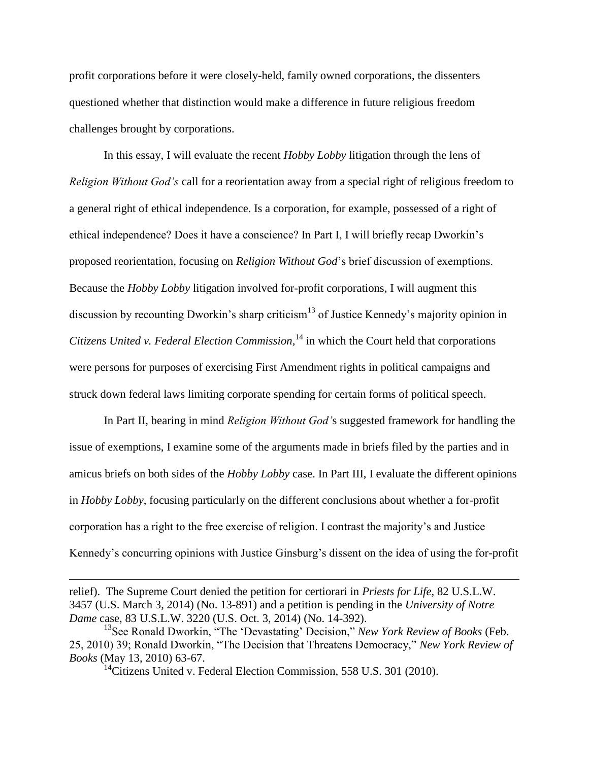profit corporations before it were closely-held, family owned corporations, the dissenters questioned whether that distinction would make a difference in future religious freedom challenges brought by corporations.

In this essay, I will evaluate the recent *Hobby Lobby* litigation through the lens of *Religion Without God's* call for a reorientation away from a special right of religious freedom to a general right of ethical independence. Is a corporation, for example, possessed of a right of ethical independence? Does it have a conscience? In Part I, I will briefly recap Dworkin's proposed reorientation, focusing on *Religion Without God*'s brief discussion of exemptions. Because the *Hobby Lobby* litigation involved for-profit corporations, I will augment this discussion by recounting Dworkin's sharp criticism[13] of Justice Kennedy's majority opinion in *Citizens United v. Federal Election Commission*,[14] in which the Court held that corporations were persons for purposes of exercising First Amendment rights in political campaigns and struck down federal laws limiting corporate spending for certain forms of political speech.

In Part II, bearing in mind *Religion Without God*'s suggested framework for handling the issue of exemptions, I examine some of the arguments made in briefs filed by the parties and in amicus briefs on both sides of the *Hobby Lobby* case. In Part III, I evaluate the different opinions in *Hobby Lobby*, focusing particularly on the different conclusions about whether a for-profit corporation has a right to the free exercise of religion. I contrast the majority's and Justice Kennedy's concurring opinions with Justice Ginsburg's dissent on the idea of using the for-profit

---

relief). The Supreme Court denied the petition for certiorari in *Priests for Life*, 82 U.S.L.W. 3457 (U.S. March 3, 2014) (No. 13-891) and a petition is pending in the *University of Notre Dame* case, 83 U.S.L.W. 3220 (U.S. Oct. 3, 2014) (No. 14-392).

[13] See Ronald Dworkin, "The 'Devastating' Decision," *New York Review of Books* (Feb. 25, 2010) 39; Ronald Dworkin, "The Decision that Threatens Democracy," *New York Review of Books* (May 13, 2010) 63-67.

[14] Citizens United v. Federal Election Commission, 558 U.S. 301 (2010).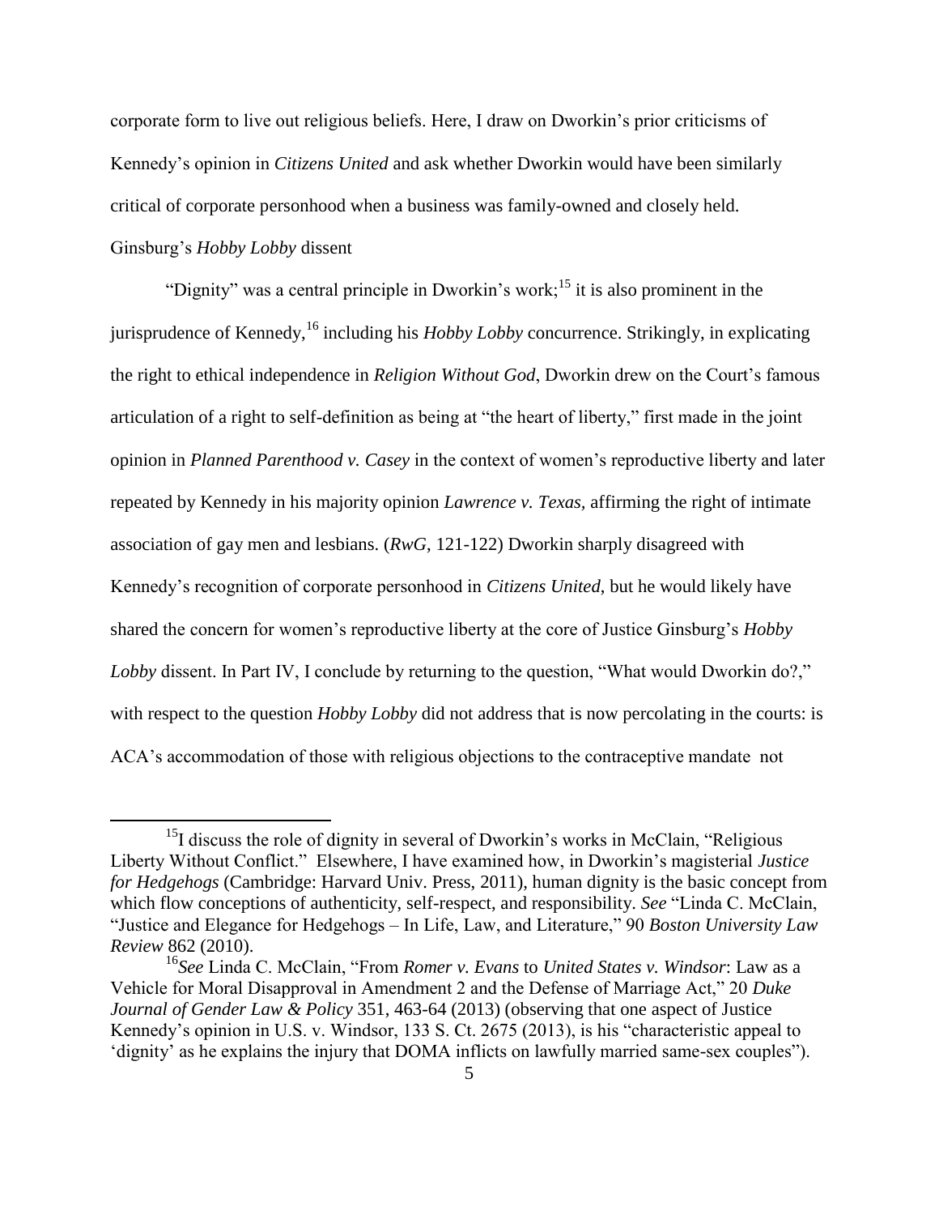corporate form to live out religious beliefs. Here, I draw on Dworkin's prior criticisms of Kennedy's opinion in *Citizens United* and ask whether Dworkin would have been similarly critical of corporate personhood when a business was family-owned and closely held. Ginsburg's *Hobby Lobby* dissent

"Dignity" was a central principle in Dworkin's work;[15] it is also prominent in the jurisprudence of Kennedy,[16] including his *Hobby Lobby* concurrence. Strikingly, in explicating the right to ethical independence in *Religion Without God*, Dworkin drew on the Court's famous articulation of a right to self-definition as being at "the heart of liberty," first made in the joint opinion in *Planned Parenthood v. Casey* in the context of women's reproductive liberty and later repeated by Kennedy in his majority opinion *Lawrence v. Texas*, affirming the right of intimate association of gay men and lesbians. (*RwG*, 121-122) Dworkin sharply disagreed with Kennedy's recognition of corporate personhood in *Citizens United*, but he would likely have shared the concern for women's reproductive liberty at the core of Justice Ginsburg's *Hobby Lobby* dissent. In Part IV, I conclude by returning to the question, "What would Dworkin do?," with respect to the question *Hobby Lobby* did not address that is now percolating in the courts: is ACA's accommodation of those with religious objections to the contraceptive mandate not

---

[15] I discuss the role of dignity in several of Dworkin's works in McClain, "Religious Liberty Without Conflict." Elsewhere, I have examined how, in Dworkin's magisterial *Justice for Hedgehogs* (Cambridge: Harvard Univ. Press, 2011), human dignity is the basic concept from which flow conceptions of authenticity, self-respect, and responsibility. *See* "Linda C. McClain, "Justice and Elegance for Hedgehogs – In Life, Law, and Literature," 90 *Boston University Law Review* 862 (2010).

[16] *See* Linda C. McClain, "From *Romer v. Evans* to *United States v. Windsor*: Law as a Vehicle for Moral Disapproval in Amendment 2 and the Defense of Marriage Act," 20 *Duke Journal of Gender Law & Policy* 351, 463-64 (2013) (observing that one aspect of Justice Kennedy's opinion in U.S. v. Windsor, 133 S. Ct. 2675 (2013), is his "characteristic appeal to 'dignity' as he explains the injury that DOMA inflicts on lawfully married same-sex couples").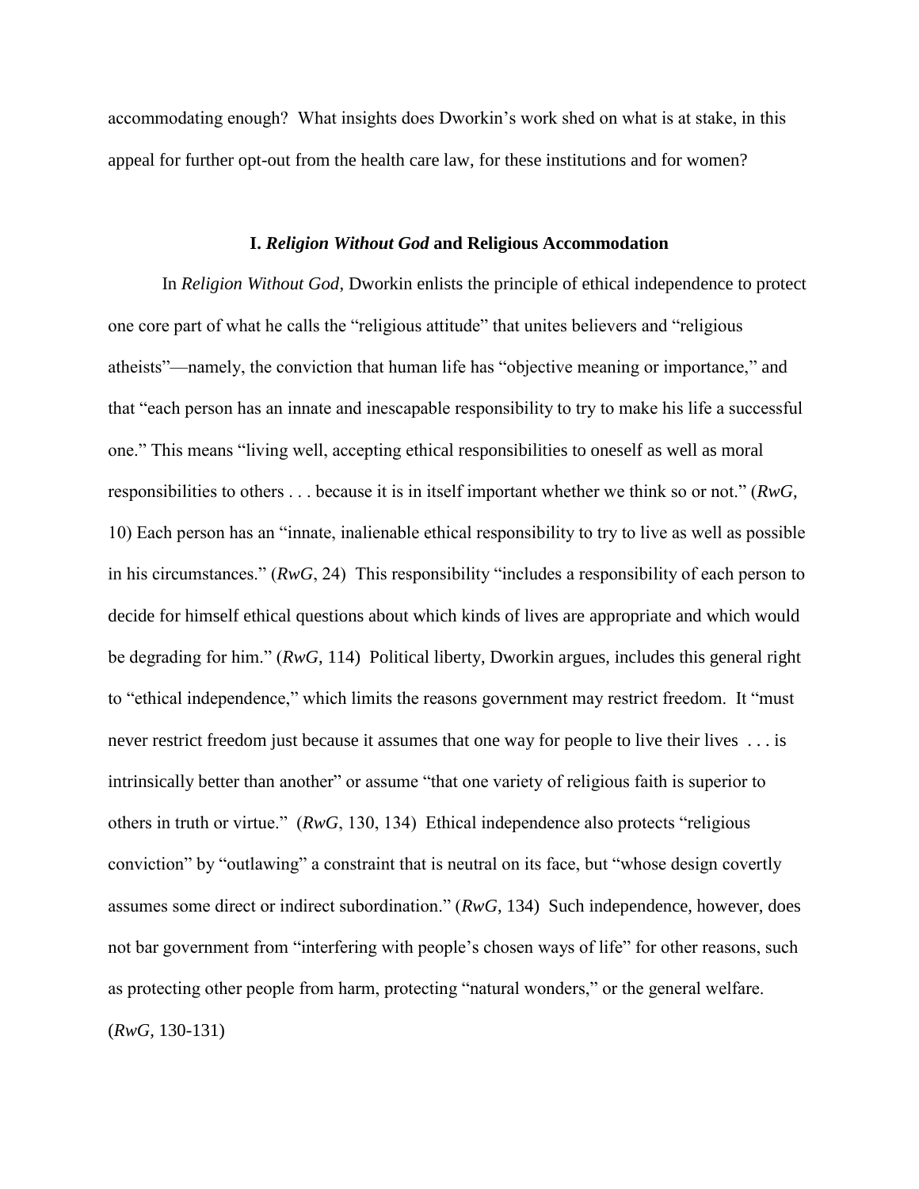accommodating enough? What insights does Dworkin's work shed on what is at stake, in this appeal for further opt-out from the health care law, for these institutions and for women?

## I. *Religion Without God* and Religious Accommodation

In *Religion Without God*, Dworkin enlists the principle of ethical independence to protect one core part of what he calls the "religious attitude" that unites believers and "religious atheists"—namely, the conviction that human life has "objective meaning or importance," and that "each person has an innate and inescapable responsibility to try to make his life a successful one." This means "living well, accepting ethical responsibilities to oneself as well as moral responsibilities to others . . . because it is in itself important whether we think so or not." (*RwG*, 10) Each person has an "innate, inalienable ethical responsibility to try to live as well as possible in his circumstances." (*RwG*, 24) This responsibility "includes a responsibility of each person to decide for himself ethical questions about which kinds of lives are appropriate and which would be degrading for him." (*RwG*, 114) Political liberty, Dworkin argues, includes this general right to "ethical independence," which limits the reasons government may restrict freedom. It "must never restrict freedom just because it assumes that one way for people to live their lives . . . is intrinsically better than another" or assume "that one variety of religious faith is superior to others in truth or virtue." (*RwG*, 130, 134) Ethical independence also protects "religious conviction" by "outlawing" a constraint that is neutral on its face, but "whose design covertly assumes some direct or indirect subordination." (*RwG*, 134) Such independence, however, does not bar government from "interfering with people's chosen ways of life" for other reasons, such as protecting other people from harm, protecting "natural wonders," or the general welfare. (*RwG*, 130-131)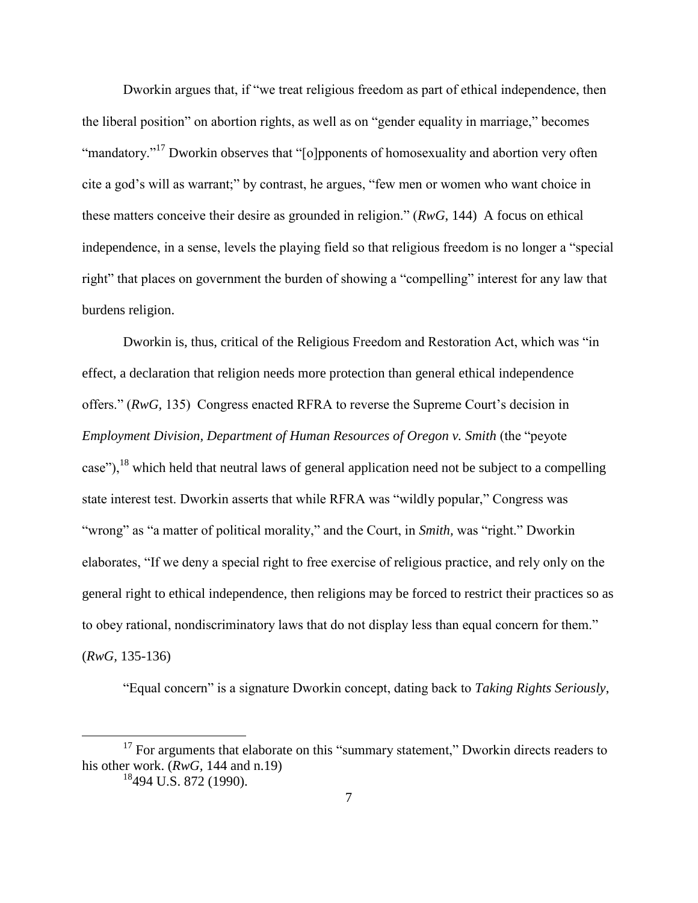Dworkin argues that, if "we treat religious freedom as part of ethical independence, then the liberal position" on abortion rights, as well as on "gender equality in marriage," becomes "mandatory."[17] Dworkin observes that "[o]pponents of homosexuality and abortion very often cite a god's will as warrant;" by contrast, he argues, "few men or women who want choice in these matters conceive their desire as grounded in religion." (*RwG,* 144) A focus on ethical independence, in a sense, levels the playing field so that religious freedom is no longer a "special right" that places on government the burden of showing a "compelling" interest for any law that burdens religion.

Dworkin is, thus, critical of the Religious Freedom and Restoration Act, which was "in effect, a declaration that religion needs more protection than general ethical independence offers." (*RwG,* 135) Congress enacted RFRA to reverse the Supreme Court's decision in *Employment Division, Department of Human Resources of Oregon v. Smith* (the "peyote case"),[18] which held that neutral laws of general application need not be subject to a compelling state interest test. Dworkin asserts that while RFRA was "wildly popular," Congress was "wrong" as "a matter of political morality," and the Court, in *Smith,* was "right." Dworkin elaborates, "If we deny a special right to free exercise of religious practice, and rely only on the general right to ethical independence, then religions may be forced to restrict their practices so as to obey rational, nondiscriminatory laws that do not display less than equal concern for them." (*RwG,* 135-136)

"Equal concern" is a signature Dworkin concept, dating back to *Taking Rights Seriously*,

---

[17] For arguments that elaborate on this "summary statement," Dworkin directs readers to his other work. (*RwG,* 144 and n.19)

[18] 494 U.S. 872 (1990).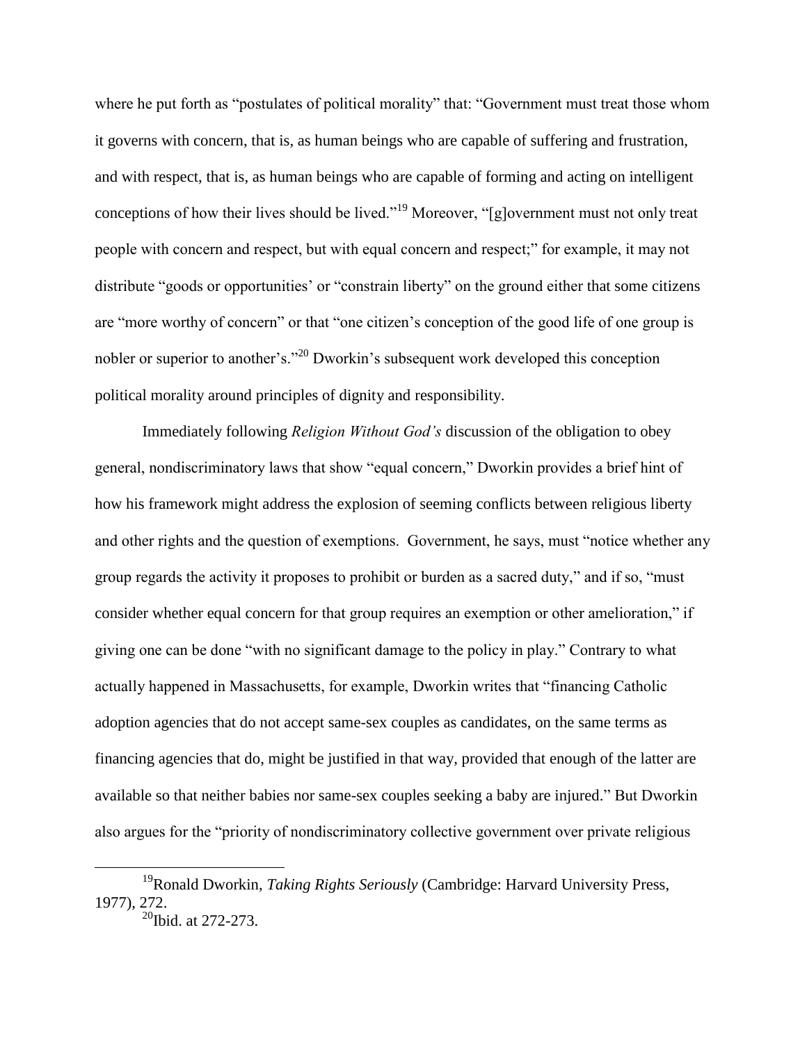where he put forth as "postulates of political morality" that: "Government must treat those whom it governs with concern, that is, as human beings who are capable of suffering and frustration, and with respect, that is, as human beings who are capable of forming and acting on intelligent conceptions of how their lives should be lived."[19] Moreover, "[g]overnment must not only treat people with concern and respect, but with equal concern and respect;" for example, it may not distribute "goods or opportunities' or "constrain liberty" on the ground either that some citizens are "more worthy of concern" or that "one citizen's conception of the good life of one group is nobler or superior to another's."[20] Dworkin's subsequent work developed this conception political morality around principles of dignity and responsibility.

Immediately following *Religion Without God's* discussion of the obligation to obey general, nondiscriminatory laws that show "equal concern," Dworkin provides a brief hint of how his framework might address the explosion of seeming conflicts between religious liberty and other rights and the question of exemptions. Government, he says, must "notice whether any group regards the activity it proposes to prohibit or burden as a sacred duty," and if so, "must consider whether equal concern for that group requires an exemption or other amelioration," if giving one can be done "with no significant damage to the policy in play." Contrary to what actually happened in Massachusetts, for example, Dworkin writes that "financing Catholic adoption agencies that do not accept same-sex couples as candidates, on the same terms as financing agencies that do, might be justified in that way, provided that enough of the latter are available so that neither babies nor same-sex couples seeking a baby are injured." But Dworkin also argues for the "priority of nondiscriminatory collective government over private religious

[19] Ronald Dworkin, *Taking Rights Seriously* (Cambridge: Harvard University Press, 1977), 272.

[20] Ibid. at 272-273.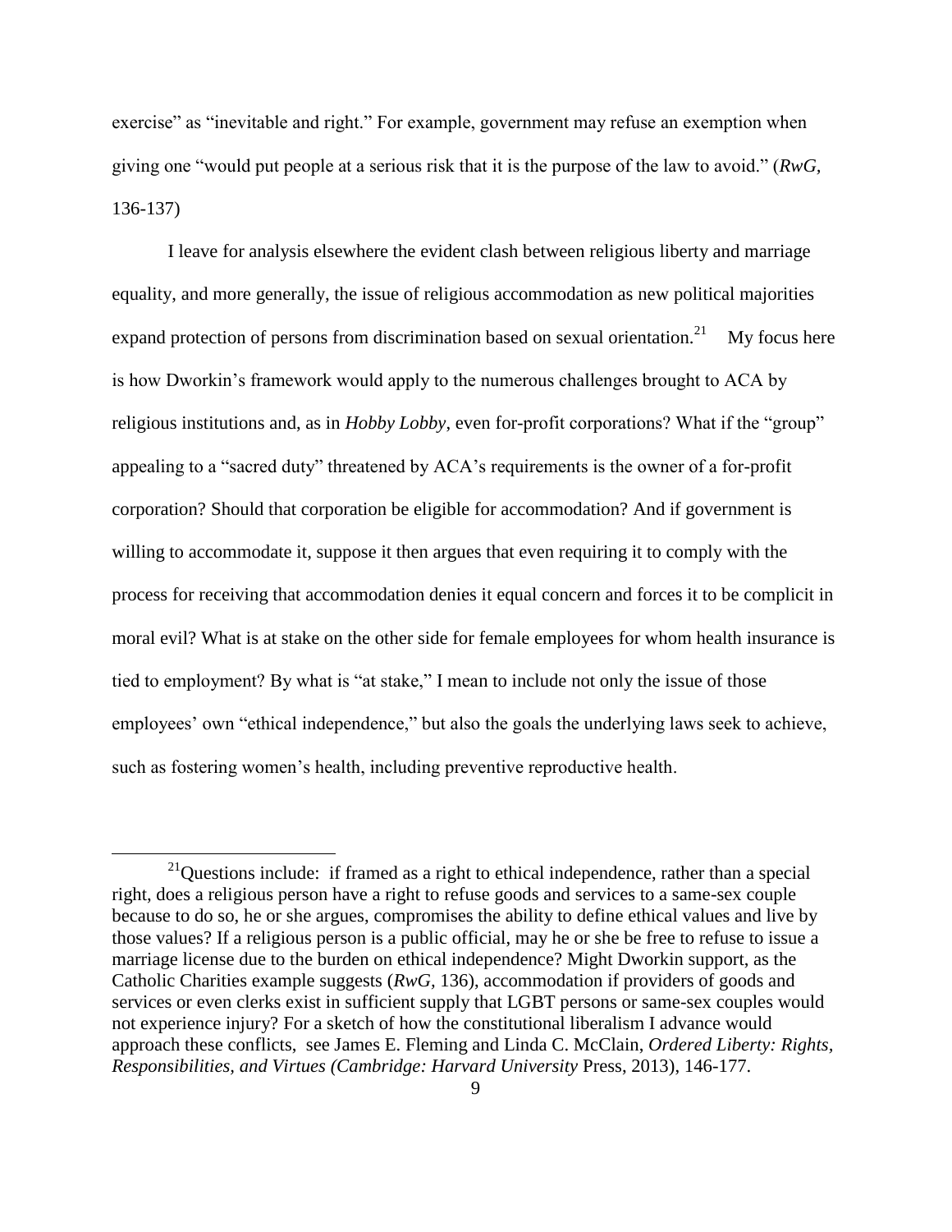exercise" as "inevitable and right." For example, government may refuse an exemption when giving one "would put people at a serious risk that it is the purpose of the law to avoid." (*RwG,* 136-137)

I leave for analysis elsewhere the evident clash between religious liberty and marriage equality, and more generally, the issue of religious accommodation as new political majorities expand protection of persons from discrimination based on sexual orientation.[21] My focus here is how Dworkin's framework would apply to the numerous challenges brought to ACA by religious institutions and, as in *Hobby Lobby*, even for-profit corporations? What if the "group" appealing to a "sacred duty" threatened by ACA's requirements is the owner of a for-profit corporation? Should that corporation be eligible for accommodation? And if government is willing to accommodate it, suppose it then argues that even requiring it to comply with the process for receiving that accommodation denies it equal concern and forces it to be complicit in moral evil? What is at stake on the other side for female employees for whom health insurance is tied to employment? By what is "at stake," I mean to include not only the issue of those employees' own "ethical independence," but also the goals the underlying laws seek to achieve, such as fostering women's health, including preventive reproductive health.

---

[21] Questions include: if framed as a right to ethical independence, rather than a special right, does a religious person have a right to refuse goods and services to a same-sex couple because to do so, he or she argues, compromises the ability to define ethical values and live by those values? If a religious person is a public official, may he or she be free to refuse to issue a marriage license due to the burden on ethical independence? Might Dworkin support, as the Catholic Charities example suggests (*RwG,* 136), accommodation if providers of goods and services or even clerks exist in sufficient supply that LGBT persons or same-sex couples would not experience injury? For a sketch of how the constitutional liberalism I advance would approach these conflicts, see James E. Fleming and Linda C. McClain, *Ordered Liberty: Rights, Responsibilities, and Virtues (Cambridge: Harvard University* Press, 2013), 146-177.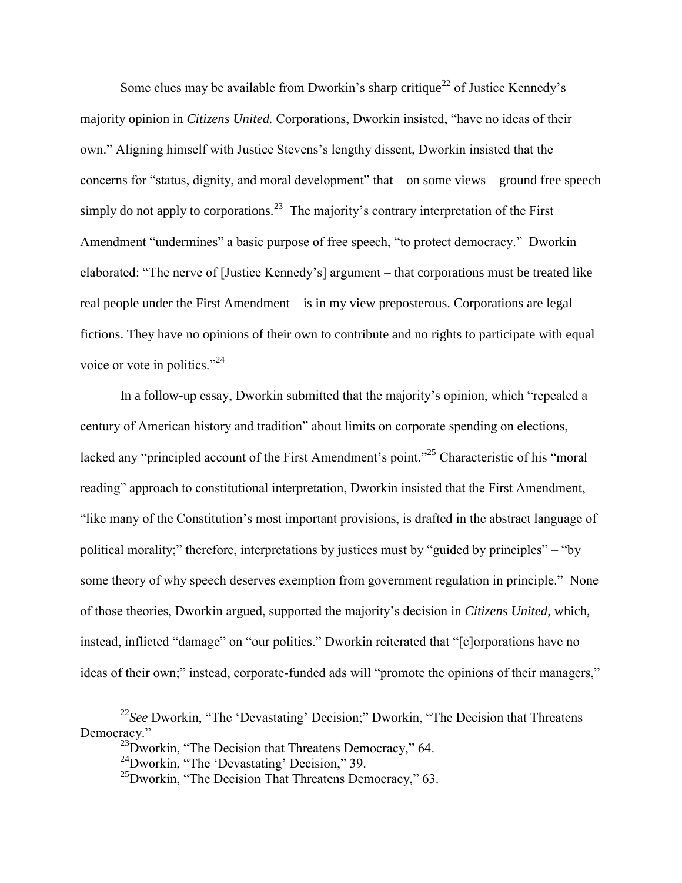Some clues may be available from Dworkin's sharp critique[22] of Justice Kennedy's majority opinion in *Citizens United.* Corporations, Dworkin insisted, "have no ideas of their own." Aligning himself with Justice Stevens's lengthy dissent, Dworkin insisted that the concerns for "status, dignity, and moral development" that – on some views – ground free speech simply do not apply to corporations.[23] The majority's contrary interpretation of the First Amendment "undermines" a basic purpose of free speech, "to protect democracy." Dworkin elaborated: "The nerve of [Justice Kennedy's] argument – that corporations must be treated like real people under the First Amendment – is in my view preposterous. Corporations are legal fictions. They have no opinions of their own to contribute and no rights to participate with equal voice or vote in politics."[24]

In a follow-up essay, Dworkin submitted that the majority's opinion, which "repealed a century of American history and tradition" about limits on corporate spending on elections, lacked any "principled account of the First Amendment's point."[25] Characteristic of his "moral reading" approach to constitutional interpretation, Dworkin insisted that the First Amendment, "like many of the Constitution's most important provisions, is drafted in the abstract language of political morality;" therefore, interpretations by justices must by "guided by principles" – "by some theory of why speech deserves exemption from government regulation in principle." None of those theories, Dworkin argued, supported the majority's decision in *Citizens United,* which, instead, inflicted "damage" on "our politics." Dworkin reiterated that "[c]orporations have no ideas of their own;" instead, corporate-funded ads will "promote the opinions of their managers,"

---

[22] *See* Dworkin, "The 'Devastating' Decision;" Dworkin, "The Decision that Threatens Democracy."

[23] Dworkin, "The Decision that Threatens Democracy," 64.

[24] Dworkin, "The 'Devastating' Decision," 39.

[25] Dworkin, "The Decision That Threatens Democracy," 63.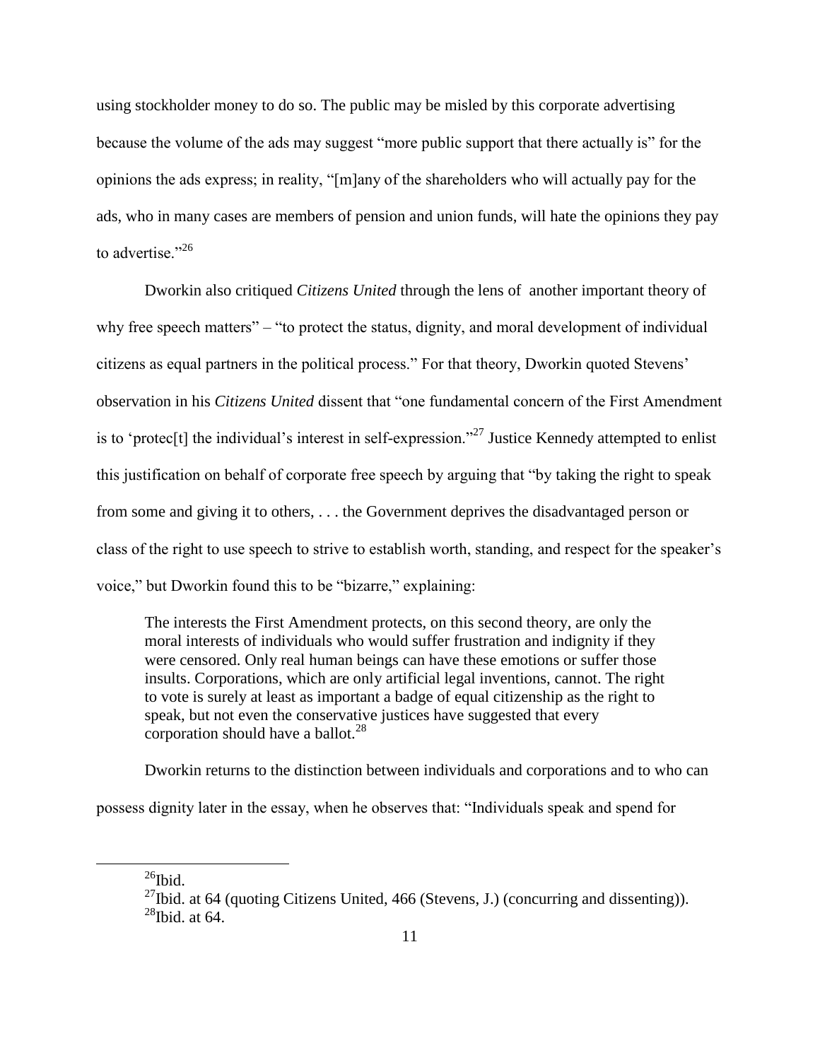using stockholder money to do so. The public may be misled by this corporate advertising because the volume of the ads may suggest "more public support that there actually is" for the opinions the ads express; in reality, "[m]any of the shareholders who will actually pay for the ads, who in many cases are members of pension and union funds, will hate the opinions they pay to advertise."[26]

Dworkin also critiqued *Citizens United* through the lens of another important theory of why free speech matters" – "to protect the status, dignity, and moral development of individual citizens as equal partners in the political process." For that theory, Dworkin quoted Stevens' observation in his *Citizens United* dissent that "one fundamental concern of the First Amendment is to 'protec[t] the individual's interest in self-expression."[27] Justice Kennedy attempted to enlist this justification on behalf of corporate free speech by arguing that "by taking the right to speak from some and giving it to others, . . . the Government deprives the disadvantaged person or class of the right to use speech to strive to establish worth, standing, and respect for the speaker's voice," but Dworkin found this to be "bizarre," explaining:

> The interests the First Amendment protects, on this second theory, are only the moral interests of individuals who would suffer frustration and indignity if they were censored. Only real human beings can have these emotions or suffer those insults. Corporations, which are only artificial legal inventions, cannot. The right to vote is surely at least as important a badge of equal citizenship as the right to speak, but not even the conservative justices have suggested that every corporation should have a ballot.[28]

Dworkin returns to the distinction between individuals and corporations and to who can possess dignity later in the essay, when he observes that: "Individuals speak and spend for

---

[26]Ibid.

[27]Ibid. at 64 (quoting Citizens United, 466 (Stevens, J.) (concurring and dissenting)).

[28]Ibid. at 64.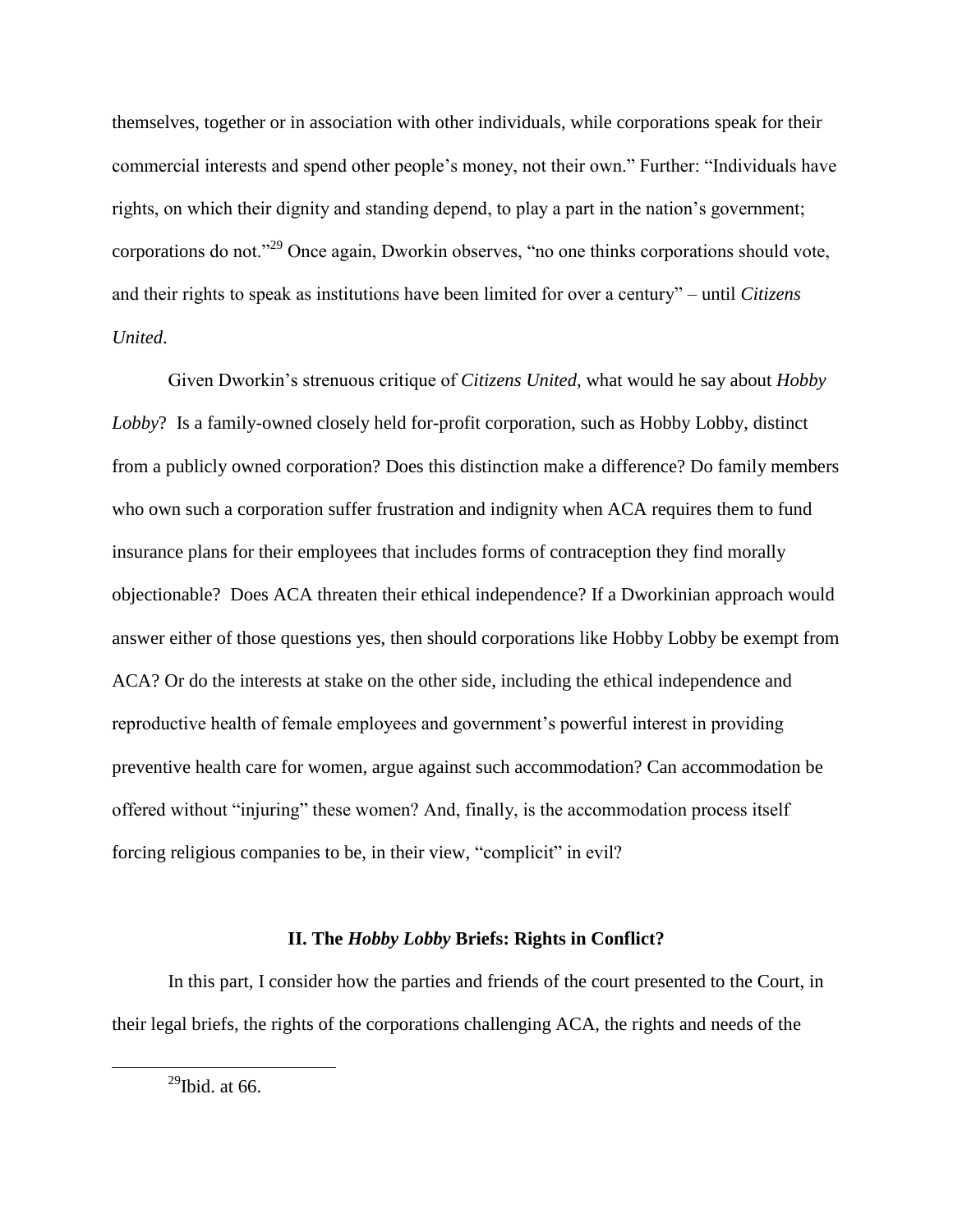themselves, together or in association with other individuals, while corporations speak for their commercial interests and spend other people's money, not their own." Further: "Individuals have rights, on which their dignity and standing depend, to play a part in the nation's government; corporations do not."[29] Once again, Dworkin observes, "no one thinks corporations should vote, and their rights to speak as institutions have been limited for over a century" – until *Citizens United*.

Given Dworkin's strenuous critique of *Citizens United,* what would he say about *Hobby Lobby*? Is a family-owned closely held for-profit corporation, such as Hobby Lobby, distinct from a publicly owned corporation? Does this distinction make a difference? Do family members who own such a corporation suffer frustration and indignity when ACA requires them to fund insurance plans for their employees that includes forms of contraception they find morally objectionable? Does ACA threaten their ethical independence? If a Dworkinian approach would answer either of those questions yes, then should corporations like Hobby Lobby be exempt from ACA? Or do the interests at stake on the other side, including the ethical independence and reproductive health of female employees and government's powerful interest in providing preventive health care for women, argue against such accommodation? Can accommodation be offered without "injuring" these women? And, finally, is the accommodation process itself forcing religious companies to be, in their view, "complicit" in evil?

## II. The *Hobby Lobby* Briefs: Rights in Conflict?

In this part, I consider how the parties and friends of the court presented to the Court, in their legal briefs, the rights of the corporations challenging ACA, the rights and needs of the

---

[29] Ibid. at 66.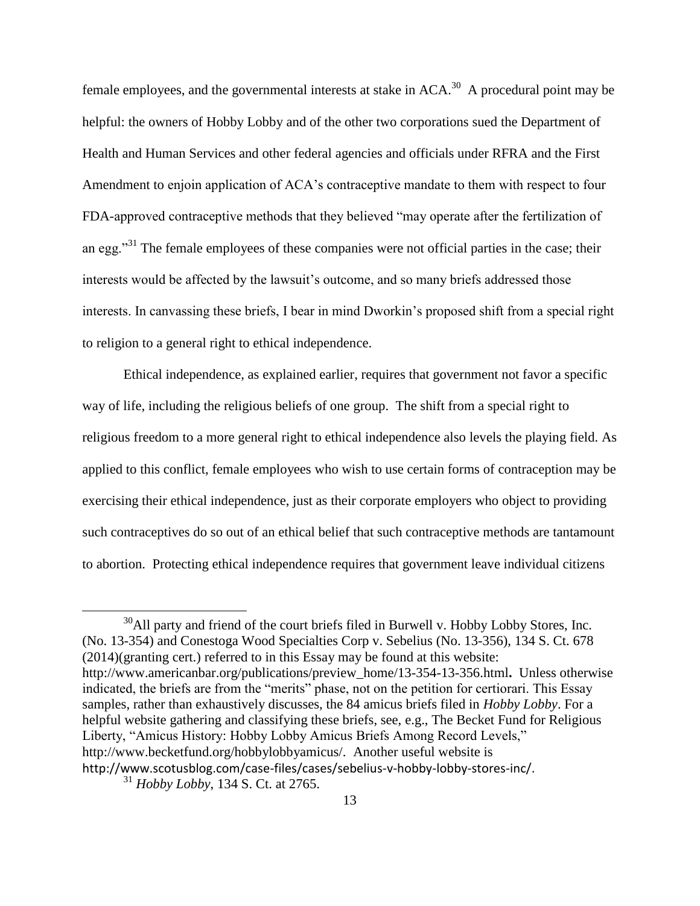female employees, and the governmental interests at stake in ACA.[30] A procedural point may be helpful: the owners of Hobby Lobby and of the other two corporations sued the Department of Health and Human Services and other federal agencies and officials under RFRA and the First Amendment to enjoin application of ACA's contraceptive mandate to them with respect to four FDA-approved contraceptive methods that they believed "may operate after the fertilization of an egg."[31] The female employees of these companies were not official parties in the case; their interests would be affected by the lawsuit's outcome, and so many briefs addressed those interests. In canvassing these briefs, I bear in mind Dworkin's proposed shift from a special right to religion to a general right to ethical independence.

Ethical independence, as explained earlier, requires that government not favor a specific way of life, including the religious beliefs of one group. The shift from a special right to religious freedom to a more general right to ethical independence also levels the playing field. As applied to this conflict, female employees who wish to use certain forms of contraception may be exercising their ethical independence, just as their corporate employers who object to providing such contraceptives do so out of an ethical belief that such contraceptive methods are tantamount to abortion. Protecting ethical independence requires that government leave individual citizens

---

[30] All party and friend of the court briefs filed in Burwell v. Hobby Lobby Stores, Inc. (No. 13-354) and Conestoga Wood Specialties Corp v. Sebelius (No. 13-356), 134 S. Ct. 678 (2014)(granting cert.) referred to in this Essay may be found at this website: http://www.americanbar.org/publications/preview_home/13-354-13-356.html**.** Unless otherwise indicated, the briefs are from the "merits" phase, not on the petition for certiorari. This Essay samples, rather than exhaustively discusses, the 84 amicus briefs filed in *Hobby Lobby*. For a helpful website gathering and classifying these briefs, see, e.g., The Becket Fund for Religious Liberty, "Amicus History: Hobby Lobby Amicus Briefs Among Record Levels," http://www.becketfund.org/hobbylobbyamicus/. Another useful website is http://www.scotusblog.com/case-files/cases/sebelius-v-hobby-lobby-stores-inc/.

[31] *Hobby Lobby*, 134 S. Ct. at 2765.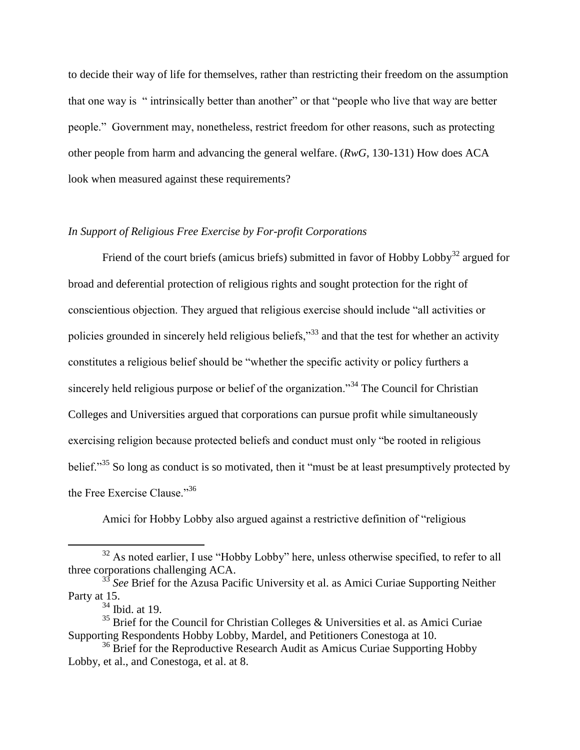to decide their way of life for themselves, rather than restricting their freedom on the assumption that one way is " intrinsically better than another" or that "people who live that way are better people." Government may, nonetheless, restrict freedom for other reasons, such as protecting other people from harm and advancing the general welfare. (*RwG*, 130-131) How does ACA look when measured against these requirements?

### *In Support of Religious Free Exercise by For-profit Corporations*

Friend of the court briefs (amicus briefs) submitted in favor of Hobby Lobby[32] argued for broad and deferential protection of religious rights and sought protection for the right of conscientious objection. They argued that religious exercise should include "all activities or policies grounded in sincerely held religious beliefs,"[33] and that the test for whether an activity constitutes a religious belief should be "whether the specific activity or policy furthers a sincerely held religious purpose or belief of the organization."[34] The Council for Christian Colleges and Universities argued that corporations can pursue profit while simultaneously exercising religion because protected beliefs and conduct must only "be rooted in religious belief."[35] So long as conduct is so motivated, then it "must be at least presumptively protected by the Free Exercise Clause."[36]

Amici for Hobby Lobby also argued against a restrictive definition of "religious

---

[32] As noted earlier, I use "Hobby Lobby" here, unless otherwise specified, to refer to all three corporations challenging ACA.

[33] *See* Brief for the Azusa Pacific University et al. as Amici Curiae Supporting Neither Party at 15.

[34] Ibid. at 19.

[35] Brief for the Council for Christian Colleges & Universities et al. as Amici Curiae Supporting Respondents Hobby Lobby, Mardel, and Petitioners Conestoga at 10.

[36] Brief for the Reproductive Research Audit as Amicus Curiae Supporting Hobby Lobby, et al., and Conestoga, et al. at 8.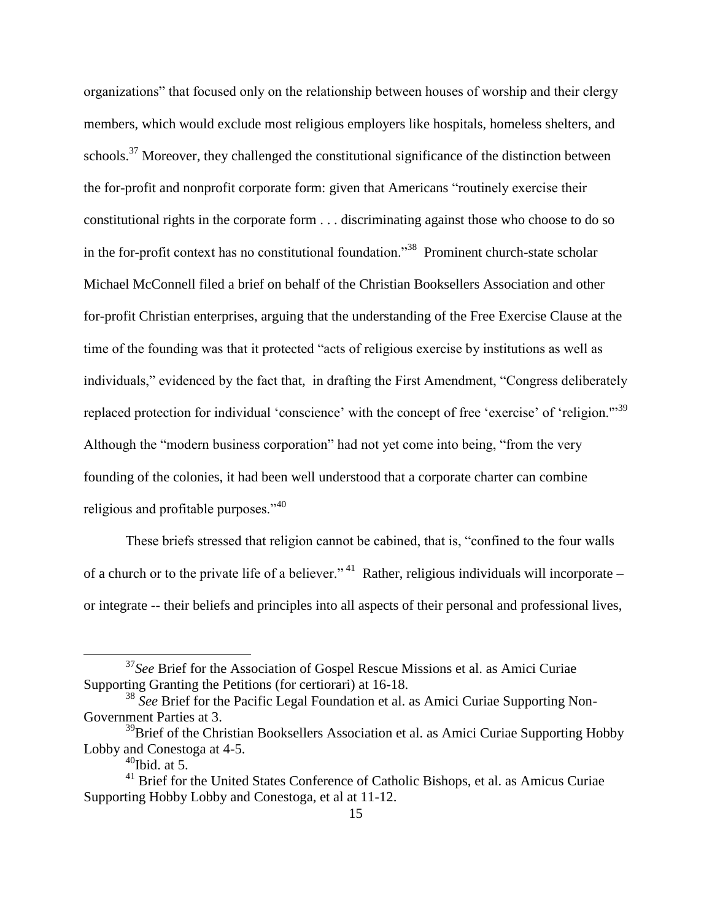organizations" that focused only on the relationship between houses of worship and their clergy members, which would exclude most religious employers like hospitals, homeless shelters, and schools.[37] Moreover, they challenged the constitutional significance of the distinction between the for-profit and nonprofit corporate form: given that Americans "routinely exercise their constitutional rights in the corporate form . . . discriminating against those who choose to do so in the for-profit context has no constitutional foundation."[38] Prominent church-state scholar Michael McConnell filed a brief on behalf of the Christian Booksellers Association and other for-profit Christian enterprises, arguing that the understanding of the Free Exercise Clause at the time of the founding was that it protected "acts of religious exercise by institutions as well as individuals," evidenced by the fact that, in drafting the First Amendment, "Congress deliberately replaced protection for individual 'conscience' with the concept of free 'exercise' of 'religion.'"[39] Although the "modern business corporation" had not yet come into being, "from the very founding of the colonies, it had been well understood that a corporate charter can combine religious and profitable purposes."[40]

These briefs stressed that religion cannot be cabined, that is, "confined to the four walls of a church or to the private life of a believer."[41] Rather, religious individuals will incorporate – or integrate -- their beliefs and principles into all aspects of their personal and professional lives,

---

[37] *See* Brief for the Association of Gospel Rescue Missions et al. as Amici Curiae Supporting Granting the Petitions (for certiorari) at 16-18.

[38] *See* Brief for the Pacific Legal Foundation et al. as Amici Curiae Supporting Non-Government Parties at 3.

[39] Brief of the Christian Booksellers Association et al. as Amici Curiae Supporting Hobby Lobby and Conestoga at 4-5.

[40] Ibid. at 5.

[41] Brief for the United States Conference of Catholic Bishops, et al. as Amicus Curiae Supporting Hobby Lobby and Conestoga, et al at 11-12.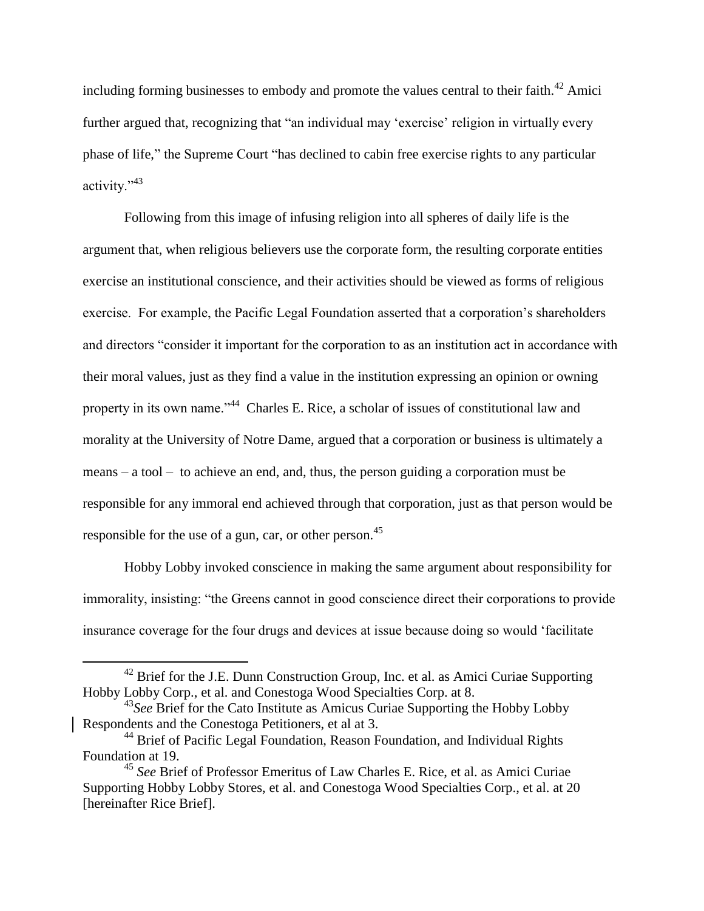including forming businesses to embody and promote the values central to their faith.[42] Amici further argued that, recognizing that "an individual may 'exercise' religion in virtually every phase of life," the Supreme Court "has declined to cabin free exercise rights to any particular activity."[43]

Following from this image of infusing religion into all spheres of daily life is the argument that, when religious believers use the corporate form, the resulting corporate entities exercise an institutional conscience, and their activities should be viewed as forms of religious exercise. For example, the Pacific Legal Foundation asserted that a corporation's shareholders and directors "consider it important for the corporation to as an institution act in accordance with their moral values, just as they find a value in the institution expressing an opinion or owning property in its own name."[44] Charles E. Rice, a scholar of issues of constitutional law and morality at the University of Notre Dame, argued that a corporation or business is ultimately a means – a tool – to achieve an end, and, thus, the person guiding a corporation must be responsible for any immoral end achieved through that corporation, just as that person would be responsible for the use of a gun, car, or other person.[45]

Hobby Lobby invoked conscience in making the same argument about responsibility for immorality, insisting: "the Greens cannot in good conscience direct their corporations to provide insurance coverage for the four drugs and devices at issue because doing so would 'facilitate

---

[42] Brief for the J.E. Dunn Construction Group, Inc. et al. as Amici Curiae Supporting Hobby Lobby Corp., et al. and Conestoga Wood Specialties Corp. at 8.

[43] *See* Brief for the Cato Institute as Amicus Curiae Supporting the Hobby Lobby Respondents and the Conestoga Petitioners, et al at 3.

[44] Brief of Pacific Legal Foundation, Reason Foundation, and Individual Rights Foundation at 19.

[45] *See* Brief of Professor Emeritus of Law Charles E. Rice, et al. as Amici Curiae Supporting Hobby Lobby Stores, et al. and Conestoga Wood Specialties Corp., et al. at 20 [hereinafter Rice Brief].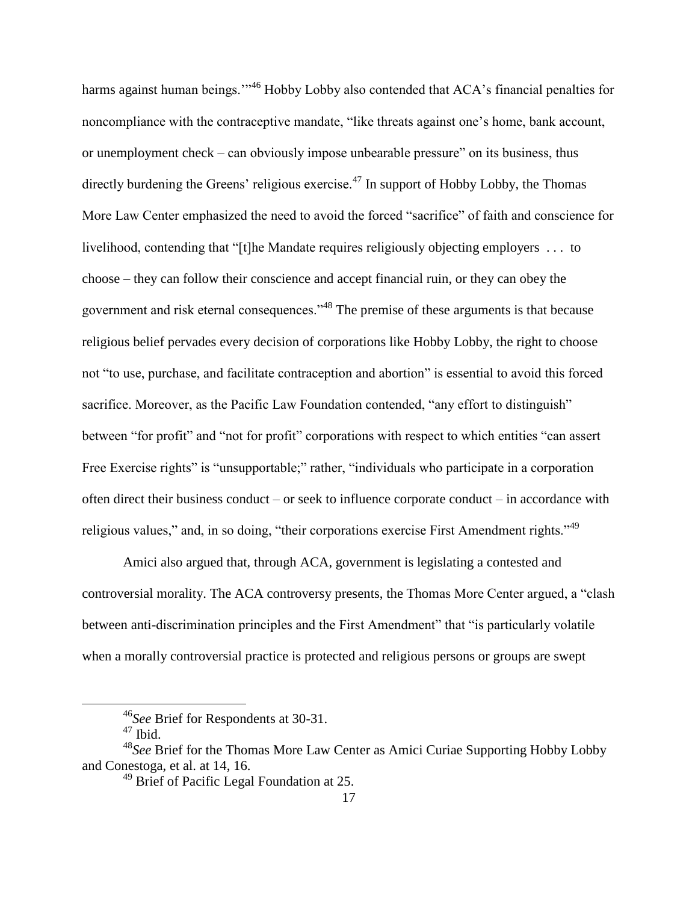harms against human beings.'"[46] Hobby Lobby also contended that ACA's financial penalties for noncompliance with the contraceptive mandate, "like threats against one's home, bank account, or unemployment check – can obviously impose unbearable pressure" on its business, thus directly burdening the Greens' religious exercise.[47] In support of Hobby Lobby, the Thomas More Law Center emphasized the need to avoid the forced "sacrifice" of faith and conscience for livelihood, contending that "[t]he Mandate requires religiously objecting employers . . . to choose – they can follow their conscience and accept financial ruin, or they can obey the government and risk eternal consequences."[48] The premise of these arguments is that because religious belief pervades every decision of corporations like Hobby Lobby, the right to choose not "to use, purchase, and facilitate contraception and abortion" is essential to avoid this forced sacrifice. Moreover, as the Pacific Law Foundation contended, "any effort to distinguish" between "for profit" and "not for profit" corporations with respect to which entities "can assert Free Exercise rights" is "unsupportable;" rather, "individuals who participate in a corporation often direct their business conduct – or seek to influence corporate conduct – in accordance with religious values," and, in so doing, "their corporations exercise First Amendment rights."[49]

Amici also argued that, through ACA, government is legislating a contested and controversial morality. The ACA controversy presents, the Thomas More Center argued, a "clash between anti-discrimination principles and the First Amendment" that "is particularly volatile when a morally controversial practice is protected and religious persons or groups are swept

---

[46] *See* Brief for Respondents at 30-31.

[47] Ibid.

[48] *See* Brief for the Thomas More Law Center as Amici Curiae Supporting Hobby Lobby and Conestoga, et al. at 14, 16.

[49] Brief of Pacific Legal Foundation at 25.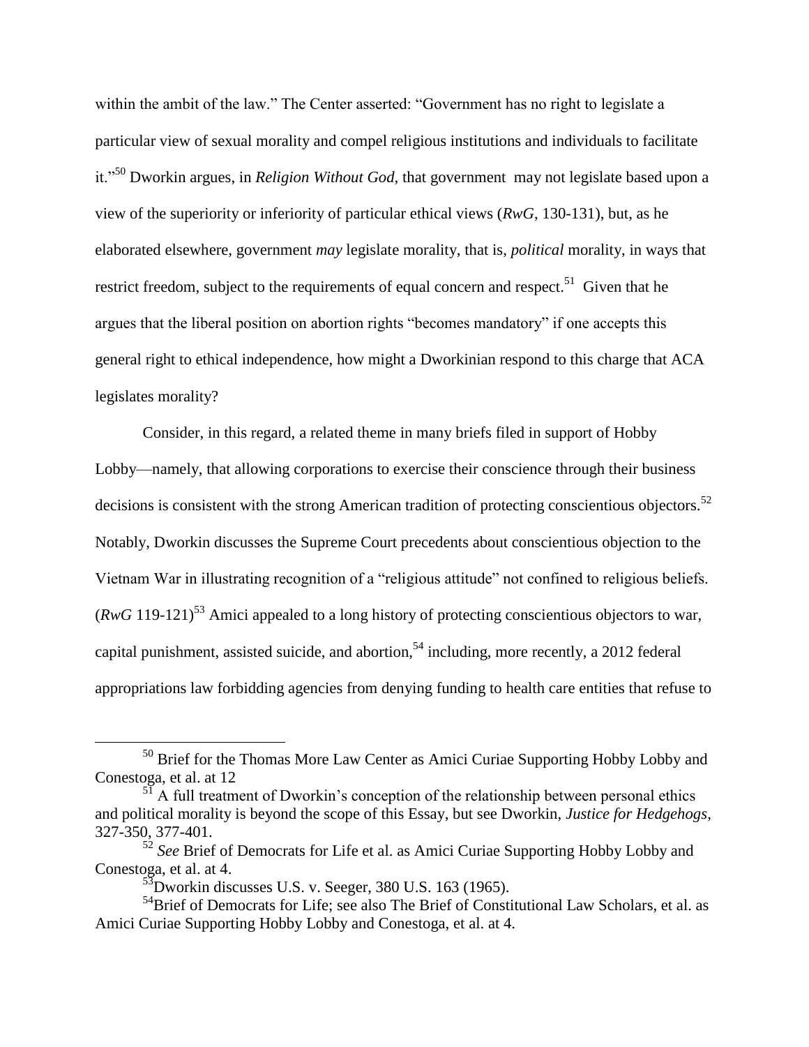within the ambit of the law." The Center asserted: "Government has no right to legislate a particular view of sexual morality and compel religious institutions and individuals to facilitate it."[50] Dworkin argues, in *Religion Without God*, that government may not legislate based upon a view of the superiority or inferiority of particular ethical views (*RwG*, 130-131), but, as he elaborated elsewhere, government *may* legislate morality, that is, *political* morality, in ways that restrict freedom, subject to the requirements of equal concern and respect.[51] Given that he argues that the liberal position on abortion rights "becomes mandatory" if one accepts this general right to ethical independence, how might a Dworkinian respond to this charge that ACA legislates morality?

Consider, in this regard, a related theme in many briefs filed in support of Hobby Lobby—namely, that allowing corporations to exercise their conscience through their business decisions is consistent with the strong American tradition of protecting conscientious objectors.[52] Notably, Dworkin discusses the Supreme Court precedents about conscientious objection to the Vietnam War in illustrating recognition of a "religious attitude" not confined to religious beliefs. (*RwG* 119-121)[53] Amici appealed to a long history of protecting conscientious objectors to war, capital punishment, assisted suicide, and abortion,[54] including, more recently, a 2012 federal appropriations law forbidding agencies from denying funding to health care entities that refuse to

---

[50] Brief for the Thomas More Law Center as Amici Curiae Supporting Hobby Lobby and Conestoga, et al. at 12

[51] A full treatment of Dworkin's conception of the relationship between personal ethics and political morality is beyond the scope of this Essay, but see Dworkin, *Justice for Hedgehogs*, 327-350, 377-401.

[52] *See* Brief of Democrats for Life et al. as Amici Curiae Supporting Hobby Lobby and Conestoga, et al. at 4.

[53] Dworkin discusses U.S. v. Seeger, 380 U.S. 163 (1965).

[54] Brief of Democrats for Life; see also The Brief of Constitutional Law Scholars, et al. as Amici Curiae Supporting Hobby Lobby and Conestoga, et al. at 4.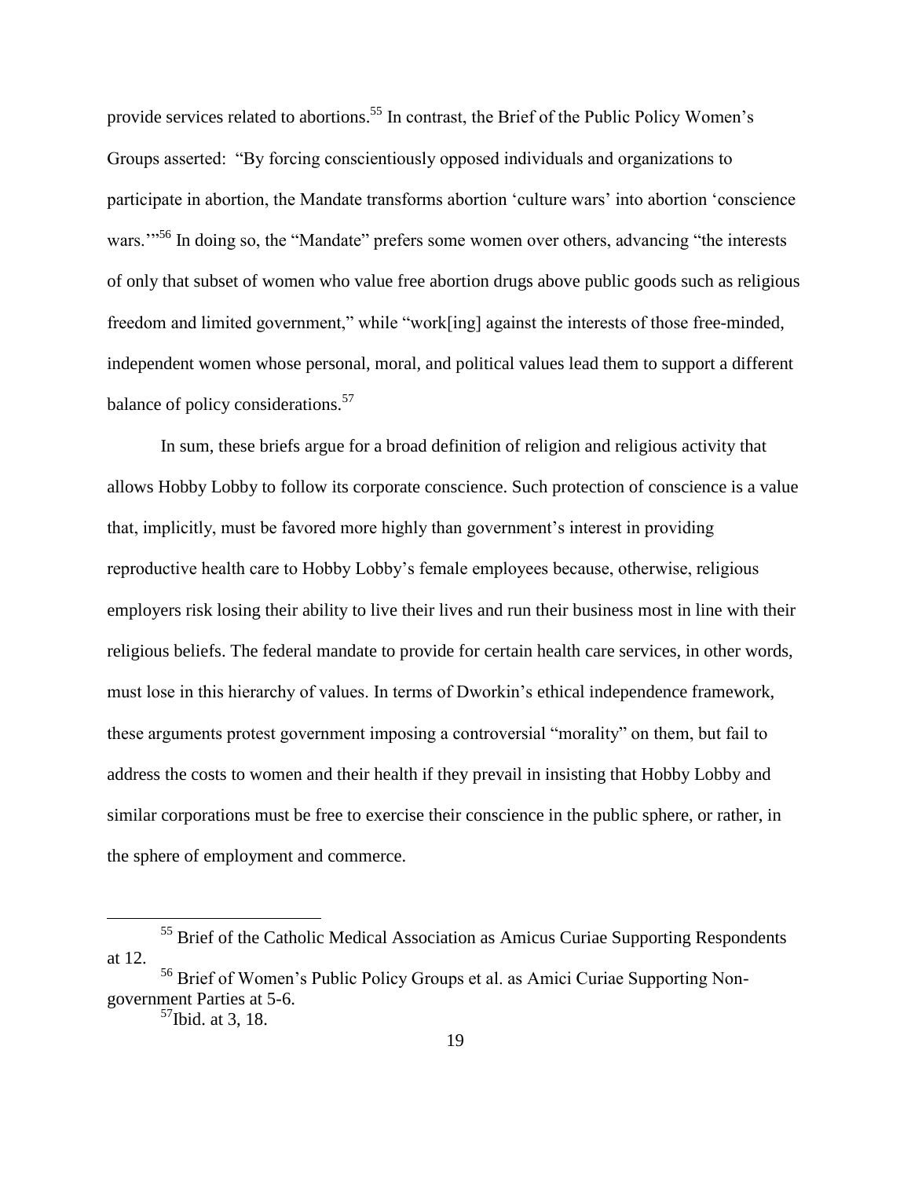provide services related to abortions.[55] In contrast, the Brief of the Public Policy Women's Groups asserted: "By forcing conscientiously opposed individuals and organizations to participate in abortion, the Mandate transforms abortion 'culture wars' into abortion 'conscience wars.'"[56] In doing so, the "Mandate" prefers some women over others, advancing "the interests of only that subset of women who value free abortion drugs above public goods such as religious freedom and limited government," while "work[ing] against the interests of those free-minded, independent women whose personal, moral, and political values lead them to support a different balance of policy considerations.[57]

In sum, these briefs argue for a broad definition of religion and religious activity that allows Hobby Lobby to follow its corporate conscience. Such protection of conscience is a value that, implicitly, must be favored more highly than government's interest in providing reproductive health care to Hobby Lobby's female employees because, otherwise, religious employers risk losing their ability to live their lives and run their business most in line with their religious beliefs. The federal mandate to provide for certain health care services, in other words, must lose in this hierarchy of values. In terms of Dworkin's ethical independence framework, these arguments protest government imposing a controversial "morality" on them, but fail to address the costs to women and their health if they prevail in insisting that Hobby Lobby and similar corporations must be free to exercise their conscience in the public sphere, or rather, in the sphere of employment and commerce.

---

[55] Brief of the Catholic Medical Association as Amicus Curiae Supporting Respondents at 12.

[56] Brief of Women's Public Policy Groups et al. as Amici Curiae Supporting Non-government Parties at 5-6.

[57] Ibid. at 3, 18.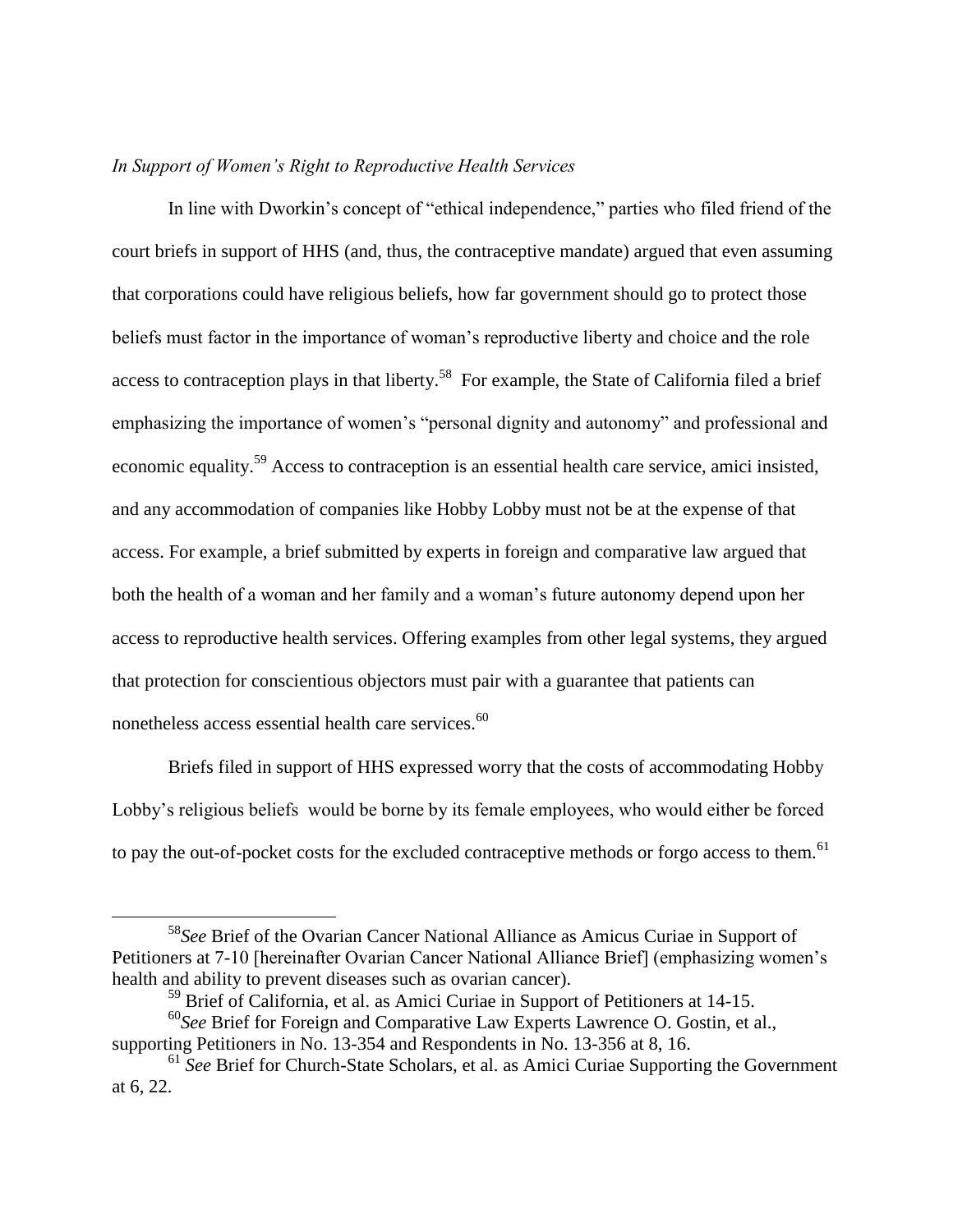*In Support of Women's Right to Reproductive Health Services*

In line with Dworkin's concept of "ethical independence," parties who filed friend of the court briefs in support of HHS (and, thus, the contraceptive mandate) argued that even assuming that corporations could have religious beliefs, how far government should go to protect those beliefs must factor in the importance of woman's reproductive liberty and choice and the role access to contraception plays in that liberty.[58] For example, the State of California filed a brief emphasizing the importance of women's "personal dignity and autonomy" and professional and economic equality.[59] Access to contraception is an essential health care service, amici insisted, and any accommodation of companies like Hobby Lobby must not be at the expense of that access. For example, a brief submitted by experts in foreign and comparative law argued that both the health of a woman and her family and a woman's future autonomy depend upon her access to reproductive health services. Offering examples from other legal systems, they argued that protection for conscientious objectors must pair with a guarantee that patients can nonetheless access essential health care services.[60]

Briefs filed in support of HHS expressed worry that the costs of accommodating Hobby Lobby's religious beliefs would be borne by its female employees, who would either be forced to pay the out-of-pocket costs for the excluded contraceptive methods or forgo access to them.[61]

---

[58] *See* Brief of the Ovarian Cancer National Alliance as Amicus Curiae in Support of Petitioners at 7-10 [hereinafter Ovarian Cancer National Alliance Brief] (emphasizing women's health and ability to prevent diseases such as ovarian cancer).

[59] Brief of California, et al. as Amici Curiae in Support of Petitioners at 14-15.

[60] *See* Brief for Foreign and Comparative Law Experts Lawrence O. Gostin, et al., supporting Petitioners in No. 13-354 and Respondents in No. 13-356 at 8, 16.

[61] *See* Brief for Church-State Scholars, et al. as Amici Curiae Supporting the Government at 6, 22.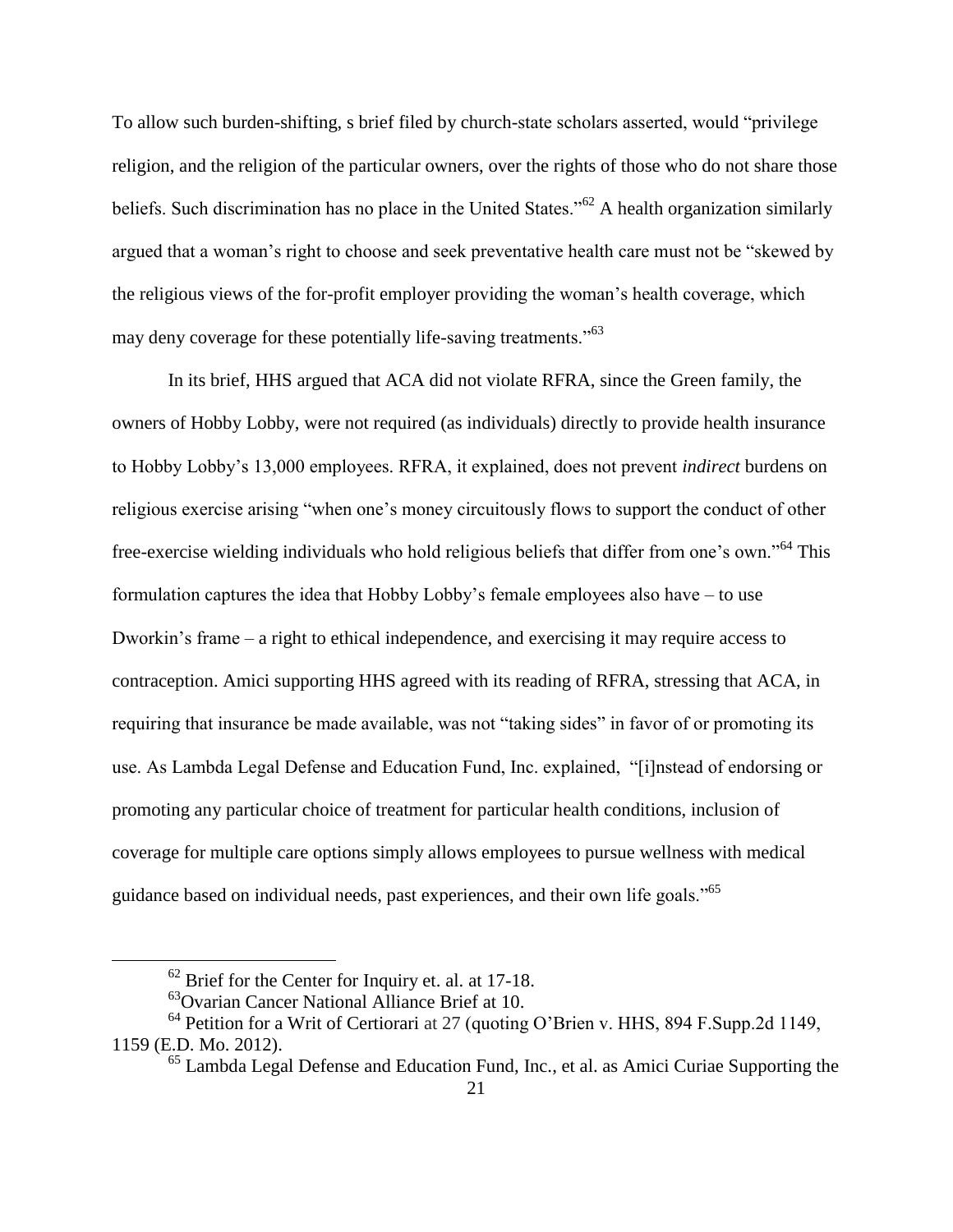To allow such burden-shifting, s brief filed by church-state scholars asserted, would "privilege religion, and the religion of the particular owners, over the rights of those who do not share those beliefs. Such discrimination has no place in the United States."[62] A health organization similarly argued that a woman's right to choose and seek preventative health care must not be "skewed by the religious views of the for-profit employer providing the woman's health coverage, which may deny coverage for these potentially life-saving treatments."[63]

In its brief, HHS argued that ACA did not violate RFRA, since the Green family, the owners of Hobby Lobby, were not required (as individuals) directly to provide health insurance to Hobby Lobby's 13,000 employees. RFRA, it explained, does not prevent *indirect* burdens on religious exercise arising "when one's money circuitously flows to support the conduct of other free-exercise wielding individuals who hold religious beliefs that differ from one's own."[64] This formulation captures the idea that Hobby Lobby's female employees also have – to use Dworkin's frame – a right to ethical independence, and exercising it may require access to contraception. Amici supporting HHS agreed with its reading of RFRA, stressing that ACA, in requiring that insurance be made available, was not "taking sides" in favor of or promoting its use. As Lambda Legal Defense and Education Fund, Inc. explained, "[i]nstead of endorsing or promoting any particular choice of treatment for particular health conditions, inclusion of coverage for multiple care options simply allows employees to pursue wellness with medical guidance based on individual needs, past experiences, and their own life goals."[65]

---

[62] Brief for the Center for Inquiry et. al. at 17-18.

[63] Ovarian Cancer National Alliance Brief at 10.

[64] Petition for a Writ of Certiorari at 27 (quoting O'Brien v. HHS, 894 F.Supp.2d 1149, 1159 (E.D. Mo. 2012).

[65] Lambda Legal Defense and Education Fund, Inc., et al. as Amici Curiae Supporting the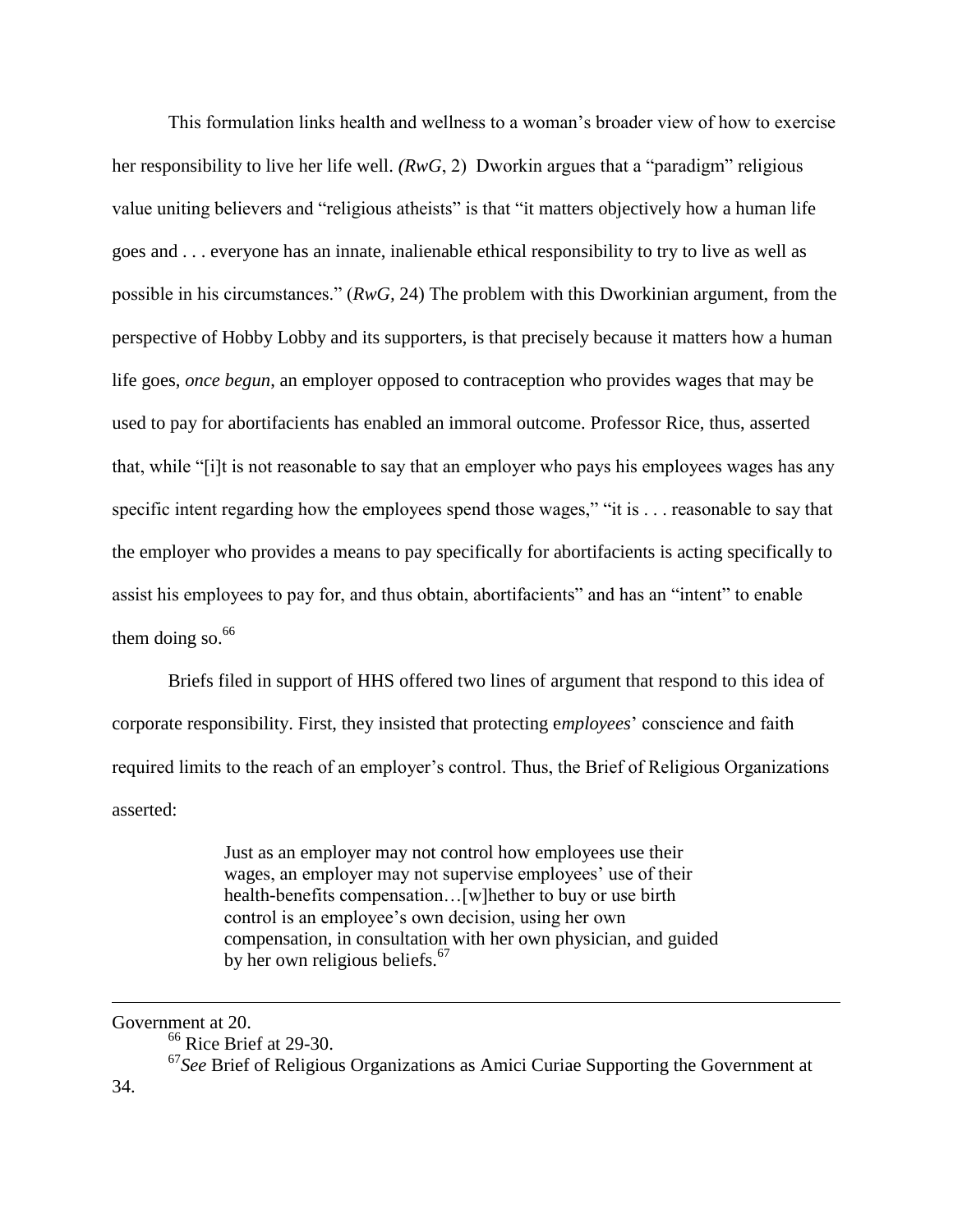This formulation links health and wellness to a woman's broader view of how to exercise her responsibility to live her life well. *(RwG*, 2) Dworkin argues that a "paradigm" religious value uniting believers and "religious atheists" is that "it matters objectively how a human life goes and . . . everyone has an innate, inalienable ethical responsibility to try to live as well as possible in his circumstances." (*RwG,* 24) The problem with this Dworkinian argument, from the perspective of Hobby Lobby and its supporters, is that precisely because it matters how a human life goes, *once begun*, an employer opposed to contraception who provides wages that may be used to pay for abortifacients has enabled an immoral outcome. Professor Rice, thus, asserted that, while "[i]t is not reasonable to say that an employer who pays his employees wages has any specific intent regarding how the employees spend those wages," "it is . . . reasonable to say that the employer who provides a means to pay specifically for abortifacients is acting specifically to assist his employees to pay for, and thus obtain, abortifacients" and has an "intent" to enable them doing so.[66]

Briefs filed in support of HHS offered two lines of argument that respond to this idea of corporate responsibility. First, they insisted that protecting e*mployees*' conscience and faith required limits to the reach of an employer's control. Thus, the Brief of Religious Organizations asserted:

> Just as an employer may not control how employees use their wages, an employer may not supervise employees' use of their health-benefits compensation…[w]hether to buy or use birth control is an employee's own decision, using her own compensation, in consultation with her own physician, and guided by her own religious beliefs.[67]

---

Government at 20.

[66] Rice Brief at 29-30.

[67] *See* Brief of Religious Organizations as Amici Curiae Supporting the Government at 34.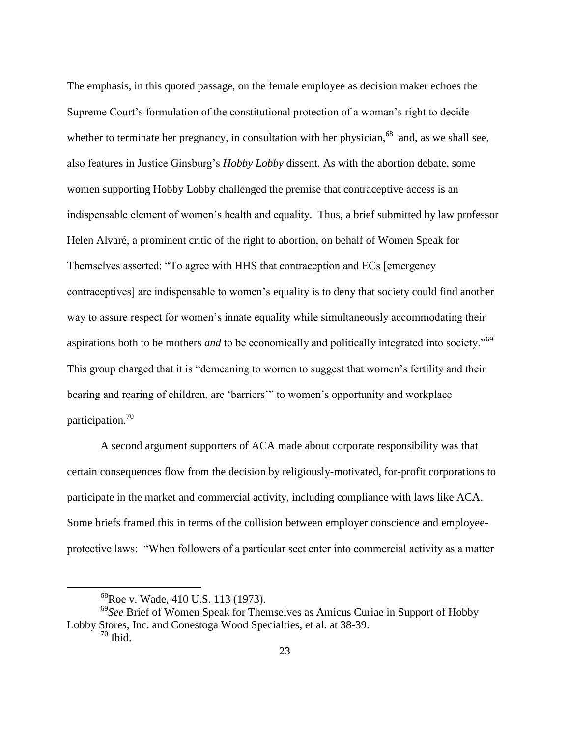The emphasis, in this quoted passage, on the female employee as decision maker echoes the Supreme Court's formulation of the constitutional protection of a woman's right to decide whether to terminate her pregnancy, in consultation with her physician,[68] and, as we shall see, also features in Justice Ginsburg's *Hobby Lobby* dissent. As with the abortion debate, some women supporting Hobby Lobby challenged the premise that contraceptive access is an indispensable element of women's health and equality. Thus, a brief submitted by law professor Helen Alvaré, a prominent critic of the right to abortion, on behalf of Women Speak for Themselves asserted: "To agree with HHS that contraception and ECs [emergency contraceptives] are indispensable to women's equality is to deny that society could find another way to assure respect for women's innate equality while simultaneously accommodating their aspirations both to be mothers *and* to be economically and politically integrated into society."[69] This group charged that it is "demeaning to women to suggest that women's fertility and their bearing and rearing of children, are 'barriers'" to women's opportunity and workplace participation.[70]

A second argument supporters of ACA made about corporate responsibility was that certain consequences flow from the decision by religiously-motivated, for-profit corporations to participate in the market and commercial activity, including compliance with laws like ACA. Some briefs framed this in terms of the collision between employer conscience and employee-protective laws: "When followers of a particular sect enter into commercial activity as a matter

---

[68] Roe v. Wade, 410 U.S. 113 (1973).

[69] *See* Brief of Women Speak for Themselves as Amicus Curiae in Support of Hobby Lobby Stores, Inc. and Conestoga Wood Specialties, et al. at 38-39.

[70] Ibid.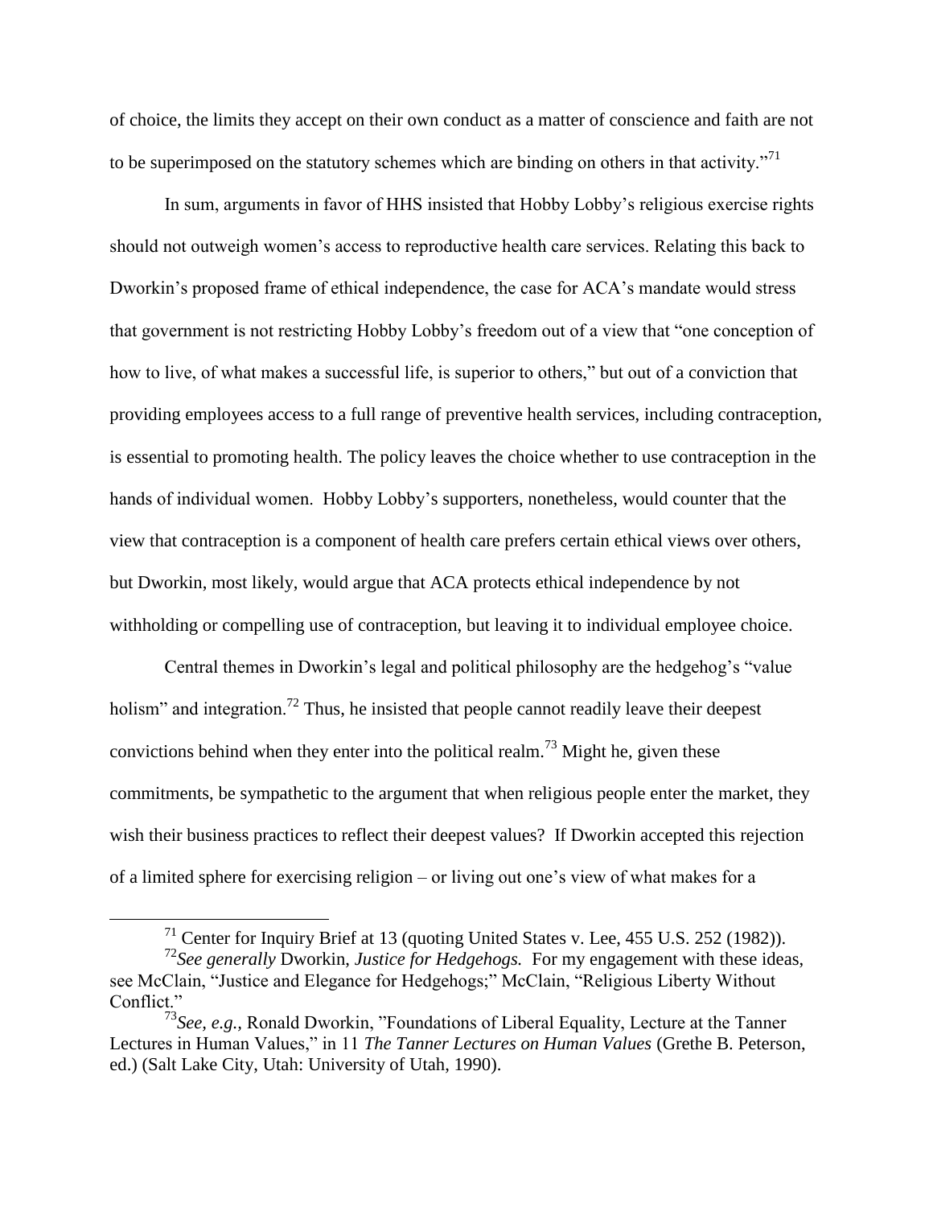of choice, the limits they accept on their own conduct as a matter of conscience and faith are not to be superimposed on the statutory schemes which are binding on others in that activity."[71]

In sum, arguments in favor of HHS insisted that Hobby Lobby's religious exercise rights should not outweigh women's access to reproductive health care services. Relating this back to Dworkin's proposed frame of ethical independence, the case for ACA's mandate would stress that government is not restricting Hobby Lobby's freedom out of a view that "one conception of how to live, of what makes a successful life, is superior to others," but out of a conviction that providing employees access to a full range of preventive health services, including contraception, is essential to promoting health. The policy leaves the choice whether to use contraception in the hands of individual women. Hobby Lobby's supporters, nonetheless, would counter that the view that contraception is a component of health care prefers certain ethical views over others, but Dworkin, most likely, would argue that ACA protects ethical independence by not withholding or compelling use of contraception, but leaving it to individual employee choice.

Central themes in Dworkin's legal and political philosophy are the hedgehog's "value holism" and integration.[72] Thus, he insisted that people cannot readily leave their deepest convictions behind when they enter into the political realm.[73] Might he, given these commitments, be sympathetic to the argument that when religious people enter the market, they wish their business practices to reflect their deepest values? If Dworkin accepted this rejection of a limited sphere for exercising religion – or living out one's view of what makes for a

---

[71] Center for Inquiry Brief at 13 (quoting United States v. Lee, 455 U.S. 252 (1982)).

[72] *See generally* Dworkin, *Justice for Hedgehogs.* For my engagement with these ideas, see McClain, "Justice and Elegance for Hedgehogs;" McClain, "Religious Liberty Without Conflict."

[73] *See, e.g.,* Ronald Dworkin, "Foundations of Liberal Equality, Lecture at the Tanner Lectures in Human Values," in 11 *The Tanner Lectures on Human Values* (Grethe B. Peterson, ed.) (Salt Lake City, Utah: University of Utah, 1990).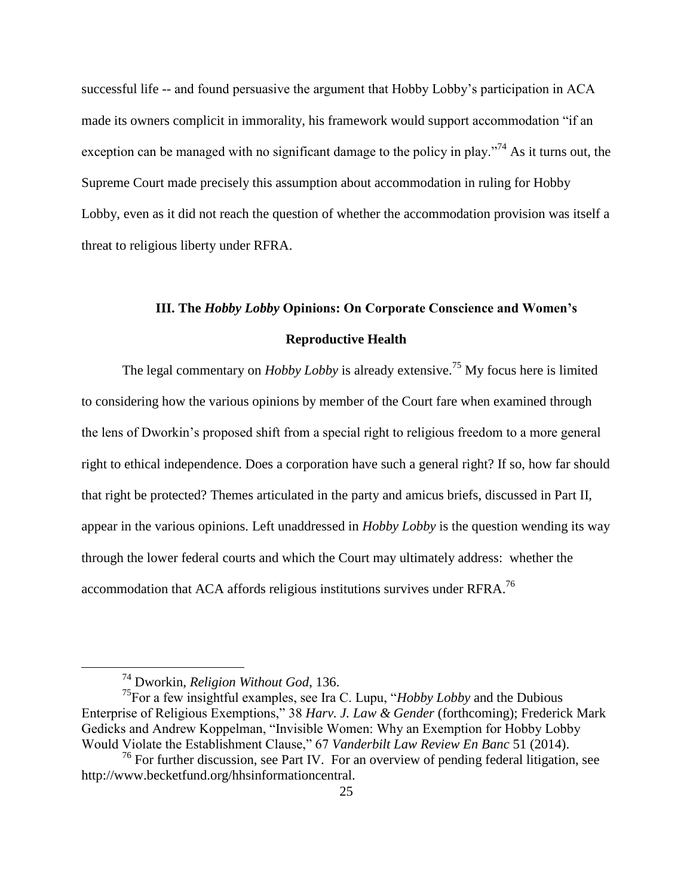successful life -- and found persuasive the argument that Hobby Lobby's participation in ACA made its owners complicit in immorality, his framework would support accommodation "if an exception can be managed with no significant damage to the policy in play."[74] As it turns out, the Supreme Court made precisely this assumption about accommodation in ruling for Hobby Lobby, even as it did not reach the question of whether the accommodation provision was itself a threat to religious liberty under RFRA.

## III. The *Hobby Lobby* Opinions: On Corporate Conscience and Women's Reproductive Health

The legal commentary on *Hobby Lobby* is already extensive.[75] My focus here is limited to considering how the various opinions by member of the Court fare when examined through the lens of Dworkin's proposed shift from a special right to religious freedom to a more general right to ethical independence. Does a corporation have such a general right? If so, how far should that right be protected? Themes articulated in the party and amicus briefs, discussed in Part II, appear in the various opinions. Left unaddressed in *Hobby Lobby* is the question wending its way through the lower federal courts and which the Court may ultimately address: whether the accommodation that ACA affords religious institutions survives under RFRA.[76]

---

[74] Dworkin, *Religion Without God*, 136.

[75] For a few insightful examples, see Ira C. Lupu, "*Hobby Lobby* and the Dubious Enterprise of Religious Exemptions," 38 *Harv. J. Law & Gender* (forthcoming); Frederick Mark Gedicks and Andrew Koppelman, "Invisible Women: Why an Exemption for Hobby Lobby Would Violate the Establishment Clause," 67 *Vanderbilt Law Review En Banc* 51 (2014).

[76] For further discussion, see Part IV. For an overview of pending federal litigation, see http://www.becketfund.org/hhsinformationcentral.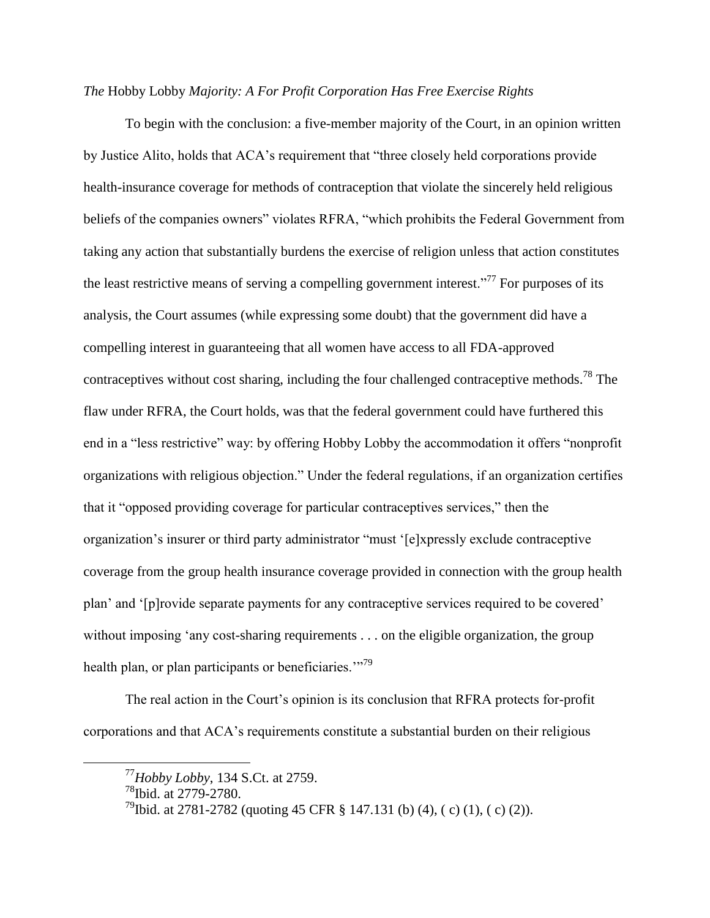*The* Hobby Lobby *Majority: A For Profit Corporation Has Free Exercise Rights*

To begin with the conclusion: a five-member majority of the Court, in an opinion written by Justice Alito, holds that ACA's requirement that "three closely held corporations provide health-insurance coverage for methods of contraception that violate the sincerely held religious beliefs of the companies owners" violates RFRA, "which prohibits the Federal Government from taking any action that substantially burdens the exercise of religion unless that action constitutes the least restrictive means of serving a compelling government interest."[77] For purposes of its analysis, the Court assumes (while expressing some doubt) that the government did have a compelling interest in guaranteeing that all women have access to all FDA-approved contraceptives without cost sharing, including the four challenged contraceptive methods.[78] The flaw under RFRA, the Court holds, was that the federal government could have furthered this end in a "less restrictive" way: by offering Hobby Lobby the accommodation it offers "nonprofit organizations with religious objection." Under the federal regulations, if an organization certifies that it "opposed providing coverage for particular contraceptives services," then the organization's insurer or third party administrator "must '[e]xpressly exclude contraceptive coverage from the group health insurance coverage provided in connection with the group health plan' and '[p]rovide separate payments for any contraceptive services required to be covered' without imposing 'any cost-sharing requirements . . . on the eligible organization, the group health plan, or plan participants or beneficiaries.'"[79]

The real action in the Court's opinion is its conclusion that RFRA protects for-profit corporations and that ACA's requirements constitute a substantial burden on their religious

[77] *Hobby Lobby*, 134 S.Ct. at 2759.

[78] Ibid. at 2779-2780.

[79] Ibid. at 2781-2782 (quoting 45 CFR § 147.131 (b) (4), ( c) (1), ( c) (2)).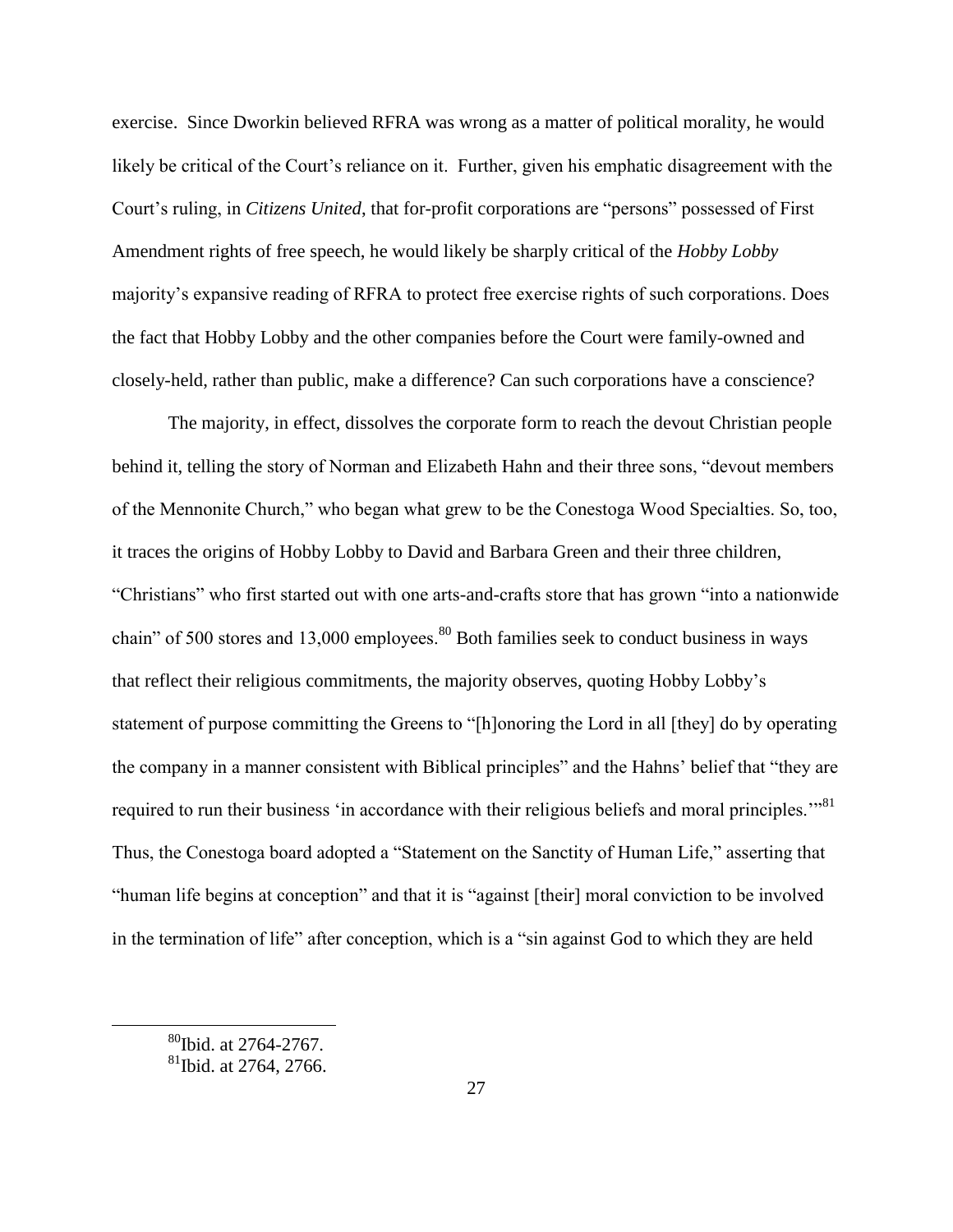exercise. Since Dworkin believed RFRA was wrong as a matter of political morality, he would likely be critical of the Court's reliance on it. Further, given his emphatic disagreement with the Court's ruling, in *Citizens United*, that for-profit corporations are "persons" possessed of First Amendment rights of free speech, he would likely be sharply critical of the *Hobby Lobby* majority's expansive reading of RFRA to protect free exercise rights of such corporations. Does the fact that Hobby Lobby and the other companies before the Court were family-owned and closely-held, rather than public, make a difference? Can such corporations have a conscience?

The majority, in effect, dissolves the corporate form to reach the devout Christian people behind it, telling the story of Norman and Elizabeth Hahn and their three sons, "devout members of the Mennonite Church," who began what grew to be the Conestoga Wood Specialties. So, too, it traces the origins of Hobby Lobby to David and Barbara Green and their three children, "Christians" who first started out with one arts-and-crafts store that has grown "into a nationwide chain" of 500 stores and 13,000 employees.[80] Both families seek to conduct business in ways that reflect their religious commitments, the majority observes, quoting Hobby Lobby's statement of purpose committing the Greens to "[h]onoring the Lord in all [they] do by operating the company in a manner consistent with Biblical principles" and the Hahns' belief that "they are required to run their business 'in accordance with their religious beliefs and moral principles.'"[81] Thus, the Conestoga board adopted a "Statement on the Sanctity of Human Life," asserting that "human life begins at conception" and that it is "against [their] moral conviction to be involved in the termination of life" after conception, which is a "sin against God to which they are held

[80] Ibid. at 2764-2767.

[81] Ibid. at 2764, 2766.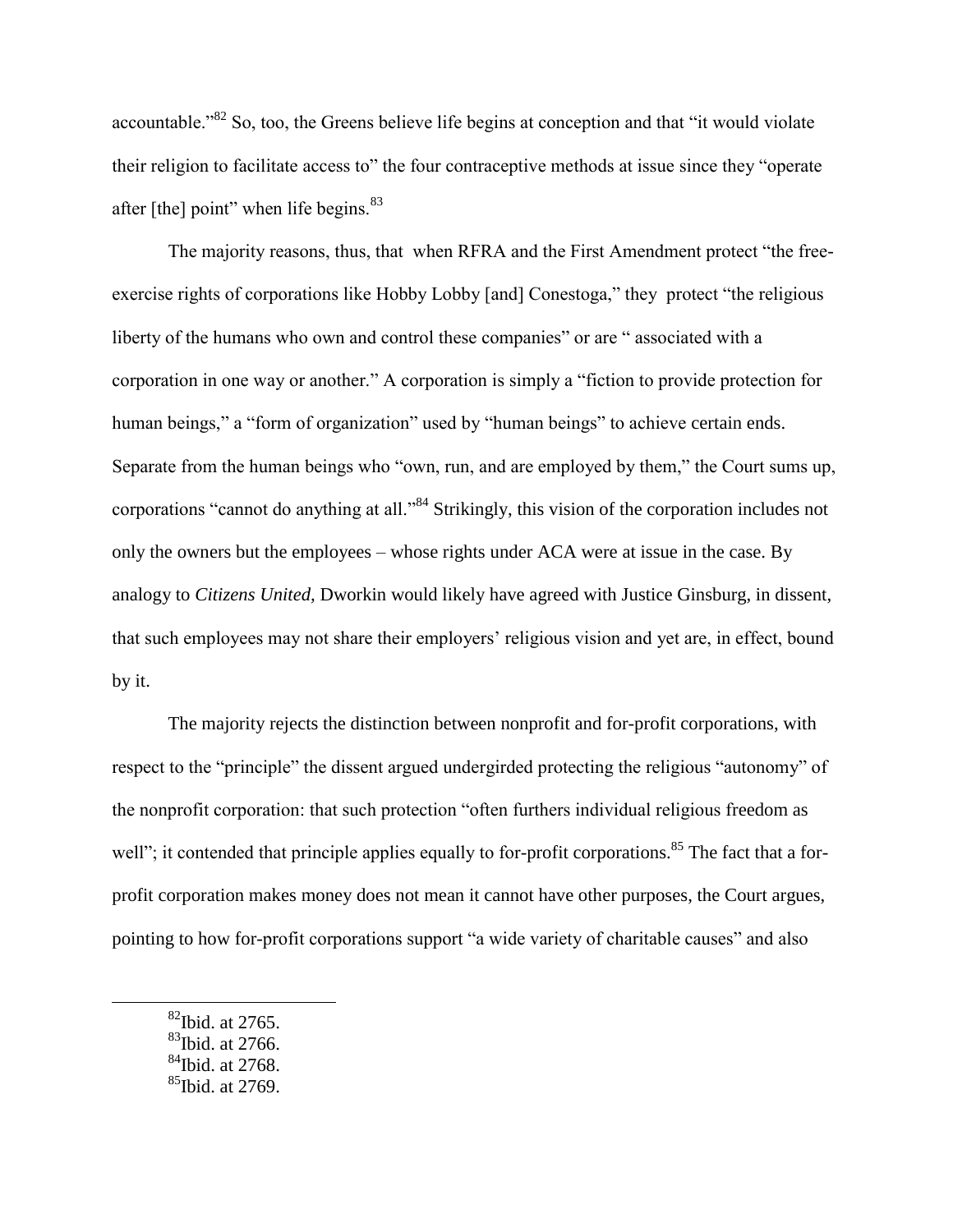accountable."[82] So, too, the Greens believe life begins at conception and that "it would violate their religion to facilitate access to" the four contraceptive methods at issue since they "operate after [the] point" when life begins.[83]

The majority reasons, thus, that when RFRA and the First Amendment protect "the free-exercise rights of corporations like Hobby Lobby [and] Conestoga," they protect "the religious liberty of the humans who own and control these companies" or are " associated with a corporation in one way or another." A corporation is simply a "fiction to provide protection for human beings," a "form of organization" used by "human beings" to achieve certain ends. Separate from the human beings who "own, run, and are employed by them," the Court sums up, corporations "cannot do anything at all."[84] Strikingly, this vision of the corporation includes not only the owners but the employees – whose rights under ACA were at issue in the case. By analogy to *Citizens United,* Dworkin would likely have agreed with Justice Ginsburg, in dissent, that such employees may not share their employers' religious vision and yet are, in effect, bound by it.

The majority rejects the distinction between nonprofit and for-profit corporations, with respect to the "principle" the dissent argued undergirded protecting the religious "autonomy" of the nonprofit corporation: that such protection "often furthers individual religious freedom as well"; it contended that principle applies equally to for-profit corporations.[85] The fact that a for-profit corporation makes money does not mean it cannot have other purposes, the Court argues, pointing to how for-profit corporations support "a wide variety of charitable causes" and also

---

[82] Ibid. at 2765.

[83] Ibid. at 2766.

[84] Ibid. at 2768.

[85] Ibid. at 2769.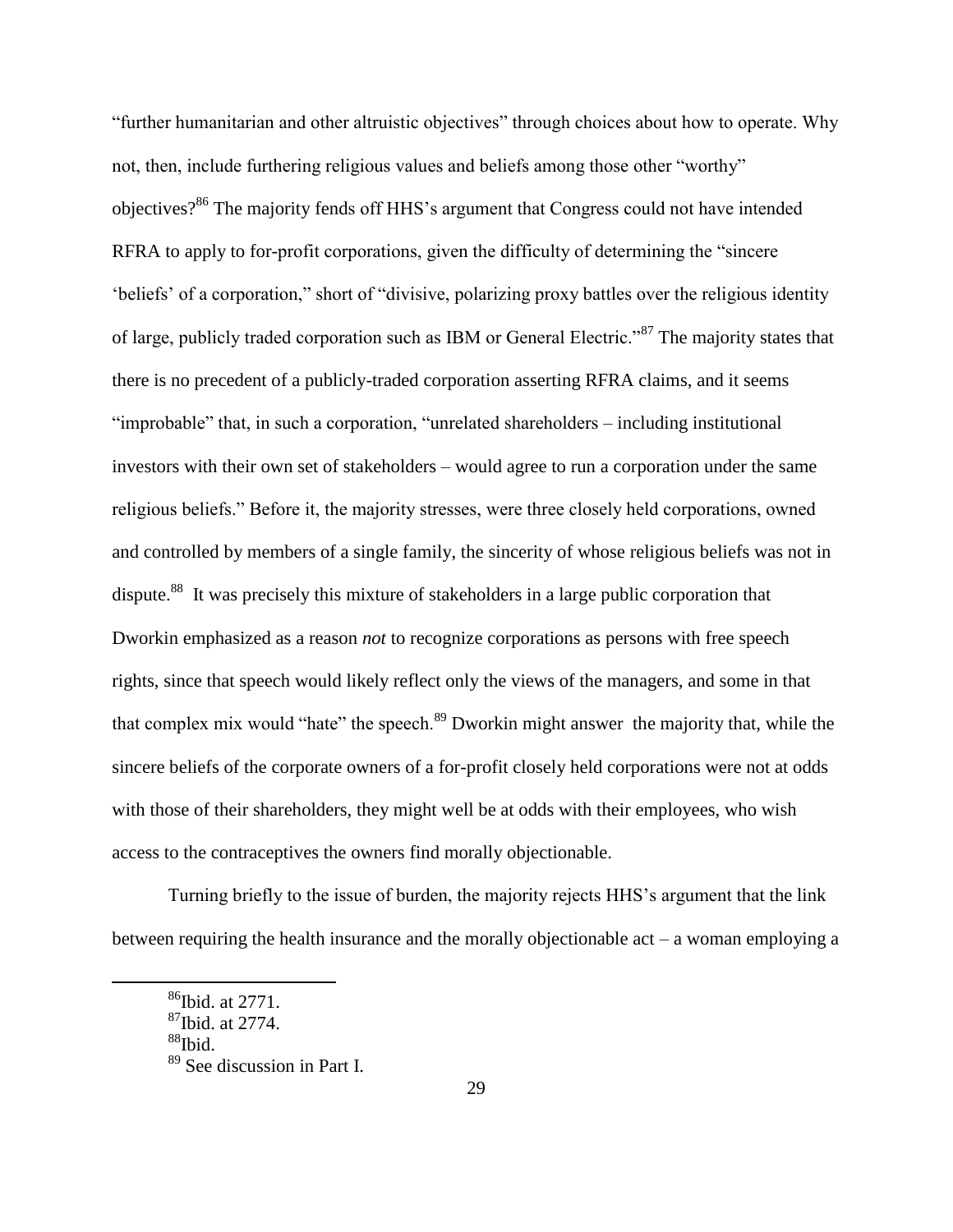"further humanitarian and other altruistic objectives" through choices about how to operate. Why not, then, include furthering religious values and beliefs among those other "worthy" objectives?[86] The majority fends off HHS's argument that Congress could not have intended RFRA to apply to for-profit corporations, given the difficulty of determining the "sincere 'beliefs' of a corporation," short of "divisive, polarizing proxy battles over the religious identity of large, publicly traded corporation such as IBM or General Electric."[87] The majority states that there is no precedent of a publicly-traded corporation asserting RFRA claims, and it seems "improbable" that, in such a corporation, "unrelated shareholders – including institutional investors with their own set of stakeholders – would agree to run a corporation under the same religious beliefs." Before it, the majority stresses, were three closely held corporations, owned and controlled by members of a single family, the sincerity of whose religious beliefs was not in dispute.[88] It was precisely this mixture of stakeholders in a large public corporation that Dworkin emphasized as a reason *not* to recognize corporations as persons with free speech rights, since that speech would likely reflect only the views of the managers, and some in that that complex mix would "hate" the speech.[89] Dworkin might answer the majority that, while the sincere beliefs of the corporate owners of a for-profit closely held corporations were not at odds with those of their shareholders, they might well be at odds with their employees, who wish access to the contraceptives the owners find morally objectionable.

Turning briefly to the issue of burden, the majority rejects HHS's argument that the link between requiring the health insurance and the morally objectionable act – a woman employing a

[86] Ibid. at 2771.
[87] Ibid. at 2774.
[88] Ibid.
[89] See discussion in Part I.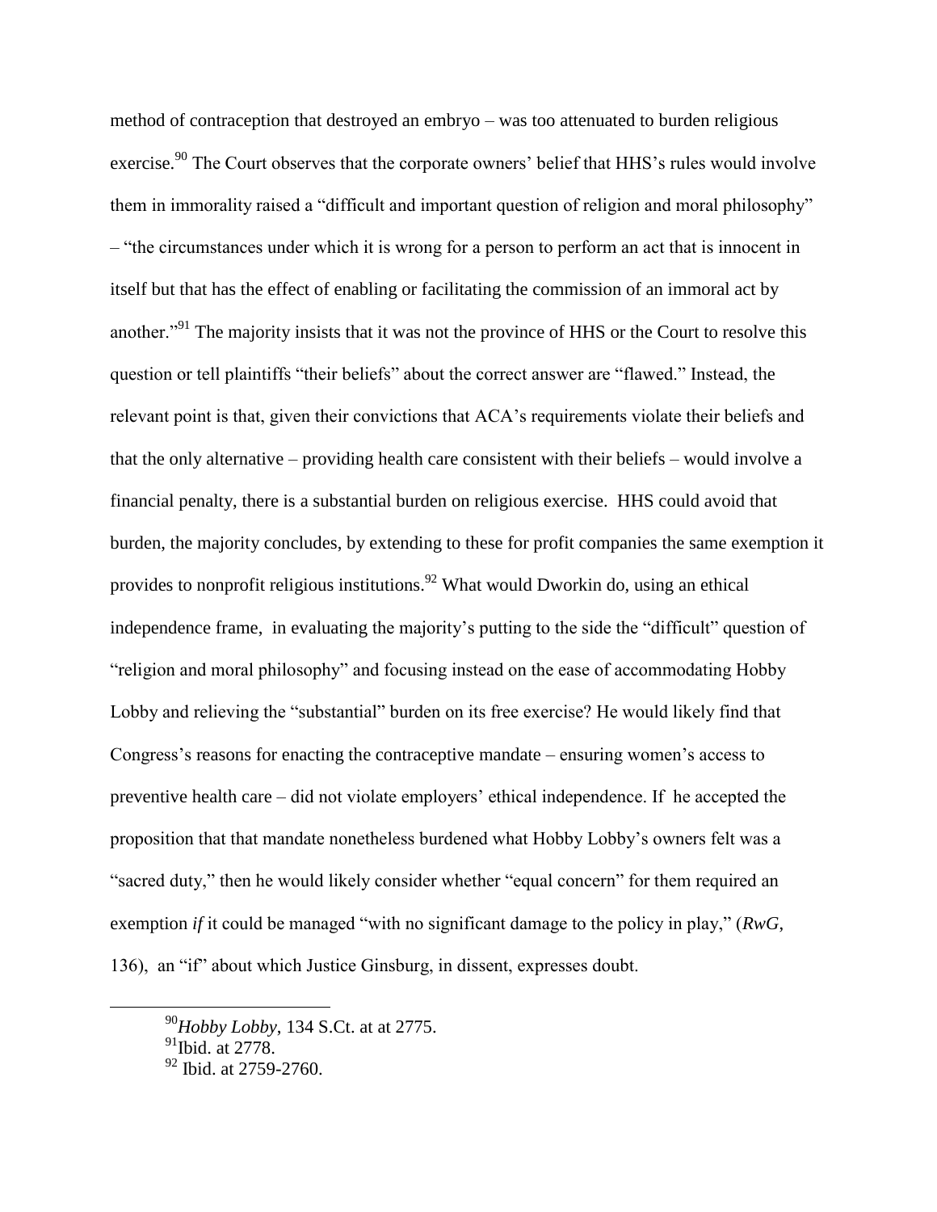method of contraception that destroyed an embryo – was too attenuated to burden religious exercise.[90] The Court observes that the corporate owners' belief that HHS's rules would involve them in immorality raised a "difficult and important question of religion and moral philosophy" – "the circumstances under which it is wrong for a person to perform an act that is innocent in itself but that has the effect of enabling or facilitating the commission of an immoral act by another."[91] The majority insists that it was not the province of HHS or the Court to resolve this question or tell plaintiffs "their beliefs" about the correct answer are "flawed." Instead, the relevant point is that, given their convictions that ACA's requirements violate their beliefs and that the only alternative – providing health care consistent with their beliefs – would involve a financial penalty, there is a substantial burden on religious exercise. HHS could avoid that burden, the majority concludes, by extending to these for profit companies the same exemption it provides to nonprofit religious institutions.[92] What would Dworkin do, using an ethical independence frame, in evaluating the majority's putting to the side the "difficult" question of "religion and moral philosophy" and focusing instead on the ease of accommodating Hobby Lobby and relieving the "substantial" burden on its free exercise? He would likely find that Congress's reasons for enacting the contraceptive mandate – ensuring women's access to preventive health care – did not violate employers' ethical independence. If he accepted the proposition that that mandate nonetheless burdened what Hobby Lobby's owners felt was a "sacred duty," then he would likely consider whether "equal concern" for them required an exemption *if* it could be managed "with no significant damage to the policy in play," (*RwG*, 136), an "if" about which Justice Ginsburg, in dissent, expresses doubt.

[90] *Hobby Lobby*, 134 S.Ct. at at 2775.

[91] Ibid. at 2778.

[92] Ibid. at 2759-2760.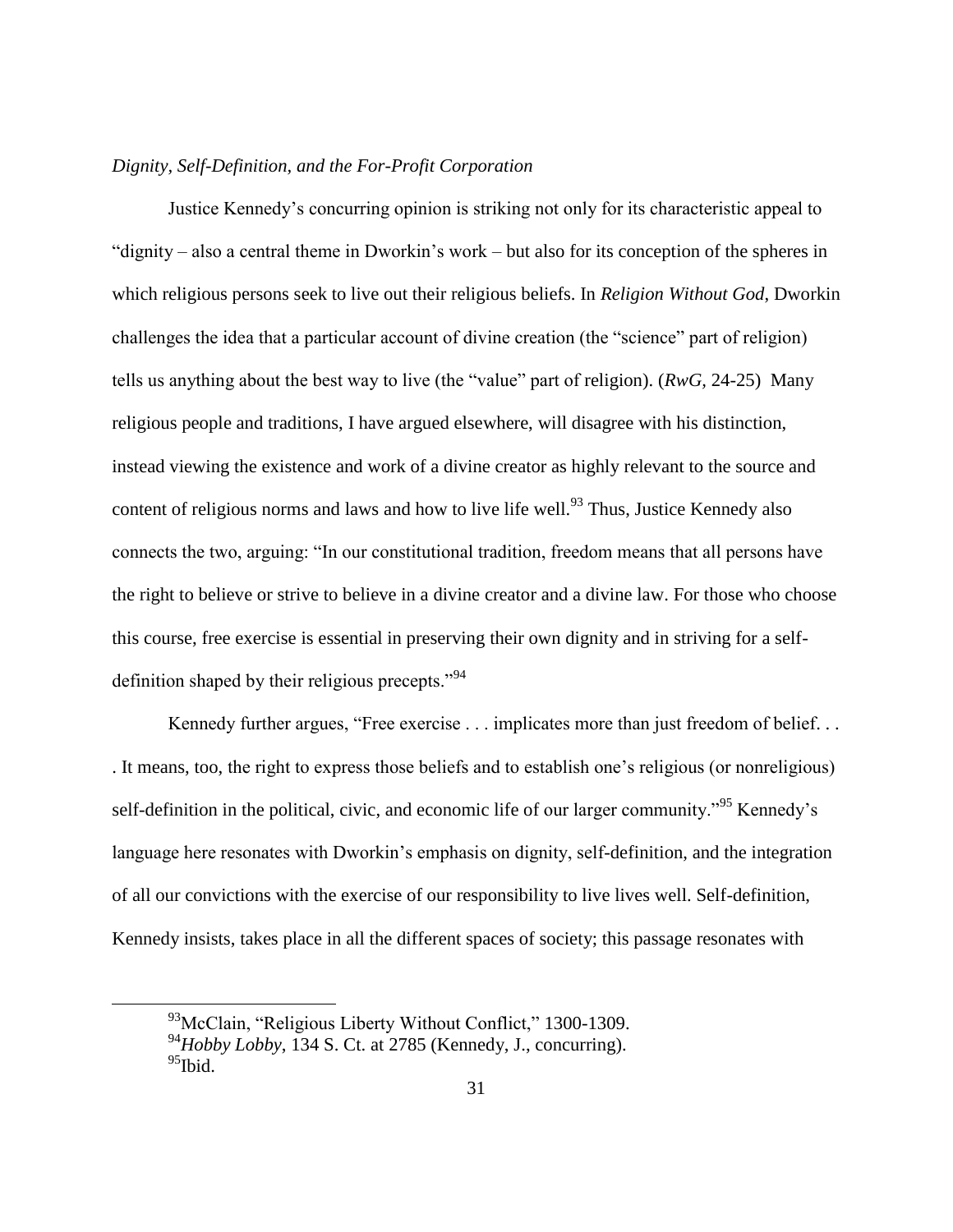*Dignity, Self-Definition, and the For-Profit Corporation*

Justice Kennedy's concurring opinion is striking not only for its characteristic appeal to "dignity – also a central theme in Dworkin's work – but also for its conception of the spheres in which religious persons seek to live out their religious beliefs. In *Religion Without God*, Dworkin challenges the idea that a particular account of divine creation (the "science" part of religion) tells us anything about the best way to live (the "value" part of religion). (*RwG*, 24-25) Many religious people and traditions, I have argued elsewhere, will disagree with his distinction, instead viewing the existence and work of a divine creator as highly relevant to the source and content of religious norms and laws and how to live life well.[93] Thus, Justice Kennedy also connects the two, arguing: "In our constitutional tradition, freedom means that all persons have the right to believe or strive to believe in a divine creator and a divine law. For those who choose this course, free exercise is essential in preserving their own dignity and in striving for a self-definition shaped by their religious precepts."[94]

Kennedy further argues, "Free exercise . . . implicates more than just freedom of belief. . . . It means, too, the right to express those beliefs and to establish one's religious (or nonreligious) self-definition in the political, civic, and economic life of our larger community."[95] Kennedy's language here resonates with Dworkin's emphasis on dignity, self-definition, and the integration of all our convictions with the exercise of our responsibility to live lives well. Self-definition, Kennedy insists, takes place in all the different spaces of society; this passage resonates with

[93] McClain, "Religious Liberty Without Conflict," 1300-1309.
[94] *Hobby Lobby*, 134 S. Ct. at 2785 (Kennedy, J., concurring).
[95] Ibid.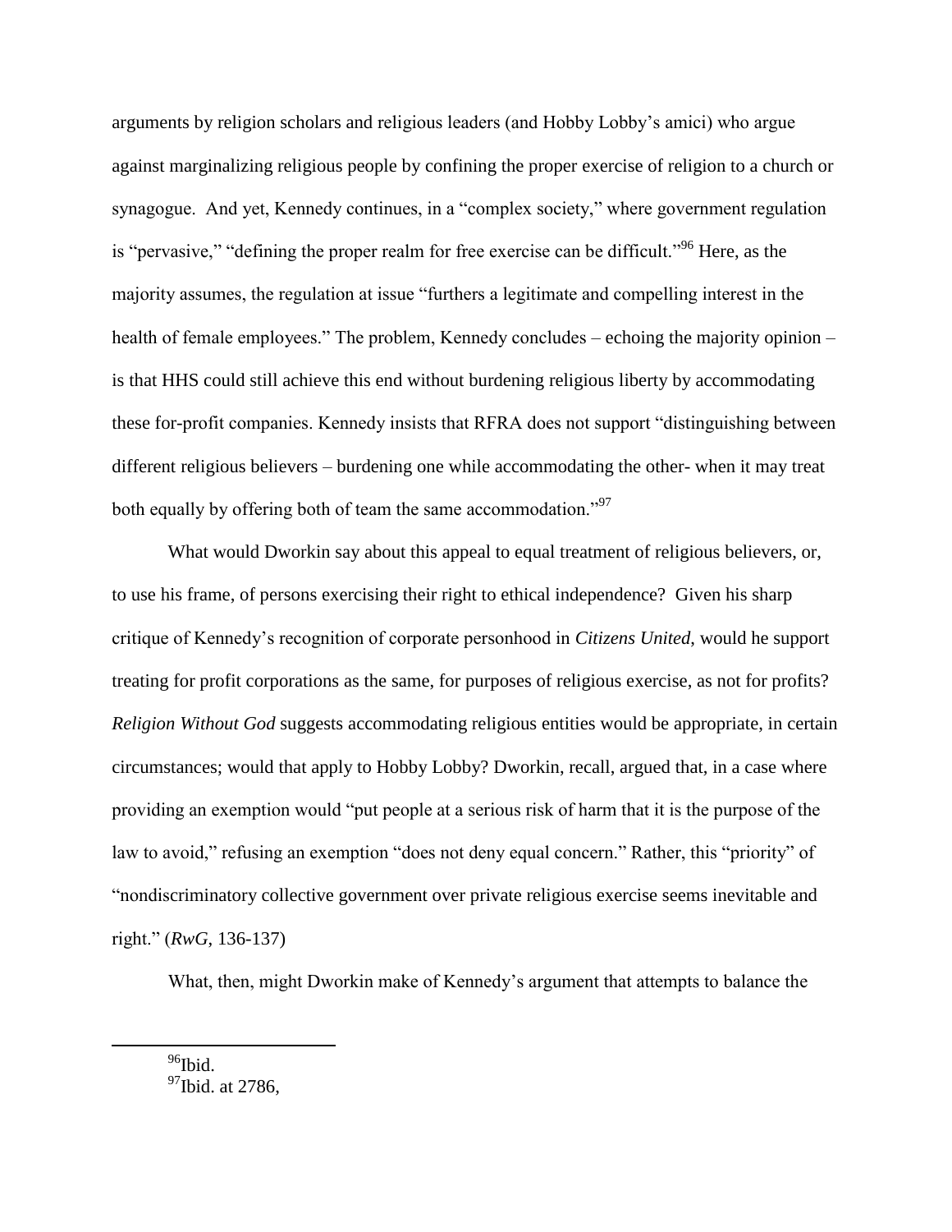arguments by religion scholars and religious leaders (and Hobby Lobby's amici) who argue against marginalizing religious people by confining the proper exercise of religion to a church or synagogue. And yet, Kennedy continues, in a "complex society," where government regulation is "pervasive," "defining the proper realm for free exercise can be difficult."[96] Here, as the majority assumes, the regulation at issue "furthers a legitimate and compelling interest in the health of female employees." The problem, Kennedy concludes – echoing the majority opinion – is that HHS could still achieve this end without burdening religious liberty by accommodating these for-profit companies. Kennedy insists that RFRA does not support "distinguishing between different religious believers – burdening one while accommodating the other- when it may treat both equally by offering both of team the same accommodation."[97]

What would Dworkin say about this appeal to equal treatment of religious believers, or, to use his frame, of persons exercising their right to ethical independence? Given his sharp critique of Kennedy's recognition of corporate personhood in *Citizens United*, would he support treating for profit corporations as the same, for purposes of religious exercise, as not for profits? *Religion Without God* suggests accommodating religious entities would be appropriate, in certain circumstances; would that apply to Hobby Lobby? Dworkin, recall, argued that, in a case where providing an exemption would "put people at a serious risk of harm that it is the purpose of the law to avoid," refusing an exemption "does not deny equal concern." Rather, this "priority" of "nondiscriminatory collective government over private religious exercise seems inevitable and right." (*RwG*, 136-137)

What, then, might Dworkin make of Kennedy's argument that attempts to balance the

[96]Ibid.
[97]Ibid. at 2786,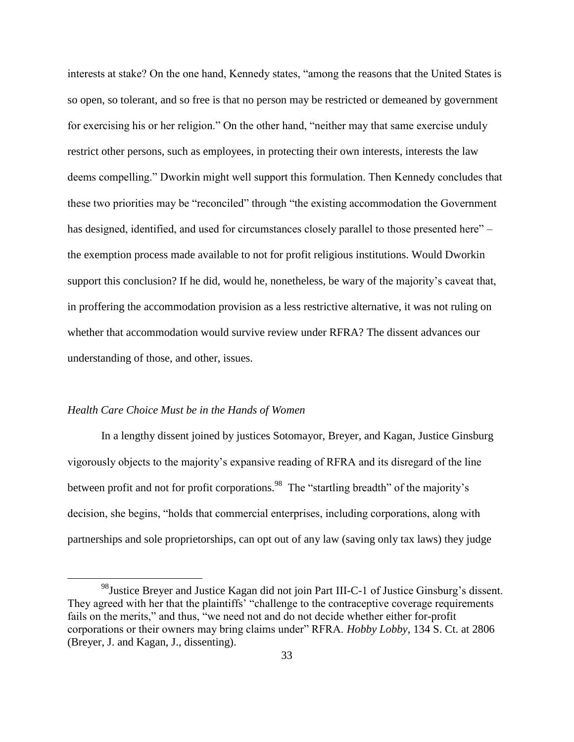interests at stake? On the one hand, Kennedy states, "among the reasons that the United States is so open, so tolerant, and so free is that no person may be restricted or demeaned by government for exercising his or her religion." On the other hand, "neither may that same exercise unduly restrict other persons, such as employees, in protecting their own interests, interests the law deems compelling." Dworkin might well support this formulation. Then Kennedy concludes that these two priorities may be "reconciled" through "the existing accommodation the Government has designed, identified, and used for circumstances closely parallel to those presented here" – the exemption process made available to not for profit religious institutions. Would Dworkin support this conclusion? If he did, would he, nonetheless, be wary of the majority's caveat that, in proffering the accommodation provision as a less restrictive alternative, it was not ruling on whether that accommodation would survive review under RFRA? The dissent advances our understanding of those, and other, issues.

### *Health Care Choice Must be in the Hands of Women*

In a lengthy dissent joined by justices Sotomayor, Breyer, and Kagan, Justice Ginsburg vigorously objects to the majority's expansive reading of RFRA and its disregard of the line between profit and not for profit corporations.[98] The "startling breadth" of the majority's decision, she begins, "holds that commercial enterprises, including corporations, along with partnerships and sole proprietorships, can opt out of any law (saving only tax laws) they judge

---

[98] Justice Breyer and Justice Kagan did not join Part III-C-1 of Justice Ginsburg's dissent. They agreed with her that the plaintiffs' "challenge to the contraceptive coverage requirements fails on the merits," and thus, "we need not and do not decide whether either for-profit corporations or their owners may bring claims under" RFRA. *Hobby Lobby*, 134 S. Ct. at 2806 (Breyer, J. and Kagan, J., dissenting).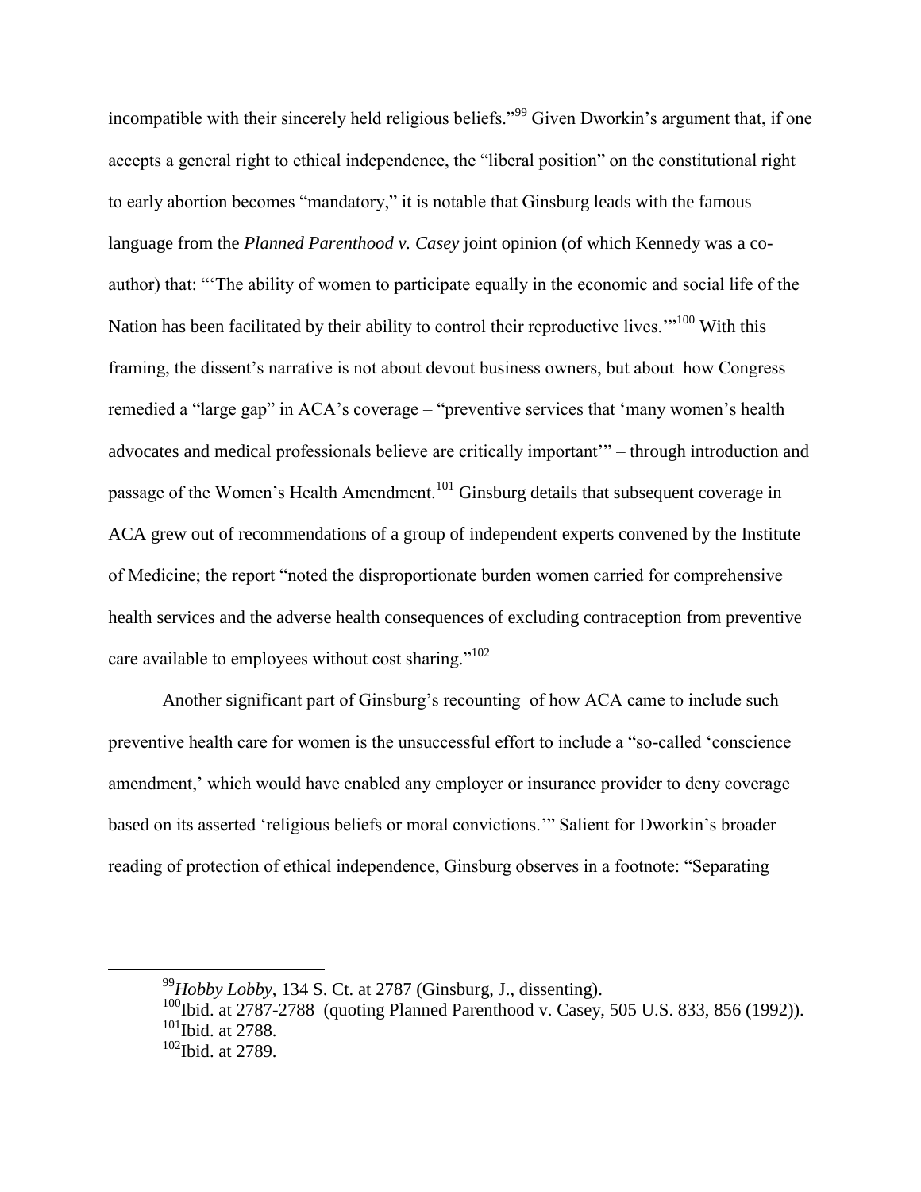incompatible with their sincerely held religious beliefs."[99] Given Dworkin's argument that, if one accepts a general right to ethical independence, the "liberal position" on the constitutional right to early abortion becomes "mandatory," it is notable that Ginsburg leads with the famous language from the *Planned Parenthood v. Casey* joint opinion (of which Kennedy was a co-author) that: "'The ability of women to participate equally in the economic and social life of the Nation has been facilitated by their ability to control their reproductive lives.'"[100] With this framing, the dissent's narrative is not about devout business owners, but about how Congress remedied a "large gap" in ACA's coverage – "preventive services that 'many women's health advocates and medical professionals believe are critically important'" – through introduction and passage of the Women's Health Amendment.[101] Ginsburg details that subsequent coverage in ACA grew out of recommendations of a group of independent experts convened by the Institute of Medicine; the report "noted the disproportionate burden women carried for comprehensive health services and the adverse health consequences of excluding contraception from preventive care available to employees without cost sharing."[102]

Another significant part of Ginsburg's recounting of how ACA came to include such preventive health care for women is the unsuccessful effort to include a "so-called 'conscience amendment,' which would have enabled any employer or insurance provider to deny coverage based on its asserted 'religious beliefs or moral convictions.'" Salient for Dworkin's broader reading of protection of ethical independence, Ginsburg observes in a footnote: "Separating

---

[99] *Hobby Lobby*, 134 S. Ct. at 2787 (Ginsburg, J., dissenting).

[100] Ibid. at 2787-2788 (quoting Planned Parenthood v. Casey, 505 U.S. 833, 856 (1992)).

[101] Ibid. at 2788.

[102] Ibid. at 2789.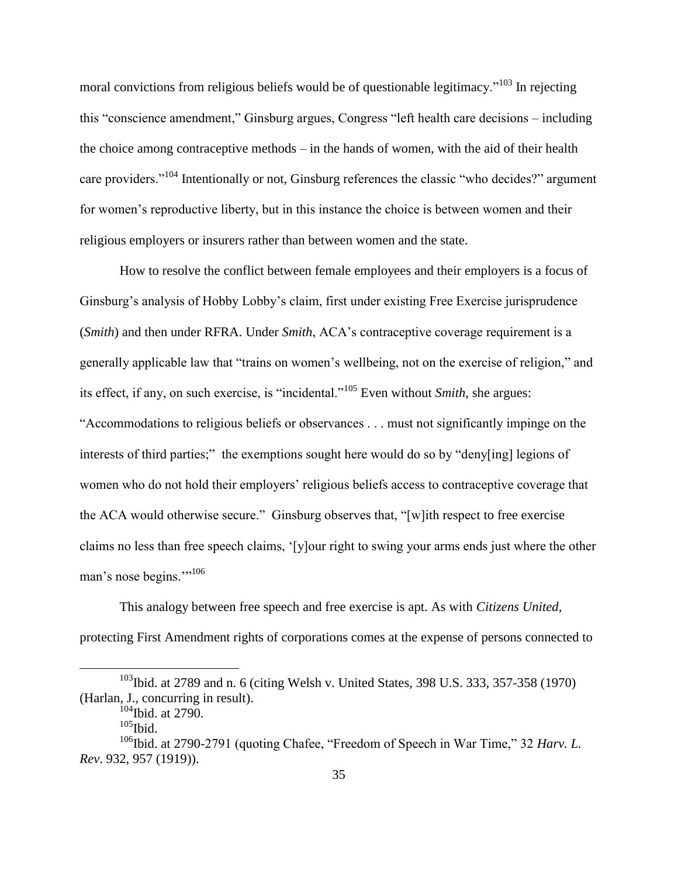moral convictions from religious beliefs would be of questionable legitimacy."[103] In rejecting this "conscience amendment," Ginsburg argues, Congress "left health care decisions – including the choice among contraceptive methods – in the hands of women, with the aid of their health care providers."[104] Intentionally or not, Ginsburg references the classic "who decides?" argument for women's reproductive liberty, but in this instance the choice is between women and their religious employers or insurers rather than between women and the state.

How to resolve the conflict between female employees and their employers is a focus of Ginsburg's analysis of Hobby Lobby's claim, first under existing Free Exercise jurisprudence (*Smith*) and then under RFRA. Under *Smith*, ACA's contraceptive coverage requirement is a generally applicable law that "trains on women's wellbeing, not on the exercise of religion," and its effect, if any, on such exercise, is "incidental."[105] Even without *Smith,* she argues: "Accommodations to religious beliefs or observances . . . must not significantly impinge on the interests of third parties;" the exemptions sought here would do so by "deny[ing] legions of women who do not hold their employers' religious beliefs access to contraceptive coverage that the ACA would otherwise secure." Ginsburg observes that, "[w]ith respect to free exercise claims no less than free speech claims, '[y]our right to swing your arms ends just where the other man's nose begins.'"[106]

This analogy between free speech and free exercise is apt. As with *Citizens United*, protecting First Amendment rights of corporations comes at the expense of persons connected to

---

[103] Ibid. at 2789 and n. 6 (citing Welsh v. United States, 398 U.S. 333, 357-358 (1970) (Harlan, J., concurring in result).

[104] Ibid. at 2790.

[105] Ibid.

[106] Ibid. at 2790-2791 (quoting Chafee, "Freedom of Speech in War Time," 32 *Harv. L. Rev*. 932, 957 (1919)).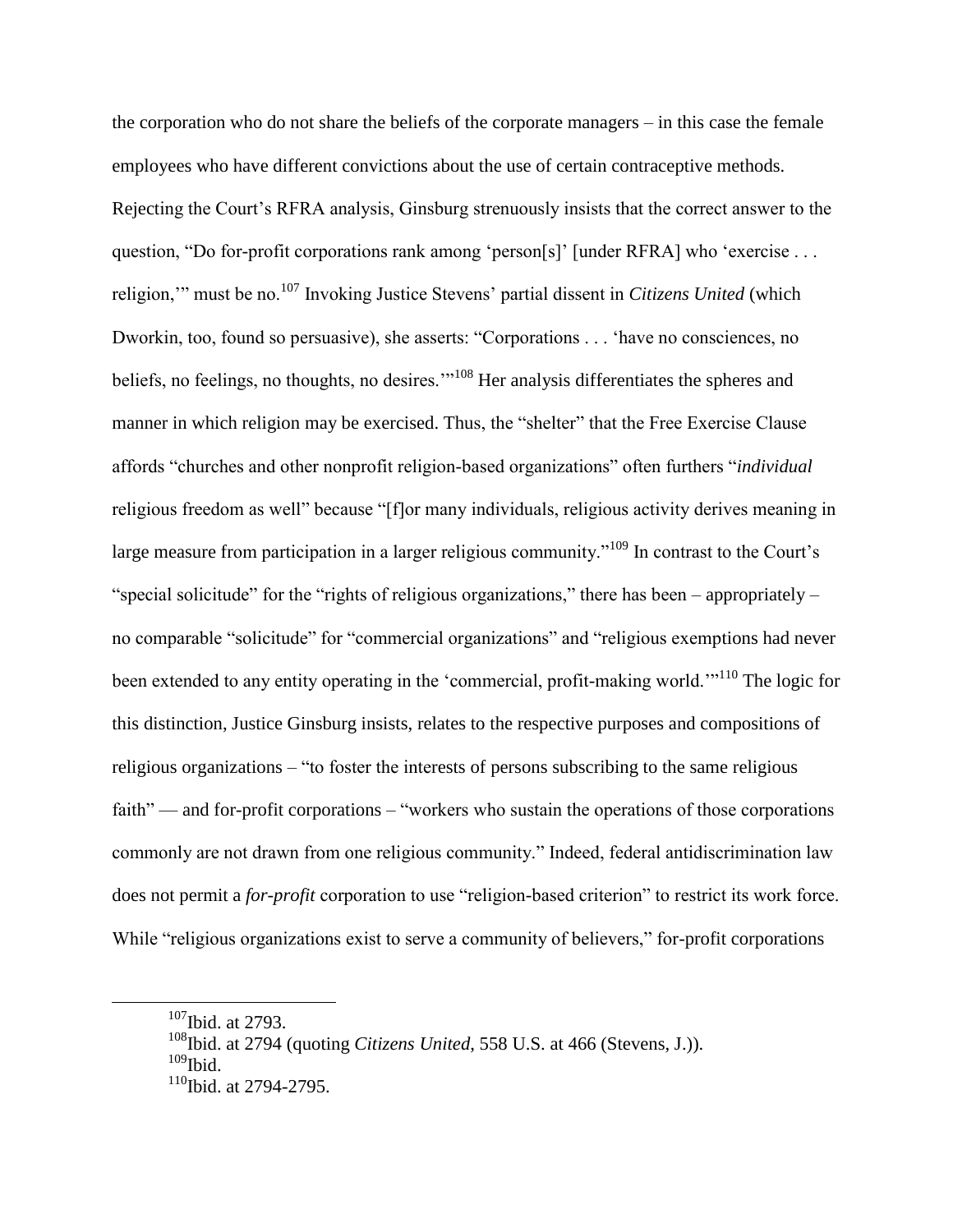the corporation who do not share the beliefs of the corporate managers – in this case the female employees who have different convictions about the use of certain contraceptive methods. Rejecting the Court's RFRA analysis, Ginsburg strenuously insists that the correct answer to the question, "Do for-profit corporations rank among 'person[s]' [under RFRA] who 'exercise . . . religion,'" must be no.[107] Invoking Justice Stevens' partial dissent in *Citizens United* (which Dworkin, too, found so persuasive), she asserts: "Corporations . . . 'have no consciences, no beliefs, no feelings, no thoughts, no desires.'"[108] Her analysis differentiates the spheres and manner in which religion may be exercised. Thus, the "shelter" that the Free Exercise Clause affords "churches and other nonprofit religion-based organizations" often furthers "*individual* religious freedom as well" because "[f]or many individuals, religious activity derives meaning in large measure from participation in a larger religious community."[109] In contrast to the Court's "special solicitude" for the "rights of religious organizations," there has been – appropriately – no comparable "solicitude" for "commercial organizations" and "religious exemptions had never been extended to any entity operating in the 'commercial, profit-making world.'"[110] The logic for this distinction, Justice Ginsburg insists, relates to the respective purposes and compositions of religious organizations – "to foster the interests of persons subscribing to the same religious faith" — and for-profit corporations – "workers who sustain the operations of those corporations commonly are not drawn from one religious community." Indeed, federal antidiscrimination law does not permit a *for-profit* corporation to use "religion-based criterion" to restrict its work force. While "religious organizations exist to serve a community of believers," for-profit corporations

---

[107] Ibid. at 2793.

[108] Ibid. at 2794 (quoting *Citizens United*, 558 U.S. at 466 (Stevens, J.)).

[109] Ibid.

[110] Ibid. at 2794-2795.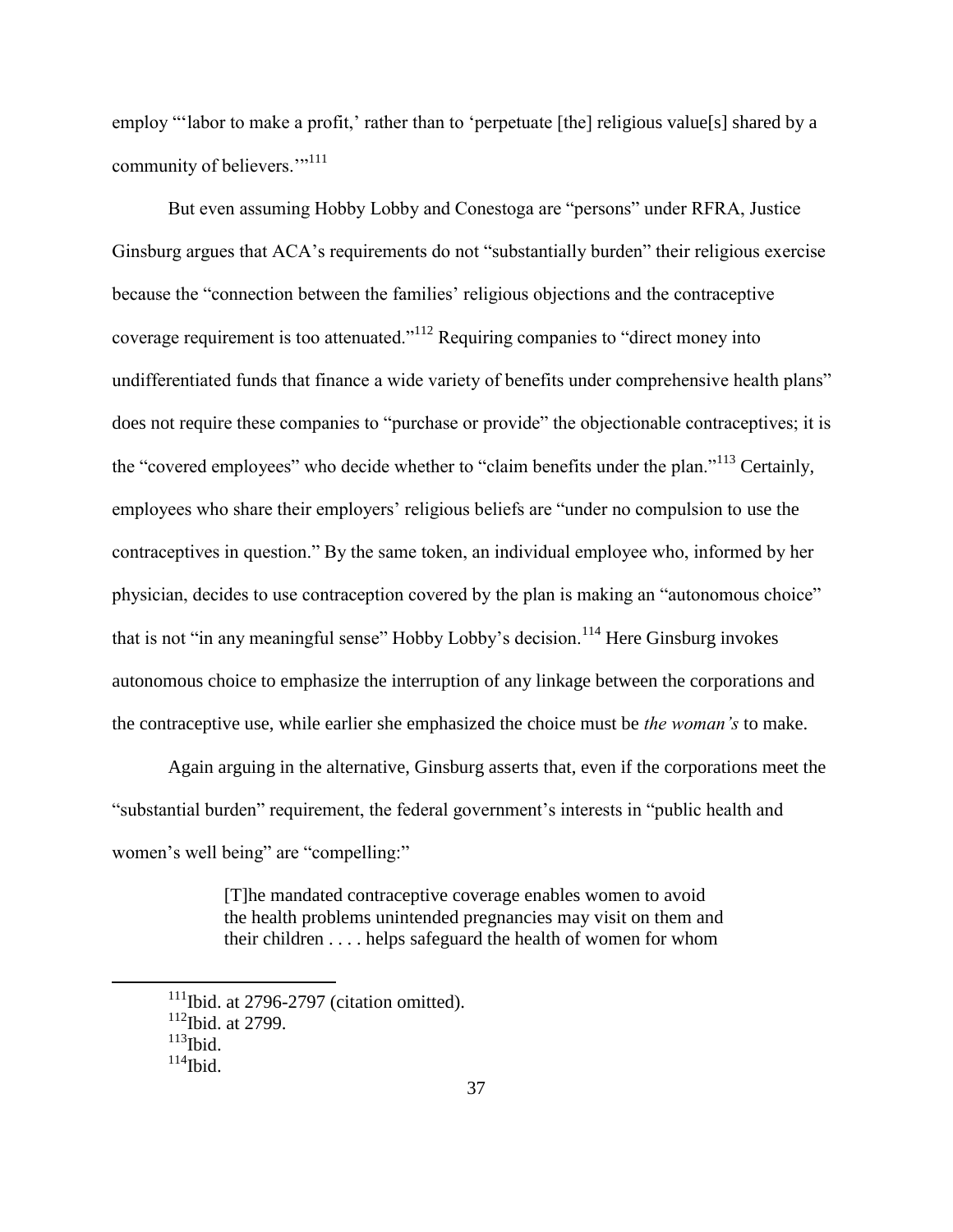employ "'labor to make a profit,' rather than to 'perpetuate [the] religious value[s] shared by a community of believers.'"[111]

But even assuming Hobby Lobby and Conestoga are "persons" under RFRA, Justice Ginsburg argues that ACA's requirements do not "substantially burden" their religious exercise because the "connection between the families' religious objections and the contraceptive coverage requirement is too attenuated."[112] Requiring companies to "direct money into undifferentiated funds that finance a wide variety of benefits under comprehensive health plans" does not require these companies to "purchase or provide" the objectionable contraceptives; it is the "covered employees" who decide whether to "claim benefits under the plan."[113] Certainly, employees who share their employers' religious beliefs are "under no compulsion to use the contraceptives in question." By the same token, an individual employee who, informed by her physician, decides to use contraception covered by the plan is making an "autonomous choice" that is not "in any meaningful sense" Hobby Lobby's decision.[114] Here Ginsburg invokes autonomous choice to emphasize the interruption of any linkage between the corporations and the contraceptive use, while earlier she emphasized the choice must be *the woman's* to make.

Again arguing in the alternative, Ginsburg asserts that, even if the corporations meet the "substantial burden" requirement, the federal government's interests in "public health and women's well being" are "compelling:"

> [T]he mandated contraceptive coverage enables women to avoid the health problems unintended pregnancies may visit on them and their children . . . . helps safeguard the health of women for whom

---

[111] Ibid. at 2796-2797 (citation omitted).

[112] Ibid. at 2799.

[113] Ibid.

[114] Ibid.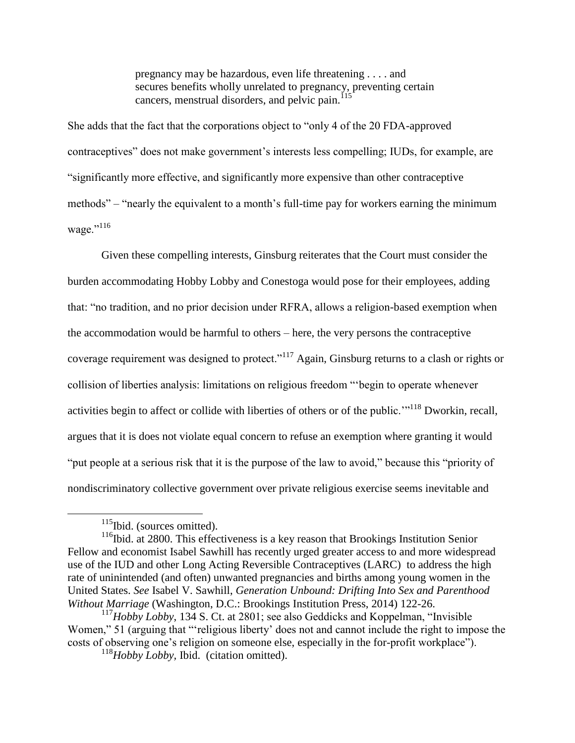> pregnancy may be hazardous, even life threatening . . . . and secures benefits wholly unrelated to pregnancy, preventing certain cancers, menstrual disorders, and pelvic pain.[115]

She adds that the fact that the corporations object to "only 4 of the 20 FDA-approved contraceptives" does not make government's interests less compelling; IUDs, for example, are "significantly more effective, and significantly more expensive than other contraceptive methods" – "nearly the equivalent to a month's full-time pay for workers earning the minimum wage."[116]

Given these compelling interests, Ginsburg reiterates that the Court must consider the burden accommodating Hobby Lobby and Conestoga would pose for their employees, adding that: "no tradition, and no prior decision under RFRA, allows a religion-based exemption when the accommodation would be harmful to others – here, the very persons the contraceptive coverage requirement was designed to protect."[117] Again, Ginsburg returns to a clash or rights or collision of liberties analysis: limitations on religious freedom "'begin to operate whenever activities begin to affect or collide with liberties of others or of the public.'"[118] Dworkin, recall, argues that it is does not violate equal concern to refuse an exemption where granting it would "put people at a serious risk that it is the purpose of the law to avoid," because this "priority of nondiscriminatory collective government over private religious exercise seems inevitable and

---

[115] Ibid. (sources omitted).

[116] Ibid. at 2800. This effectiveness is a key reason that Brookings Institution Senior Fellow and economist Isabel Sawhill has recently urged greater access to and more widespread use of the IUD and other Long Acting Reversible Contraceptives (LARC) to address the high rate of unintended (and often) unwanted pregnancies and births among young women in the United States. *See* Isabel V. Sawhill, *Generation Unbound: Drifting Into Sex and Parenthood Without Marriage* (Washington, D.C.: Brookings Institution Press, 2014) 122-26.

[117] *Hobby Lobby*, 134 S. Ct. at 2801; see also Geddicks and Koppelman, "Invisible Women," 51 (arguing that "'religious liberty' does not and cannot include the right to impose the costs of observing one's religion on someone else, especially in the for-profit workplace").

[118] *Hobby Lobby*, Ibid. (citation omitted).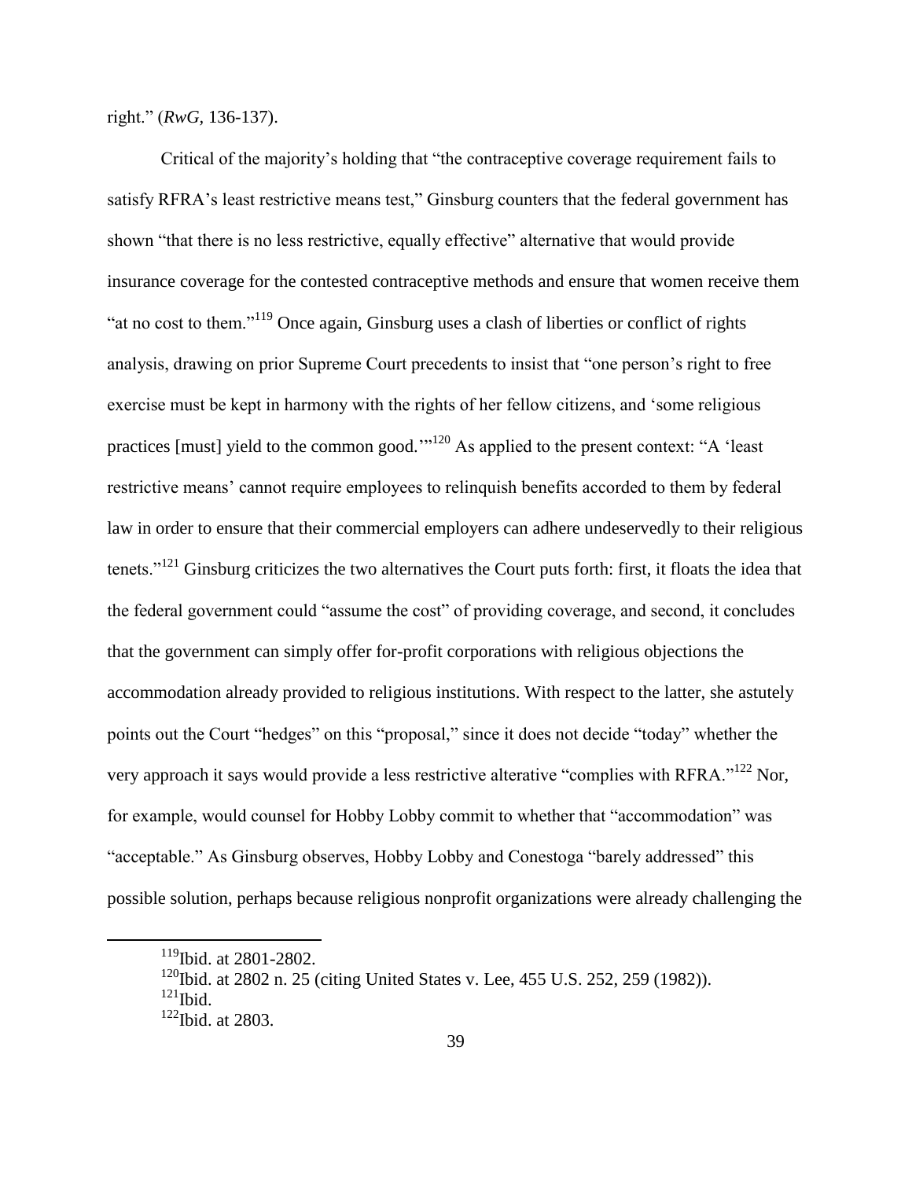right.” (*RwG*, 136-137).

Critical of the majority’s holding that “the contraceptive coverage requirement fails to satisfy RFRA’s least restrictive means test,” Ginsburg counters that the federal government has shown “that there is no less restrictive, equally effective” alternative that would provide insurance coverage for the contested contraceptive methods and ensure that women receive them “at no cost to them.”[119] Once again, Ginsburg uses a clash of liberties or conflict of rights analysis, drawing on prior Supreme Court precedents to insist that “one person’s right to free exercise must be kept in harmony with the rights of her fellow citizens, and ‘some religious practices [must] yield to the common good.’”[120] As applied to the present context: “A ‘least restrictive means’ cannot require employees to relinquish benefits accorded to them by federal law in order to ensure that their commercial employers can adhere undeservedly to their religious tenets.”[121] Ginsburg criticizes the two alternatives the Court puts forth: first, it floats the idea that the federal government could “assume the cost” of providing coverage, and second, it concludes that the government can simply offer for-profit corporations with religious objections the accommodation already provided to religious institutions. With respect to the latter, she astutely points out the Court “hedges” on this “proposal,” since it does not decide “today” whether the very approach it says would provide a less restrictive alterative “complies with RFRA.”[122] Nor, for example, would counsel for Hobby Lobby commit to whether that “accommodation” was “acceptable.” As Ginsburg observes, Hobby Lobby and Conestoga “barely addressed” this possible solution, perhaps because religious nonprofit organizations were already challenging the

---

[119] Ibid. at 2801-2802.

[120] Ibid. at 2802 n. 25 (citing United States v. Lee, 455 U.S. 252, 259 (1982)).

[121] Ibid.

[122] Ibid. at 2803.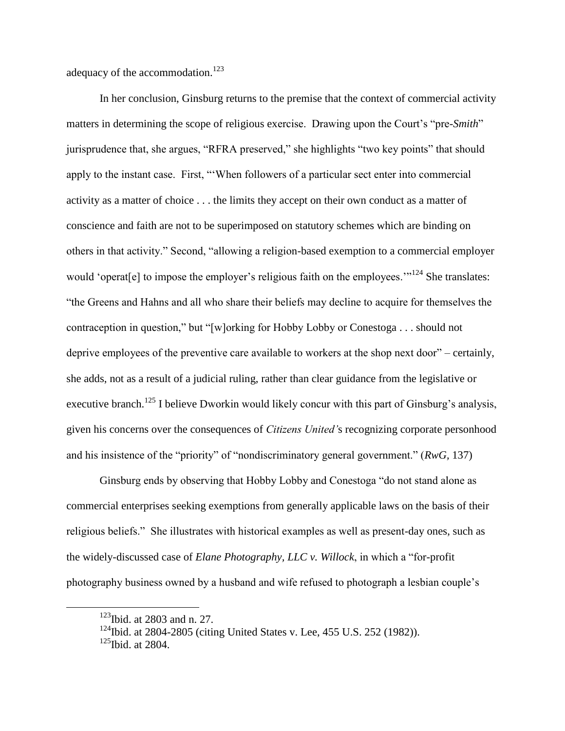adequacy of the accommodation.[123]

In her conclusion, Ginsburg returns to the premise that the context of commercial activity matters in determining the scope of religious exercise. Drawing upon the Court's "pre-*Smith*" jurisprudence that, she argues, "RFRA preserved," she highlights "two key points" that should apply to the instant case. First, "'When followers of a particular sect enter into commercial activity as a matter of choice . . . the limits they accept on their own conduct as a matter of conscience and faith are not to be superimposed on statutory schemes which are binding on others in that activity." Second, "allowing a religion-based exemption to a commercial employer would 'operat[e] to impose the employer's religious faith on the employees.'"[124] She translates: "the Greens and Hahns and all who share their beliefs may decline to acquire for themselves the contraception in question," but "[w]orking for Hobby Lobby or Conestoga . . . should not deprive employees of the preventive care available to workers at the shop next door" – certainly, she adds, not as a result of a judicial ruling, rather than clear guidance from the legislative or executive branch.[125] I believe Dworkin would likely concur with this part of Ginsburg's analysis, given his concerns over the consequences of *Citizens United'*s recognizing corporate personhood and his insistence of the "priority" of "nondiscriminatory general government." (*RwG,* 137)

Ginsburg ends by observing that Hobby Lobby and Conestoga "do not stand alone as commercial enterprises seeking exemptions from generally applicable laws on the basis of their religious beliefs." She illustrates with historical examples as well as present-day ones, such as the widely-discussed case of *Elane Photography, LLC v. Willock*, in which a "for-profit photography business owned by a husband and wife refused to photograph a lesbian couple's

---

[123] Ibid. at 2803 and n. 27.

[124] Ibid. at 2804-2805 (citing United States v. Lee, 455 U.S. 252 (1982)).

[125] Ibid. at 2804.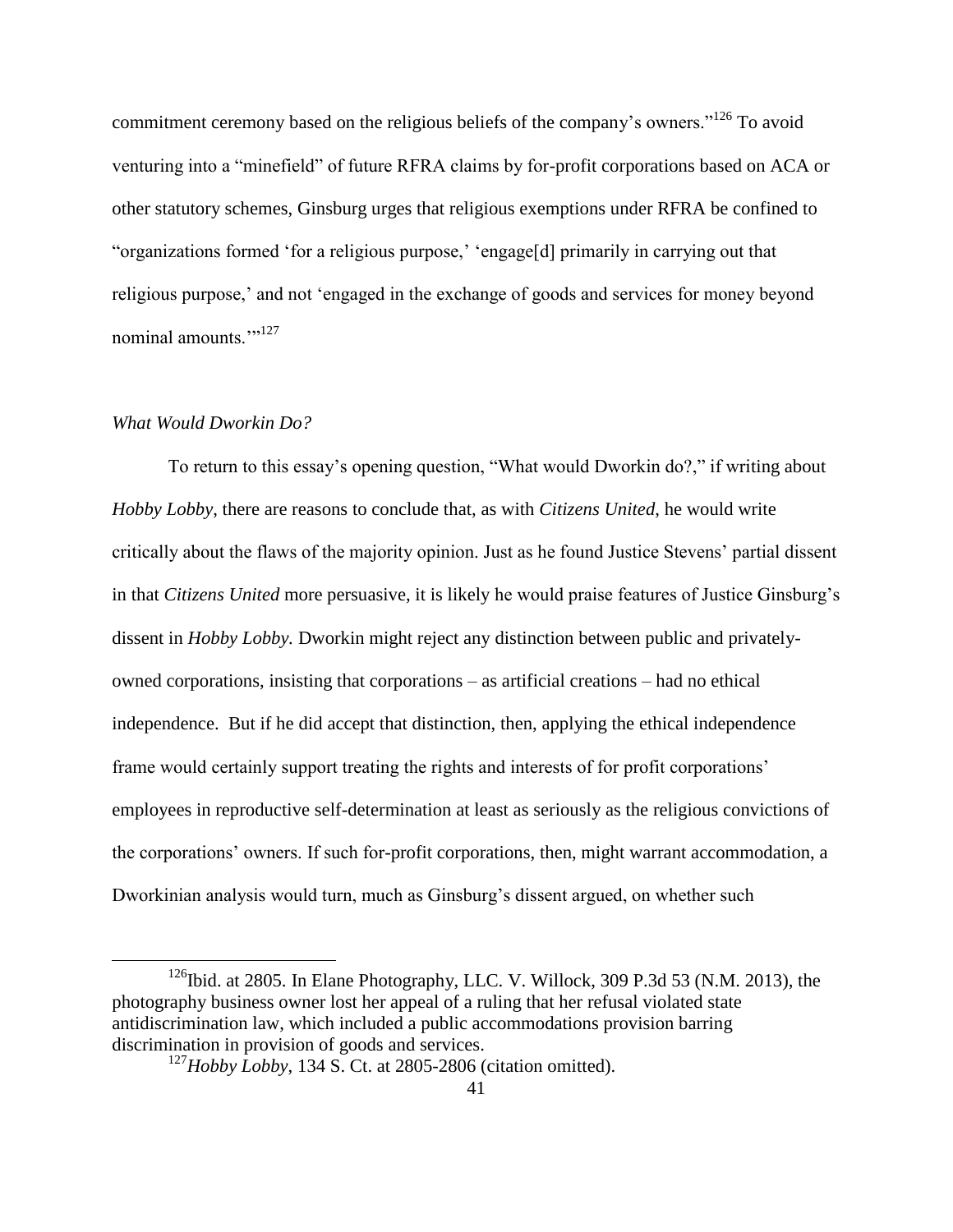commitment ceremony based on the religious beliefs of the company's owners."[126] To avoid venturing into a "minefield" of future RFRA claims by for-profit corporations based on ACA or other statutory schemes, Ginsburg urges that religious exemptions under RFRA be confined to "organizations formed 'for a religious purpose,' 'engage[d] primarily in carrying out that religious purpose,' and not 'engaged in the exchange of goods and services for money beyond nominal amounts.'"[127]

### *What Would Dworkin Do?*

To return to this essay's opening question, "What would Dworkin do?," if writing about *Hobby Lobby*, there are reasons to conclude that, as with *Citizens United*, he would write critically about the flaws of the majority opinion. Just as he found Justice Stevens' partial dissent in that *Citizens United* more persuasive, it is likely he would praise features of Justice Ginsburg's dissent in *Hobby Lobby.* Dworkin might reject any distinction between public and privately-owned corporations, insisting that corporations – as artificial creations – had no ethical independence. But if he did accept that distinction, then, applying the ethical independence frame would certainly support treating the rights and interests of for profit corporations' employees in reproductive self-determination at least as seriously as the religious convictions of the corporations' owners. If such for-profit corporations, then, might warrant accommodation, a Dworkinian analysis would turn, much as Ginsburg's dissent argued, on whether such

---

[126]Ibid. at 2805. In Elane Photography, LLC. V. Willock, 309 P.3d 53 (N.M. 2013), the photography business owner lost her appeal of a ruling that her refusal violated state antidiscrimination law, which included a public accommodations provision barring discrimination in provision of goods and services.

[127]*Hobby Lobby*, 134 S. Ct. at 2805-2806 (citation omitted).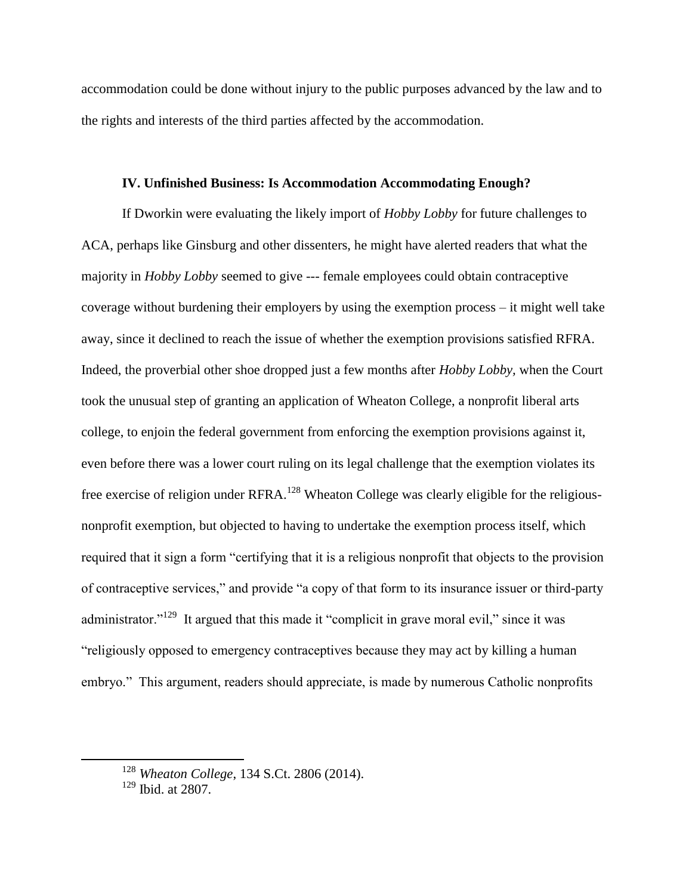accommodation could be done without injury to the public purposes advanced by the law and to the rights and interests of the third parties affected by the accommodation.

### IV. Unfinished Business: Is Accommodation Accommodating Enough?

If Dworkin were evaluating the likely import of *Hobby Lobby* for future challenges to ACA, perhaps like Ginsburg and other dissenters, he might have alerted readers that what the majority in *Hobby Lobby* seemed to give --- female employees could obtain contraceptive coverage without burdening their employers by using the exemption process – it might well take away, since it declined to reach the issue of whether the exemption provisions satisfied RFRA. Indeed, the proverbial other shoe dropped just a few months after *Hobby Lobby,* when the Court took the unusual step of granting an application of Wheaton College, a nonprofit liberal arts college, to enjoin the federal government from enforcing the exemption provisions against it, even before there was a lower court ruling on its legal challenge that the exemption violates its free exercise of religion under RFRA.[128] Wheaton College was clearly eligible for the religious-nonprofit exemption, but objected to having to undertake the exemption process itself, which required that it sign a form "certifying that it is a religious nonprofit that objects to the provision of contraceptive services," and provide "a copy of that form to its insurance issuer or third-party administrator."[129] It argued that this made it "complicit in grave moral evil," since it was "religiously opposed to emergency contraceptives because they may act by killing a human embryo." This argument, readers should appreciate, is made by numerous Catholic nonprofits

---

[128] *Wheaton College*, 134 S.Ct. 2806 (2014).

[129] Ibid. at 2807.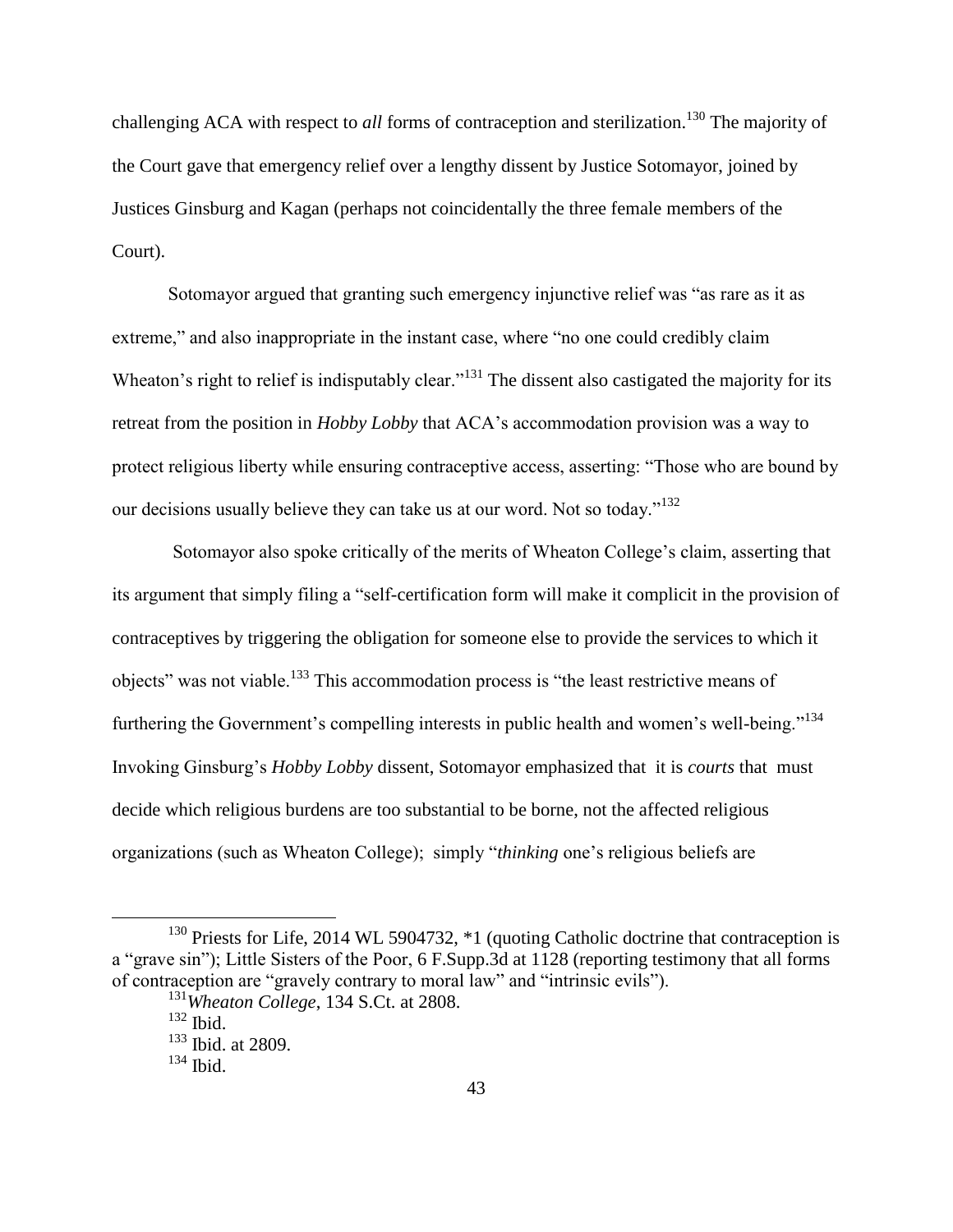challenging ACA with respect to *all* forms of contraception and sterilization.[130] The majority of the Court gave that emergency relief over a lengthy dissent by Justice Sotomayor, joined by Justices Ginsburg and Kagan (perhaps not coincidentally the three female members of the Court).

Sotomayor argued that granting such emergency injunctive relief was "as rare as it as extreme," and also inappropriate in the instant case, where "no one could credibly claim Wheaton's right to relief is indisputably clear."[131] The dissent also castigated the majority for its retreat from the position in *Hobby Lobby* that ACA's accommodation provision was a way to protect religious liberty while ensuring contraceptive access, asserting: "Those who are bound by our decisions usually believe they can take us at our word. Not so today."[132]

Sotomayor also spoke critically of the merits of Wheaton College's claim, asserting that its argument that simply filing a "self-certification form will make it complicit in the provision of contraceptives by triggering the obligation for someone else to provide the services to which it objects" was not viable.[133] This accommodation process is "the least restrictive means of furthering the Government's compelling interests in public health and women's well-being."[134] Invoking Ginsburg's *Hobby Lobby* dissent, Sotomayor emphasized that it is *courts* that must decide which religious burdens are too substantial to be borne, not the affected religious organizations (such as Wheaton College); simply "*thinking* one's religious beliefs are

---

[130] Priests for Life, 2014 WL 5904732, *1 (quoting Catholic doctrine that contraception is a "grave sin"); Little Sisters of the Poor, 6 F.Supp.3d at 1128 (reporting testimony that all forms of contraception are "gravely contrary to moral law" and "intrinsic evils").

[131] *Wheaton College*, 134 S.Ct. at 2808.

[132] Ibid.

[133] Ibid. at 2809.

[134] Ibid.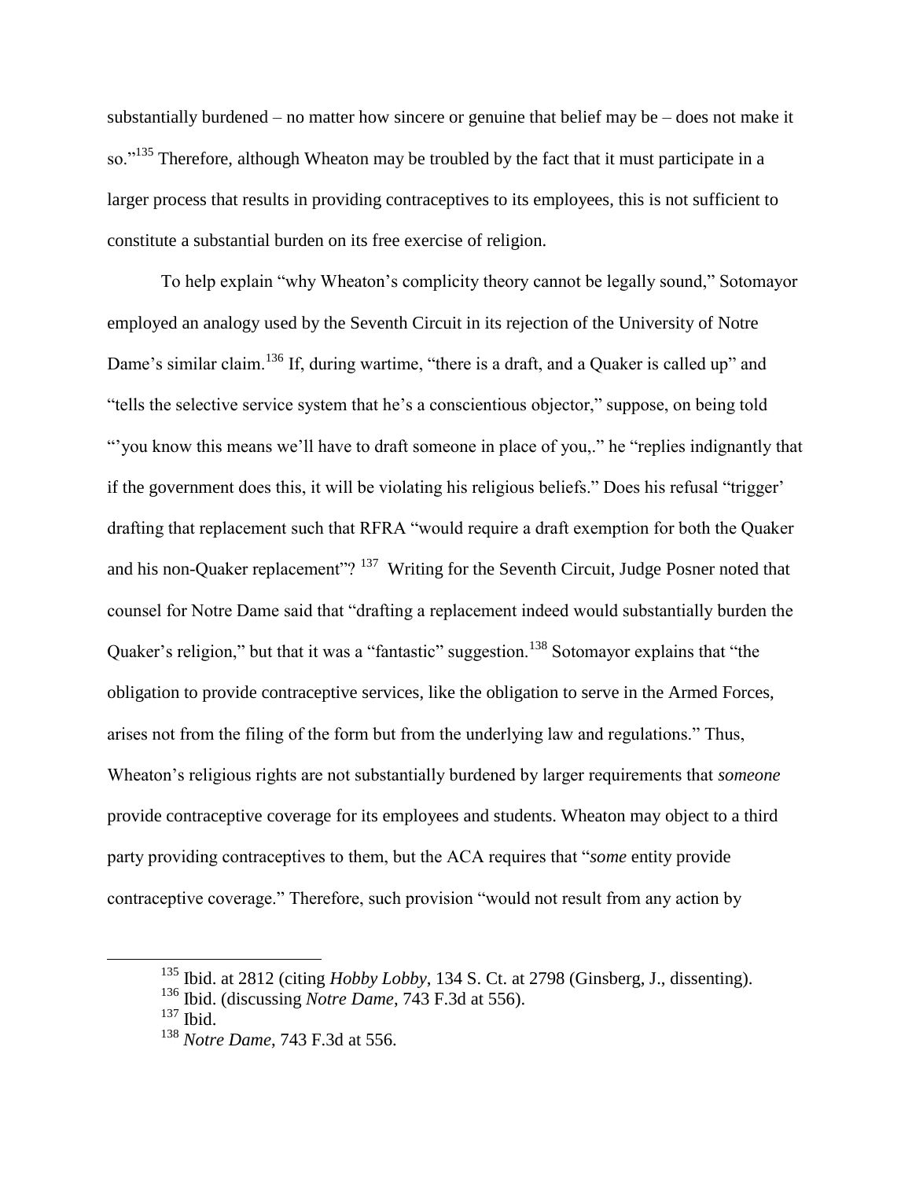substantially burdened – no matter how sincere or genuine that belief may be – does not make it so."[135] Therefore, although Wheaton may be troubled by the fact that it must participate in a larger process that results in providing contraceptives to its employees, this is not sufficient to constitute a substantial burden on its free exercise of religion.

To help explain "why Wheaton's complicity theory cannot be legally sound," Sotomayor employed an analogy used by the Seventh Circuit in its rejection of the University of Notre Dame's similar claim.[136] If, during wartime, "there is a draft, and a Quaker is called up" and "tells the selective service system that he's a conscientious objector," suppose, on being told "'you know this means we'll have to draft someone in place of you,." he "replies indignantly that if the government does this, it will be violating his religious beliefs." Does his refusal "trigger' drafting that replacement such that RFRA "would require a draft exemption for both the Quaker and his non-Quaker replacement"? [137] Writing for the Seventh Circuit, Judge Posner noted that counsel for Notre Dame said that "drafting a replacement indeed would substantially burden the Quaker's religion," but that it was a "fantastic" suggestion.[138] Sotomayor explains that "the obligation to provide contraceptive services, like the obligation to serve in the Armed Forces, arises not from the filing of the form but from the underlying law and regulations." Thus, Wheaton's religious rights are not substantially burdened by larger requirements that *someone* provide contraceptive coverage for its employees and students. Wheaton may object to a third party providing contraceptives to them, but the ACA requires that "*some* entity provide contraceptive coverage." Therefore, such provision "would not result from any action by

---

[135] Ibid. at 2812 (citing *Hobby Lobby*, 134 S. Ct. at 2798 (Ginsberg, J., dissenting).

[136] Ibid. (discussing *Notre Dame*, 743 F.3d at 556).

[137] Ibid.

[138] *Notre Dame*, 743 F.3d at 556.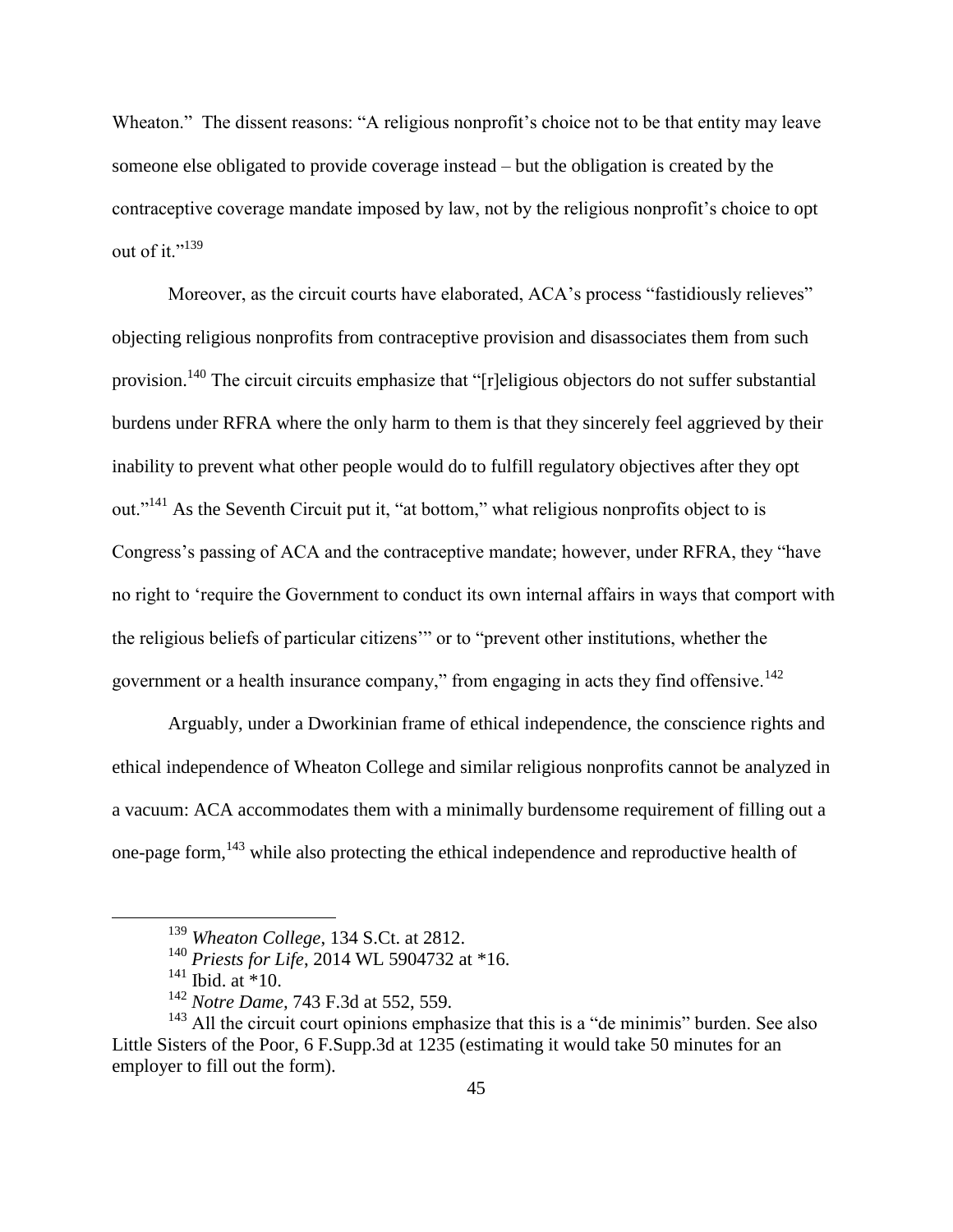Wheaton." The dissent reasons: "A religious nonprofit's choice not to be that entity may leave someone else obligated to provide coverage instead – but the obligation is created by the contraceptive coverage mandate imposed by law, not by the religious nonprofit's choice to opt out of it."[139]

Moreover, as the circuit courts have elaborated, ACA's process "fastidiously relieves" objecting religious nonprofits from contraceptive provision and disassociates them from such provision.[140] The circuit circuits emphasize that "[r]eligious objectors do not suffer substantial burdens under RFRA where the only harm to them is that they sincerely feel aggrieved by their inability to prevent what other people would do to fulfill regulatory objectives after they opt out."[141] As the Seventh Circuit put it, "at bottom," what religious nonprofits object to is Congress's passing of ACA and the contraceptive mandate; however, under RFRA, they "have no right to 'require the Government to conduct its own internal affairs in ways that comport with the religious beliefs of particular citizens'" or to "prevent other institutions, whether the government or a health insurance company," from engaging in acts they find offensive.[142]

Arguably, under a Dworkinian frame of ethical independence, the conscience rights and ethical independence of Wheaton College and similar religious nonprofits cannot be analyzed in a vacuum: ACA accommodates them with a minimally burdensome requirement of filling out a one-page form,[143] while also protecting the ethical independence and reproductive health of

---

[139] *Wheaton College*, 134 S.Ct. at 2812.

[140] *Priests for Life*, 2014 WL 5904732 at *16.

[141] Ibid. at *10.

[142] *Notre Dame*, 743 F.3d at 552, 559.

[143] All the circuit court opinions emphasize that this is a "de minimis" burden. See also Little Sisters of the Poor, 6 F.Supp.3d at 1235 (estimating it would take 50 minutes for an employer to fill out the form).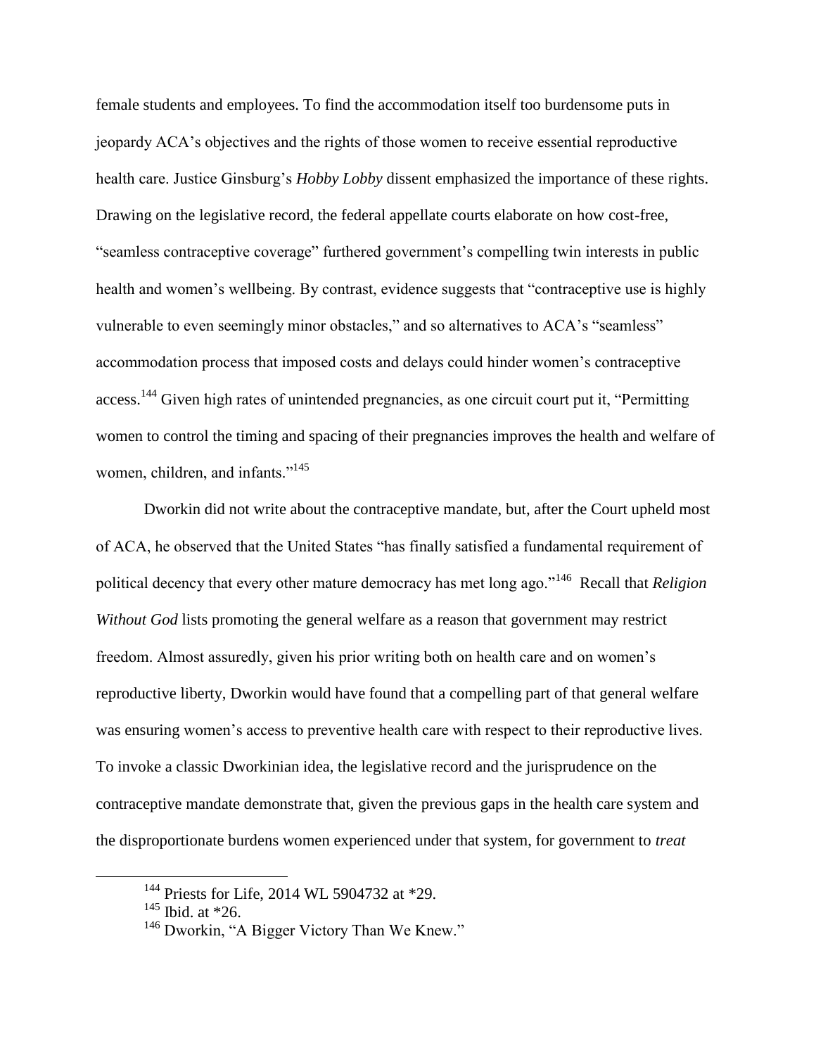female students and employees. To find the accommodation itself too burdensome puts in jeopardy ACA's objectives and the rights of those women to receive essential reproductive health care. Justice Ginsburg's *Hobby Lobby* dissent emphasized the importance of these rights. Drawing on the legislative record, the federal appellate courts elaborate on how cost-free, "seamless contraceptive coverage" furthered government's compelling twin interests in public health and women's wellbeing. By contrast, evidence suggests that "contraceptive use is highly vulnerable to even seemingly minor obstacles," and so alternatives to ACA's "seamless" accommodation process that imposed costs and delays could hinder women's contraceptive access.[144] Given high rates of unintended pregnancies, as one circuit court put it, "Permitting women to control the timing and spacing of their pregnancies improves the health and welfare of women, children, and infants."[145]

Dworkin did not write about the contraceptive mandate, but, after the Court upheld most of ACA, he observed that the United States "has finally satisfied a fundamental requirement of political decency that every other mature democracy has met long ago."[146] Recall that *Religion Without God* lists promoting the general welfare as a reason that government may restrict freedom. Almost assuredly, given his prior writing both on health care and on women's reproductive liberty, Dworkin would have found that a compelling part of that general welfare was ensuring women's access to preventive health care with respect to their reproductive lives. To invoke a classic Dworkinian idea, the legislative record and the jurisprudence on the contraceptive mandate demonstrate that, given the previous gaps in the health care system and the disproportionate burdens women experienced under that system, for government to *treat*

---

[144] Priests for Life, 2014 WL 5904732 at *29.

[145] Ibid. at *26.

[146] Dworkin, "A Bigger Victory Than We Knew."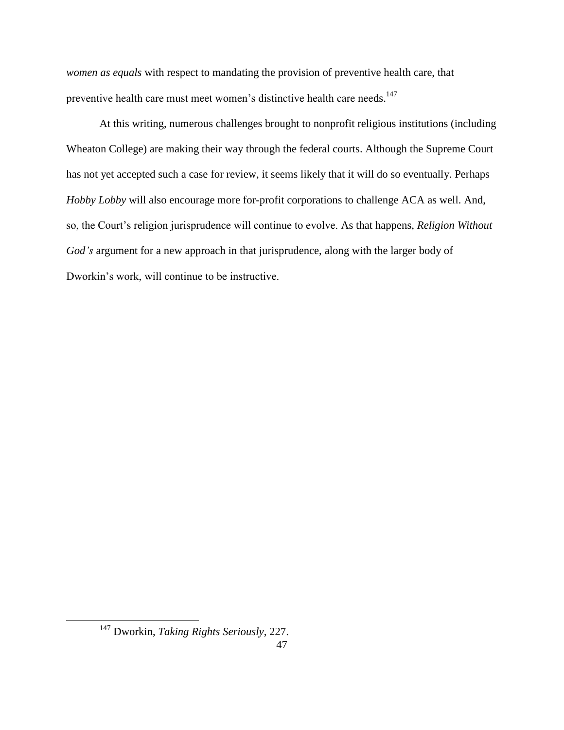*women as equals* with respect to mandating the provision of preventive health care, that preventive health care must meet women's distinctive health care needs.[147]

At this writing, numerous challenges brought to nonprofit religious institutions (including Wheaton College) are making their way through the federal courts. Although the Supreme Court has not yet accepted such a case for review, it seems likely that it will do so eventually. Perhaps *Hobby Lobby* will also encourage more for-profit corporations to challenge ACA as well. And, so, the Court's religion jurisprudence will continue to evolve. As that happens, *Religion Without God's* argument for a new approach in that jurisprudence, along with the larger body of Dworkin's work, will continue to be instructive.

---

[147] Dworkin, *Taking Rights Seriously*, 227.